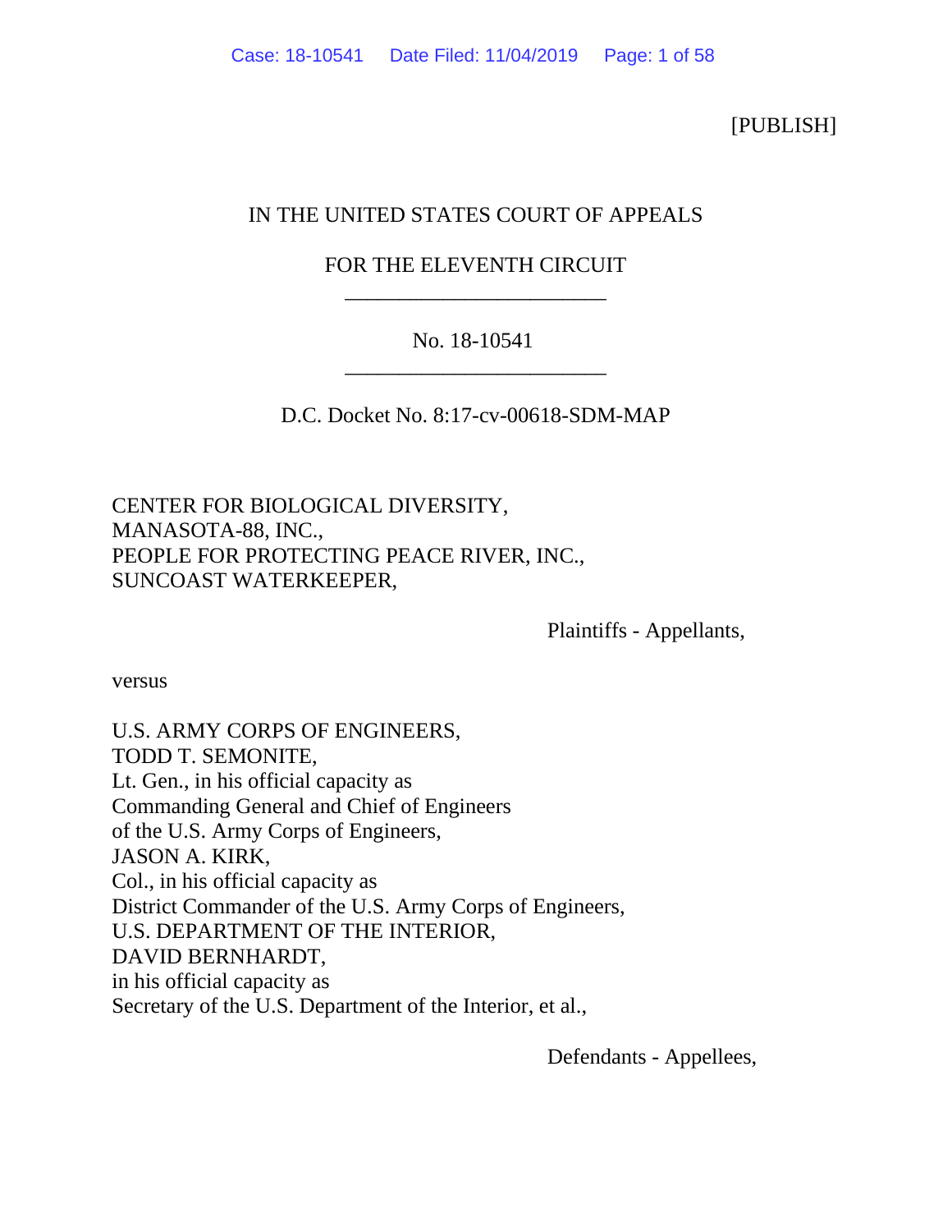[PUBLISH]

IN THE UNITED STATES COURT OF APPEALS

FOR THE ELEVENTH CIRCUIT

________________________

No. 18-10541

________________________

D.C. Docket No. 8:17-cv-00618-SDM-MAP

CENTER FOR BIOLOGICAL DIVERSITY,
MANASOTA-88, INC.,
PEOPLE FOR PROTECTING PEACE RIVER, INC.,
SUNCOAST WATERKEEPER,

Plaintiffs - Appellants,

versus

U.S. ARMY CORPS OF ENGINEERS,
TODD T. SEMONITE,
Lt. Gen., in his official capacity as
Commanding General and Chief of Engineers
of the U.S. Army Corps of Engineers,
JASON A. KIRK,
Col., in his official capacity as
District Commander of the U.S. Army Corps of Engineers,
U.S. DEPARTMENT OF THE INTERIOR,
DAVID BERNHARDT,
in his official capacity as
Secretary of the U.S. Department of the Interior, et al.,

Defendants - Appellees,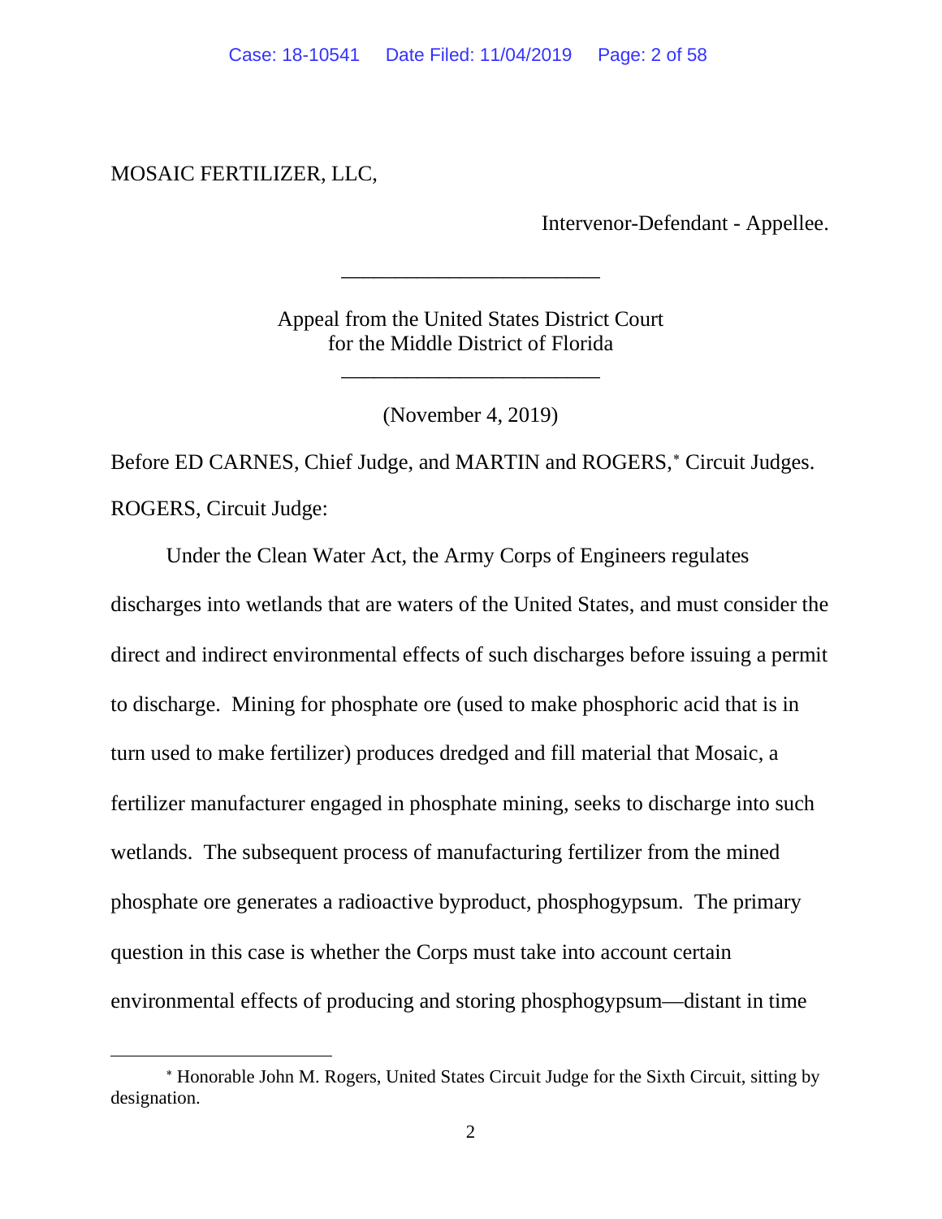MOSAIC FERTILIZER, LLC,

Intervenor-Defendant - Appellee.

________________________

Appeal from the United States District Court
for the Middle District of Florida

________________________

(November 4, 2019)

Before ED CARNES, Chief Judge, and MARTIN and ROGERS,* Circuit Judges.

ROGERS, Circuit Judge:

Under the Clean Water Act, the Army Corps of Engineers regulates discharges into wetlands that are waters of the United States, and must consider the direct and indirect environmental effects of such discharges before issuing a permit to discharge. Mining for phosphate ore (used to make phosphoric acid that is in turn used to make fertilizer) produces dredged and fill material that Mosaic, a fertilizer manufacturer engaged in phosphate mining, seeks to discharge into such wetlands. The subsequent process of manufacturing fertilizer from the mined phosphate ore generates a radioactive byproduct, phosphogypsum. The primary question in this case is whether the Corps must take into account certain environmental effects of producing and storing phosphogypsum—distant in time

---

\* Honorable John M. Rogers, United States Circuit Judge for the Sixth Circuit, sitting by designation.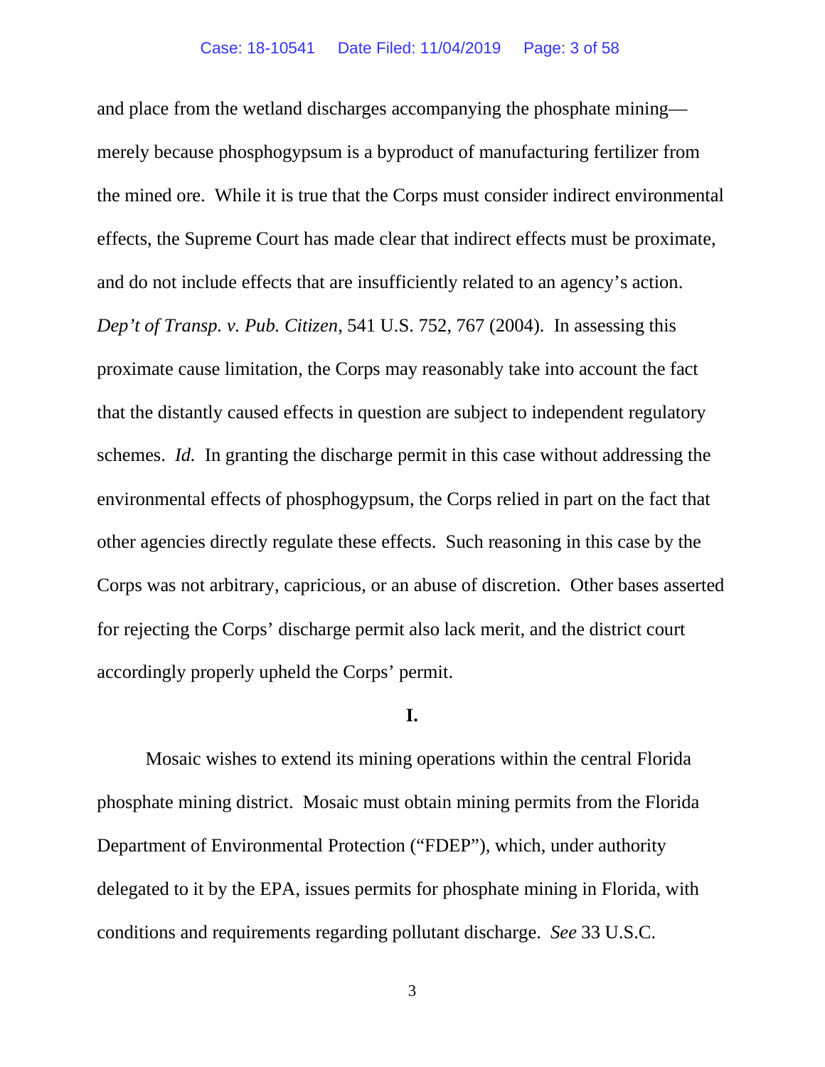and place from the wetland discharges accompanying the phosphate mining—merely because phosphogypsum is a byproduct of manufacturing fertilizer from the mined ore. While it is true that the Corps must consider indirect environmental effects, the Supreme Court has made clear that indirect effects must be proximate, and do not include effects that are insufficiently related to an agency's action. *Dep't of Transp. v. Pub. Citizen*, 541 U.S. 752, 767 (2004). In assessing this proximate cause limitation, the Corps may reasonably take into account the fact that the distantly caused effects in question are subject to independent regulatory schemes. *Id.* In granting the discharge permit in this case without addressing the environmental effects of phosphogypsum, the Corps relied in part on the fact that other agencies directly regulate these effects. Such reasoning in this case by the Corps was not arbitrary, capricious, or an abuse of discretion. Other bases asserted for rejecting the Corps' discharge permit also lack merit, and the district court accordingly properly upheld the Corps' permit.

## I.

Mosaic wishes to extend its mining operations within the central Florida phosphate mining district. Mosaic must obtain mining permits from the Florida Department of Environmental Protection ("FDEP"), which, under authority delegated to it by the EPA, issues permits for phosphate mining in Florida, with conditions and requirements regarding pollutant discharge. *See* 33 U.S.C.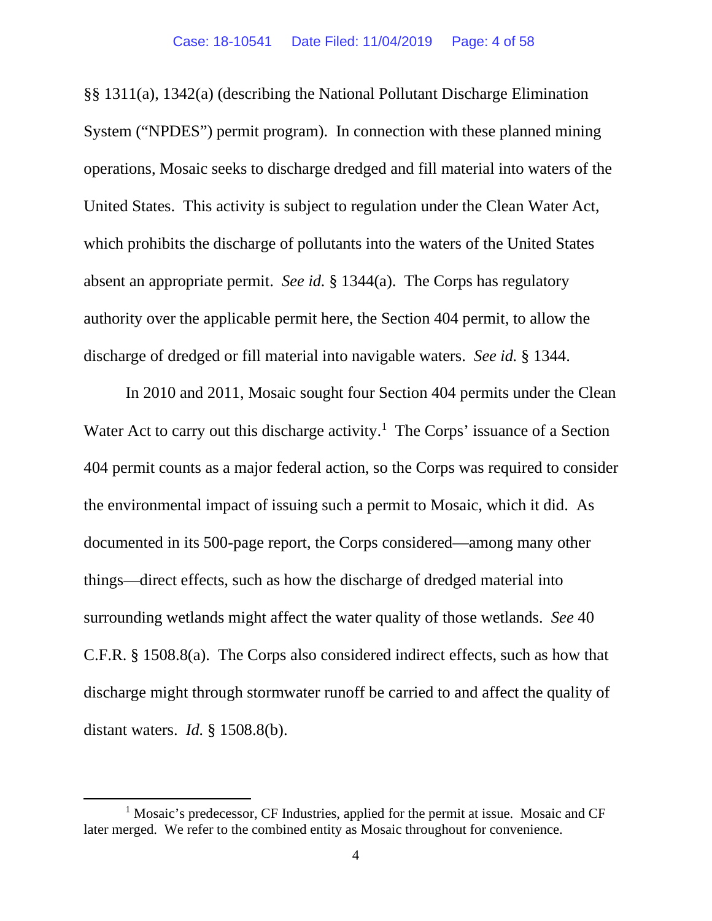§§ 1311(a), 1342(a) (describing the National Pollutant Discharge Elimination System ("NPDES") permit program). In connection with these planned mining operations, Mosaic seeks to discharge dredged and fill material into waters of the United States. This activity is subject to regulation under the Clean Water Act, which prohibits the discharge of pollutants into the waters of the United States absent an appropriate permit. *See id.* § 1344(a). The Corps has regulatory authority over the applicable permit here, the Section 404 permit, to allow the discharge of dredged or fill material into navigable waters. *See id.* § 1344.

In 2010 and 2011, Mosaic sought four Section 404 permits under the Clean Water Act to carry out this discharge activity.[1] The Corps' issuance of a Section 404 permit counts as a major federal action, so the Corps was required to consider the environmental impact of issuing such a permit to Mosaic, which it did. As documented in its 500-page report, the Corps considered—among many other things—direct effects, such as how the discharge of dredged material into surrounding wetlands might affect the water quality of those wetlands. *See* 40 C.F.R. § 1508.8(a). The Corps also considered indirect effects, such as how that discharge might through stormwater runoff be carried to and affect the quality of distant waters. *Id.* § 1508.8(b).

[1] Mosaic's predecessor, CF Industries, applied for the permit at issue. Mosaic and CF later merged. We refer to the combined entity as Mosaic throughout for convenience.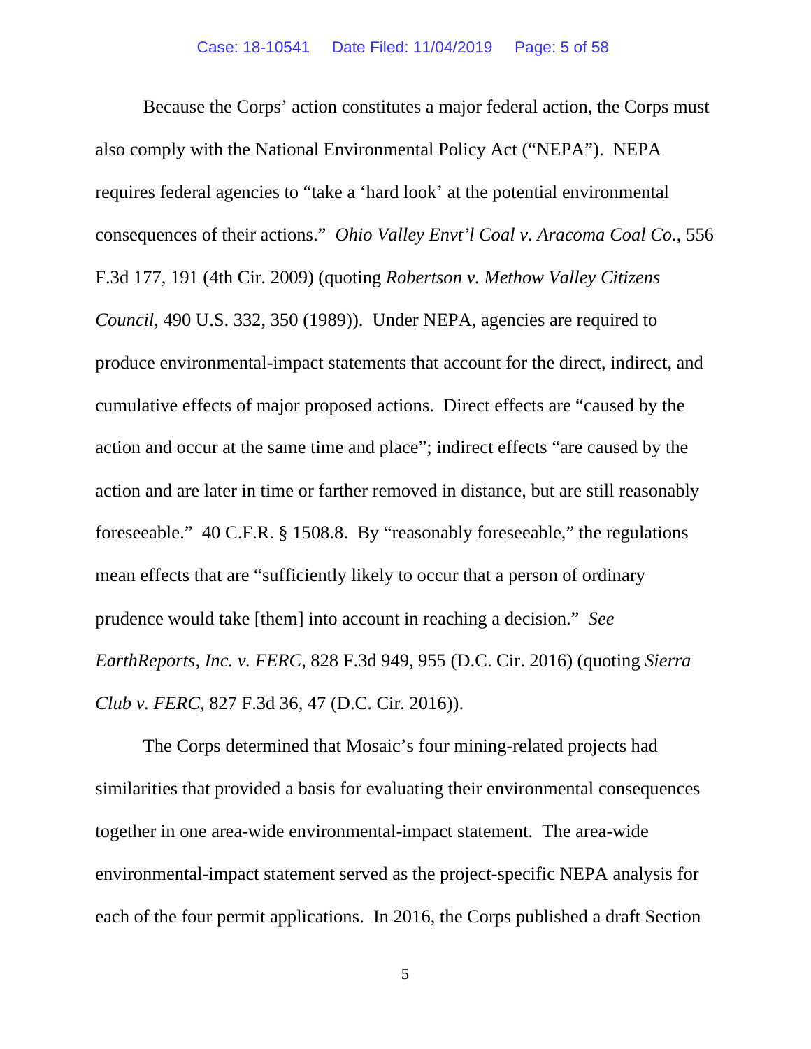Because the Corps' action constitutes a major federal action, the Corps must also comply with the National Environmental Policy Act ("NEPA"). NEPA requires federal agencies to "take a 'hard look' at the potential environmental consequences of their actions." *Ohio Valley Envt'l Coal v. Aracoma Coal Co.*, 556 F.3d 177, 191 (4th Cir. 2009) (quoting *Robertson v. Methow Valley Citizens Council*, 490 U.S. 332, 350 (1989)). Under NEPA, agencies are required to produce environmental-impact statements that account for the direct, indirect, and cumulative effects of major proposed actions. Direct effects are "caused by the action and occur at the same time and place"; indirect effects "are caused by the action and are later in time or farther removed in distance, but are still reasonably foreseeable." 40 C.F.R. § 1508.8. By "reasonably foreseeable," the regulations mean effects that are "sufficiently likely to occur that a person of ordinary prudence would take [them] into account in reaching a decision." *See EarthReports, Inc. v. FERC*, 828 F.3d 949, 955 (D.C. Cir. 2016) (quoting *Sierra Club v. FERC*, 827 F.3d 36, 47 (D.C. Cir. 2016)).

The Corps determined that Mosaic's four mining-related projects had similarities that provided a basis for evaluating their environmental consequences together in one area-wide environmental-impact statement. The area-wide environmental-impact statement served as the project-specific NEPA analysis for each of the four permit applications. In 2016, the Corps published a draft Section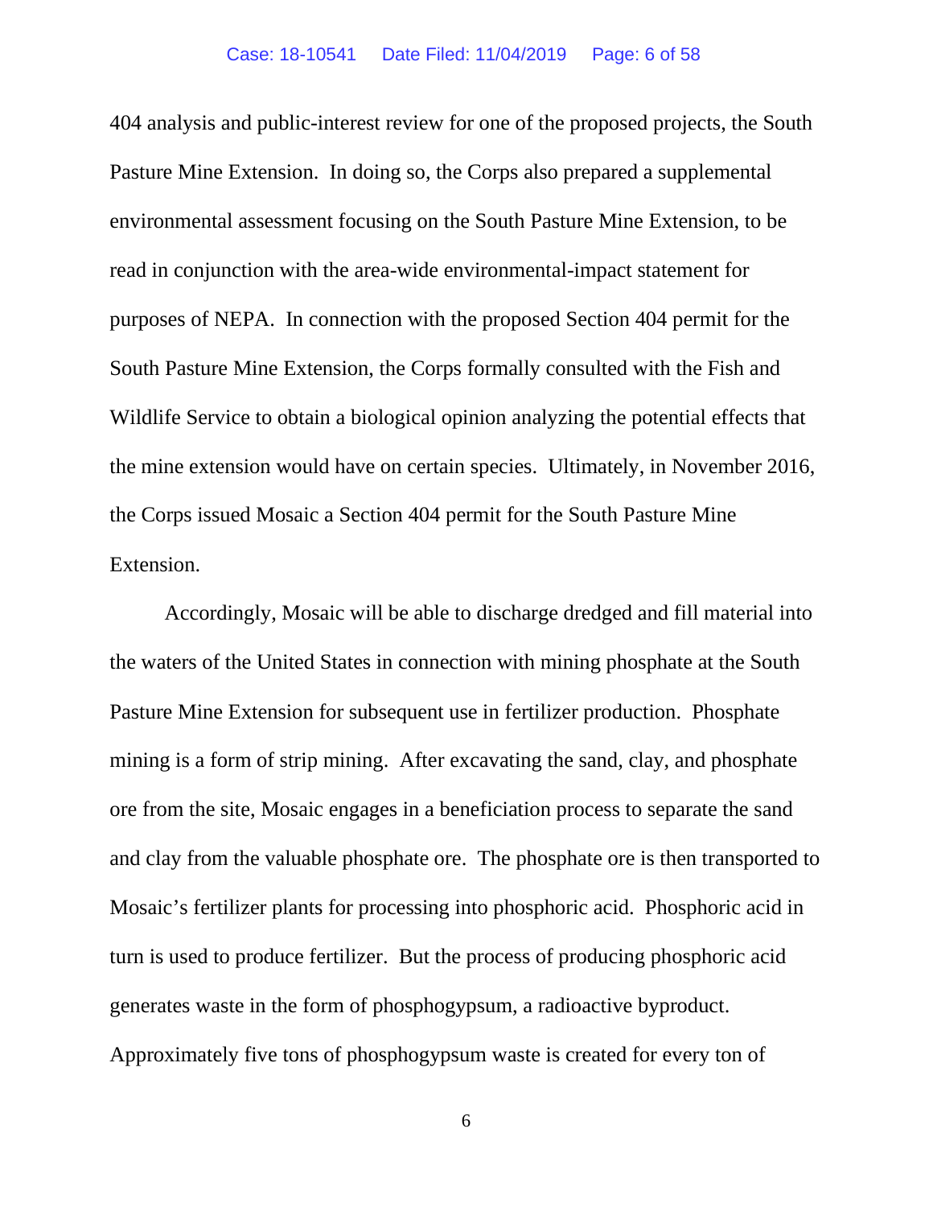404 analysis and public-interest review for one of the proposed projects, the South Pasture Mine Extension. In doing so, the Corps also prepared a supplemental environmental assessment focusing on the South Pasture Mine Extension, to be read in conjunction with the area-wide environmental-impact statement for purposes of NEPA. In connection with the proposed Section 404 permit for the South Pasture Mine Extension, the Corps formally consulted with the Fish and Wildlife Service to obtain a biological opinion analyzing the potential effects that the mine extension would have on certain species. Ultimately, in November 2016, the Corps issued Mosaic a Section 404 permit for the South Pasture Mine Extension.

Accordingly, Mosaic will be able to discharge dredged and fill material into the waters of the United States in connection with mining phosphate at the South Pasture Mine Extension for subsequent use in fertilizer production. Phosphate mining is a form of strip mining. After excavating the sand, clay, and phosphate ore from the site, Mosaic engages in a beneficiation process to separate the sand and clay from the valuable phosphate ore. The phosphate ore is then transported to Mosaic's fertilizer plants for processing into phosphoric acid. Phosphoric acid in turn is used to produce fertilizer. But the process of producing phosphoric acid generates waste in the form of phosphogypsum, a radioactive byproduct. Approximately five tons of phosphogypsum waste is created for every ton of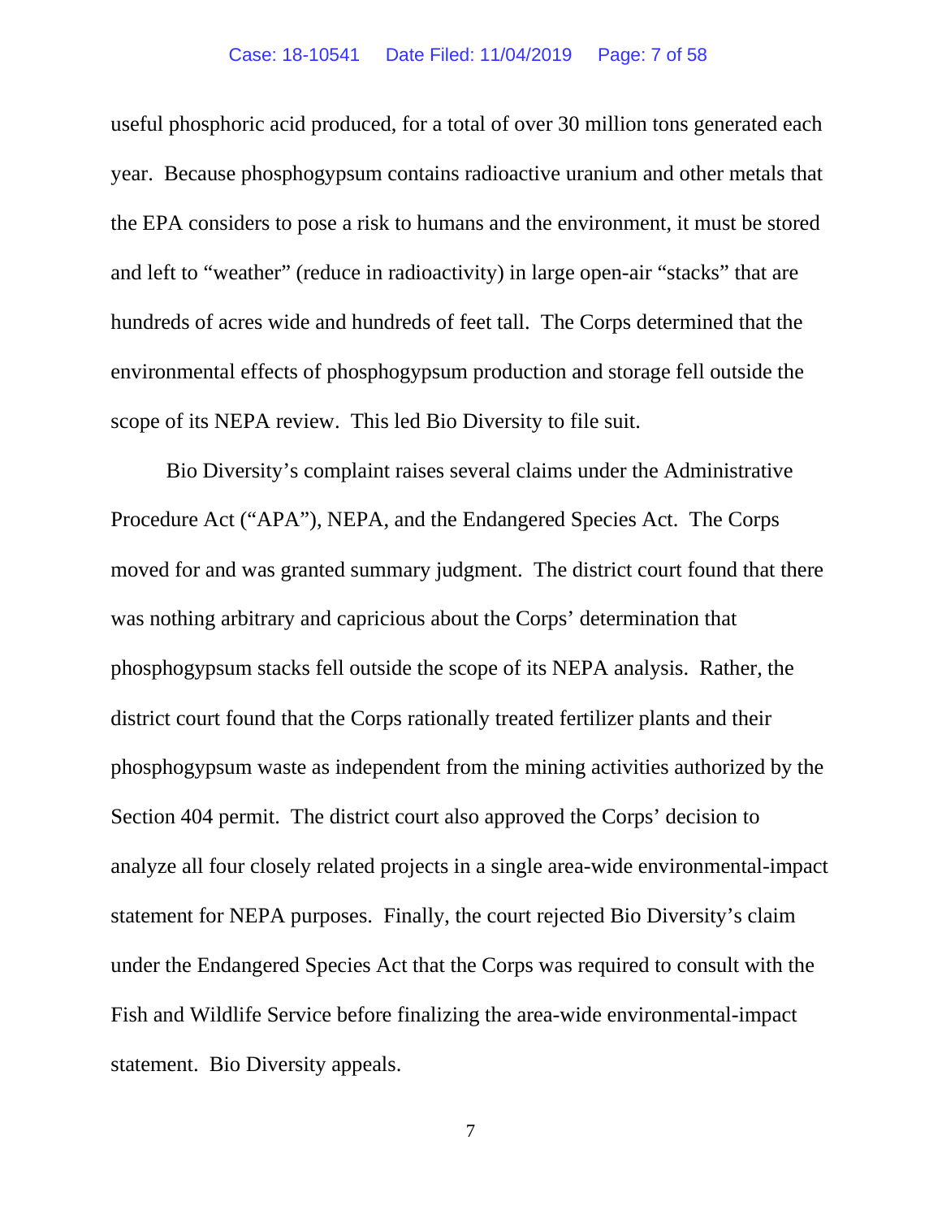useful phosphoric acid produced, for a total of over 30 million tons generated each year. Because phosphogypsum contains radioactive uranium and other metals that the EPA considers to pose a risk to humans and the environment, it must be stored and left to "weather" (reduce in radioactivity) in large open-air "stacks" that are hundreds of acres wide and hundreds of feet tall. The Corps determined that the environmental effects of phosphogypsum production and storage fell outside the scope of its NEPA review. This led Bio Diversity to file suit.

Bio Diversity's complaint raises several claims under the Administrative Procedure Act ("APA"), NEPA, and the Endangered Species Act. The Corps moved for and was granted summary judgment. The district court found that there was nothing arbitrary and capricious about the Corps' determination that phosphogypsum stacks fell outside the scope of its NEPA analysis. Rather, the district court found that the Corps rationally treated fertilizer plants and their phosphogypsum waste as independent from the mining activities authorized by the Section 404 permit. The district court also approved the Corps' decision to analyze all four closely related projects in a single area-wide environmental-impact statement for NEPA purposes. Finally, the court rejected Bio Diversity's claim under the Endangered Species Act that the Corps was required to consult with the Fish and Wildlife Service before finalizing the area-wide environmental-impact statement. Bio Diversity appeals.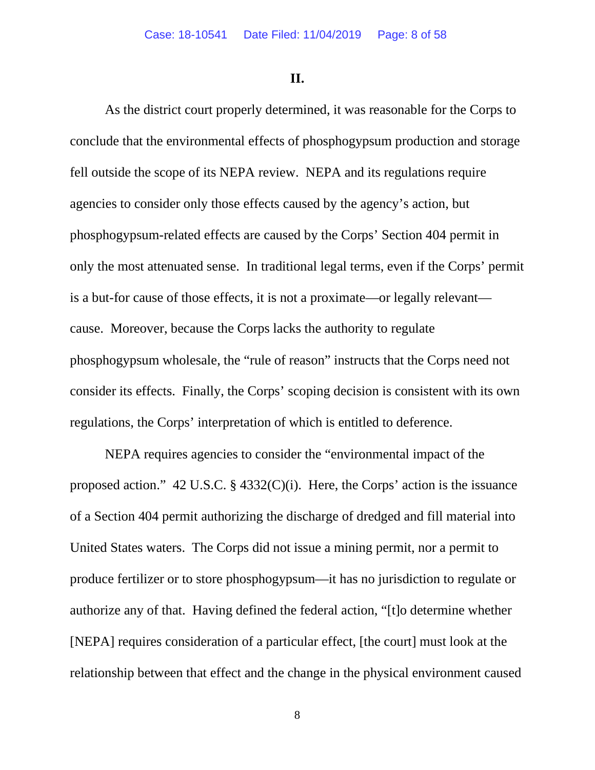**II.**

As the district court properly determined, it was reasonable for the Corps to conclude that the environmental effects of phosphogypsum production and storage fell outside the scope of its NEPA review. NEPA and its regulations require agencies to consider only those effects caused by the agency's action, but phosphogypsum-related effects are caused by the Corps' Section 404 permit in only the most attenuated sense. In traditional legal terms, even if the Corps' permit is a but-for cause of those effects, it is not a proximate—or legally relevant—cause. Moreover, because the Corps lacks the authority to regulate phosphogypsum wholesale, the "rule of reason" instructs that the Corps need not consider its effects. Finally, the Corps' scoping decision is consistent with its own regulations, the Corps' interpretation of which is entitled to deference.

NEPA requires agencies to consider the "environmental impact of the proposed action." 42 U.S.C. § 4332(C)(i). Here, the Corps' action is the issuance of a Section 404 permit authorizing the discharge of dredged and fill material into United States waters. The Corps did not issue a mining permit, nor a permit to produce fertilizer or to store phosphogypsum—it has no jurisdiction to regulate or authorize any of that. Having defined the federal action, "[t]o determine whether [NEPA] requires consideration of a particular effect, [the court] must look at the relationship between that effect and the change in the physical environment caused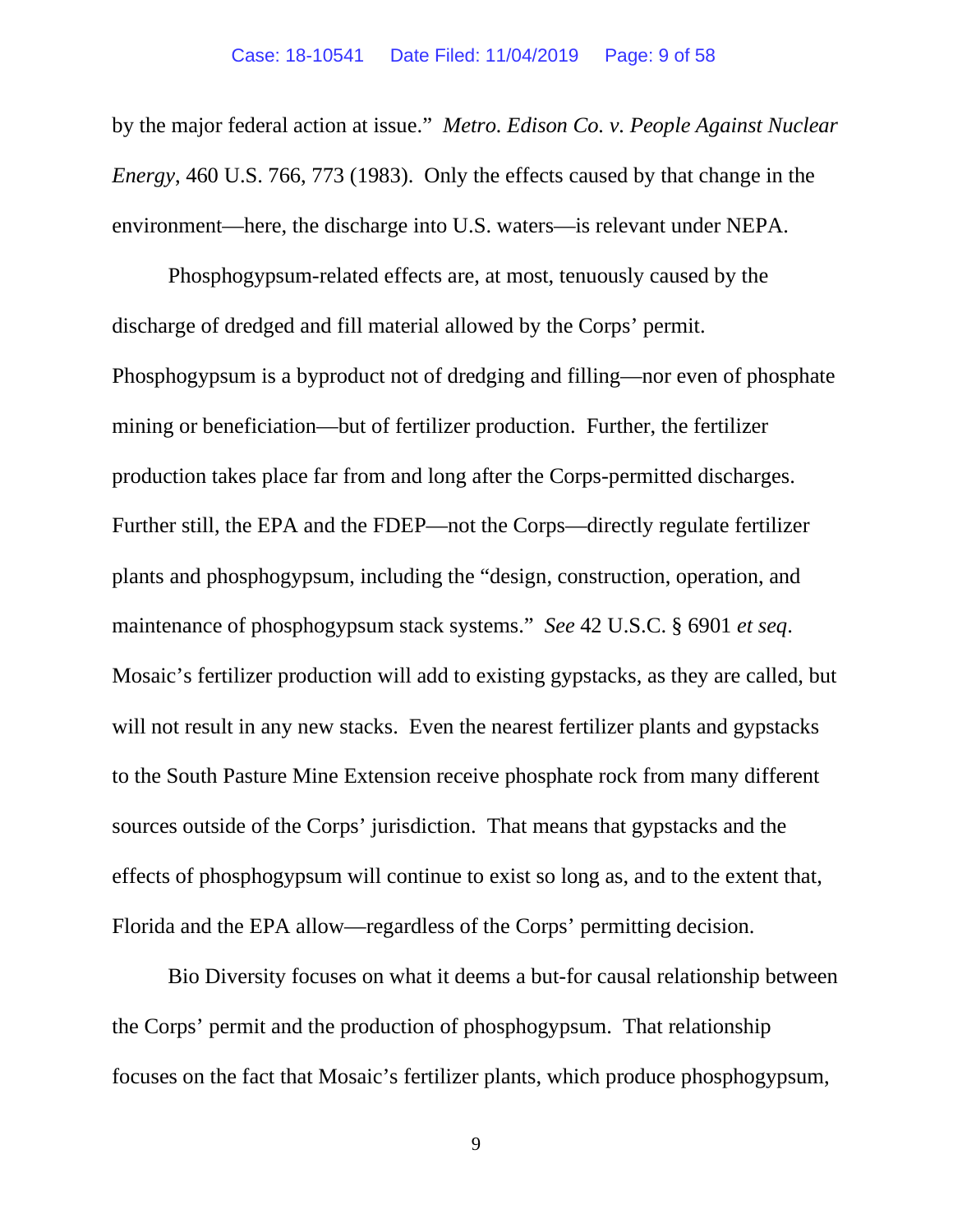by the major federal action at issue." *Metro. Edison Co. v. People Against Nuclear Energy*, 460 U.S. 766, 773 (1983). Only the effects caused by that change in the environment—here, the discharge into U.S. waters—is relevant under NEPA.

Phosphogypsum-related effects are, at most, tenuously caused by the discharge of dredged and fill material allowed by the Corps' permit. Phosphogypsum is a byproduct not of dredging and filling—nor even of phosphate mining or beneficiation—but of fertilizer production. Further, the fertilizer production takes place far from and long after the Corps-permitted discharges. Further still, the EPA and the FDEP—not the Corps—directly regulate fertilizer plants and phosphogypsum, including the "design, construction, operation, and maintenance of phosphogypsum stack systems." *See* 42 U.S.C. § 6901 *et seq*. Mosaic's fertilizer production will add to existing gypstacks, as they are called, but will not result in any new stacks. Even the nearest fertilizer plants and gypstacks to the South Pasture Mine Extension receive phosphate rock from many different sources outside of the Corps' jurisdiction. That means that gypstacks and the effects of phosphogypsum will continue to exist so long as, and to the extent that, Florida and the EPA allow—regardless of the Corps' permitting decision.

Bio Diversity focuses on what it deems a but-for causal relationship between the Corps' permit and the production of phosphogypsum. That relationship focuses on the fact that Mosaic's fertilizer plants, which produce phosphogypsum,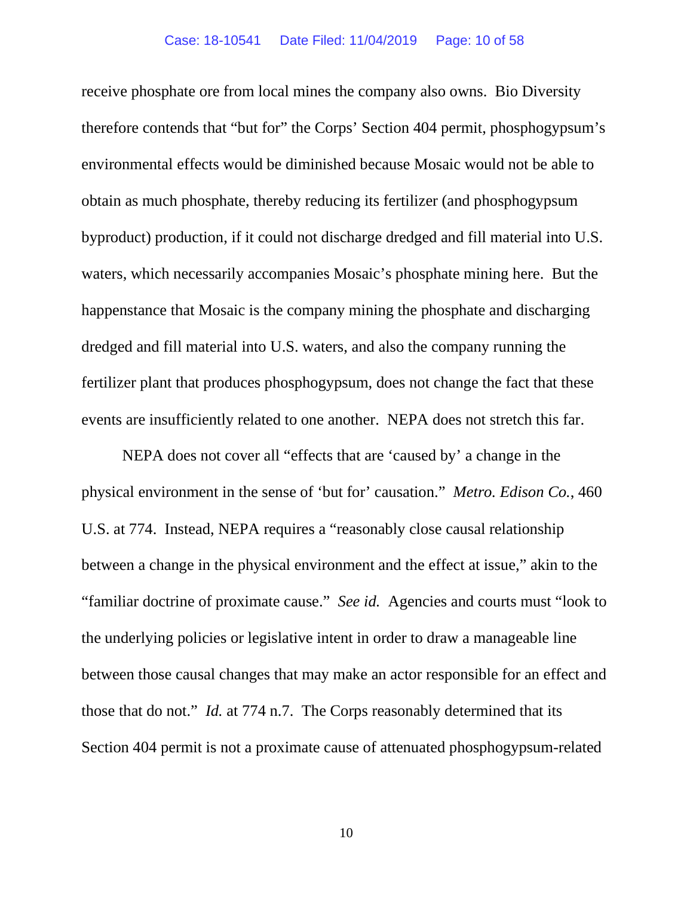receive phosphate ore from local mines the company also owns. Bio Diversity therefore contends that "but for" the Corps' Section 404 permit, phosphogypsum's environmental effects would be diminished because Mosaic would not be able to obtain as much phosphate, thereby reducing its fertilizer (and phosphogypsum byproduct) production, if it could not discharge dredged and fill material into U.S. waters, which necessarily accompanies Mosaic's phosphate mining here. But the happenstance that Mosaic is the company mining the phosphate and discharging dredged and fill material into U.S. waters, and also the company running the fertilizer plant that produces phosphogypsum, does not change the fact that these events are insufficiently related to one another. NEPA does not stretch this far.

NEPA does not cover all "effects that are 'caused by' a change in the physical environment in the sense of 'but for' causation." *Metro. Edison Co.*, 460 U.S. at 774. Instead, NEPA requires a "reasonably close causal relationship between a change in the physical environment and the effect at issue," akin to the "familiar doctrine of proximate cause." *See id.* Agencies and courts must "look to the underlying policies or legislative intent in order to draw a manageable line between those causal changes that may make an actor responsible for an effect and those that do not." *Id.* at 774 n.7. The Corps reasonably determined that its Section 404 permit is not a proximate cause of attenuated phosphogypsum-related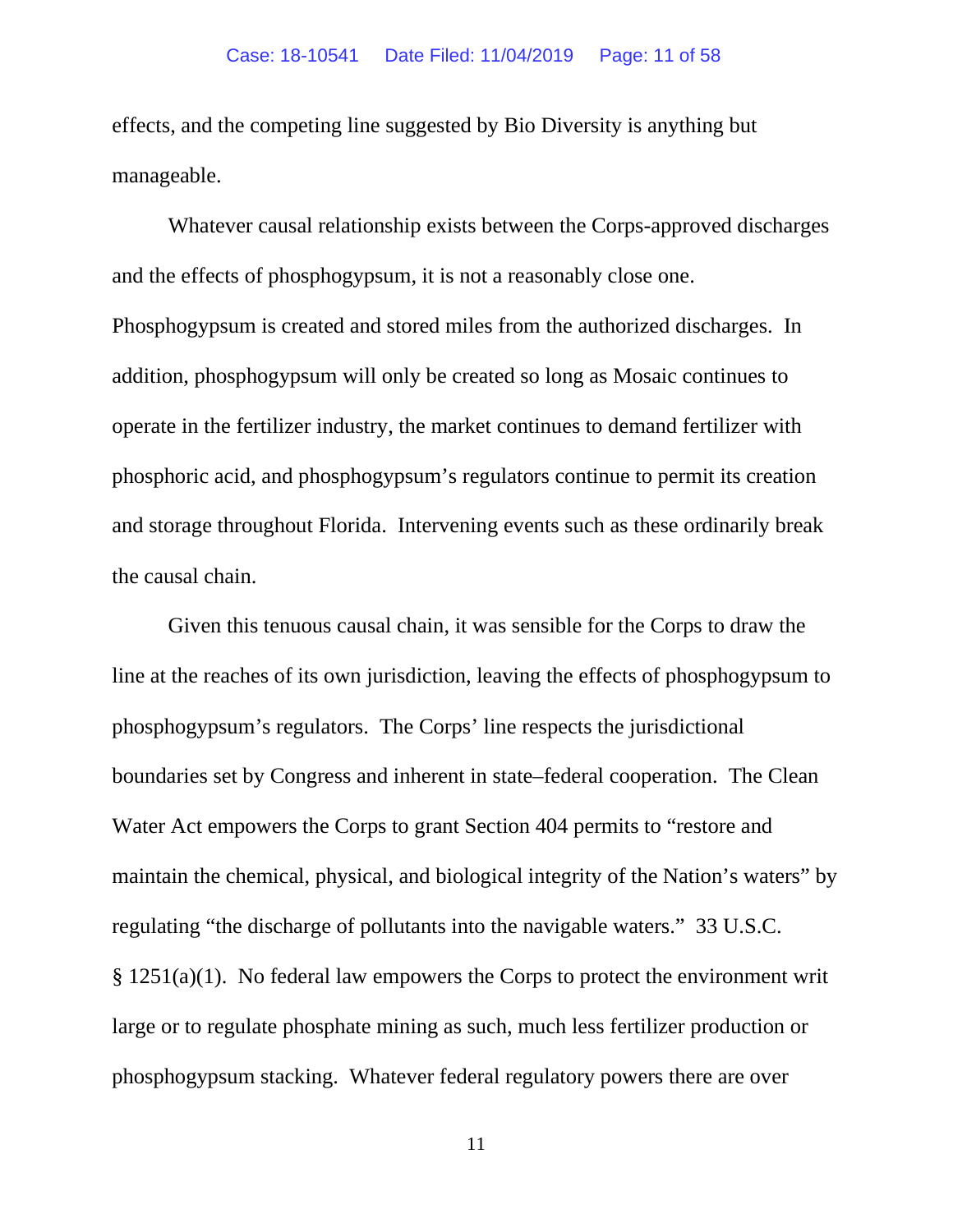effects, and the competing line suggested by Bio Diversity is anything but manageable.

Whatever causal relationship exists between the Corps-approved discharges and the effects of phosphogypsum, it is not a reasonably close one. Phosphogypsum is created and stored miles from the authorized discharges. In addition, phosphogypsum will only be created so long as Mosaic continues to operate in the fertilizer industry, the market continues to demand fertilizer with phosphoric acid, and phosphogypsum's regulators continue to permit its creation and storage throughout Florida. Intervening events such as these ordinarily break the causal chain.

Given this tenuous causal chain, it was sensible for the Corps to draw the line at the reaches of its own jurisdiction, leaving the effects of phosphogypsum to phosphogypsum's regulators. The Corps' line respects the jurisdictional boundaries set by Congress and inherent in state–federal cooperation. The Clean Water Act empowers the Corps to grant Section 404 permits to "restore and maintain the chemical, physical, and biological integrity of the Nation's waters" by regulating "the discharge of pollutants into the navigable waters." 33 U.S.C. § 1251(a)(1). No federal law empowers the Corps to protect the environment writ large or to regulate phosphate mining as such, much less fertilizer production or phosphogypsum stacking. Whatever federal regulatory powers there are over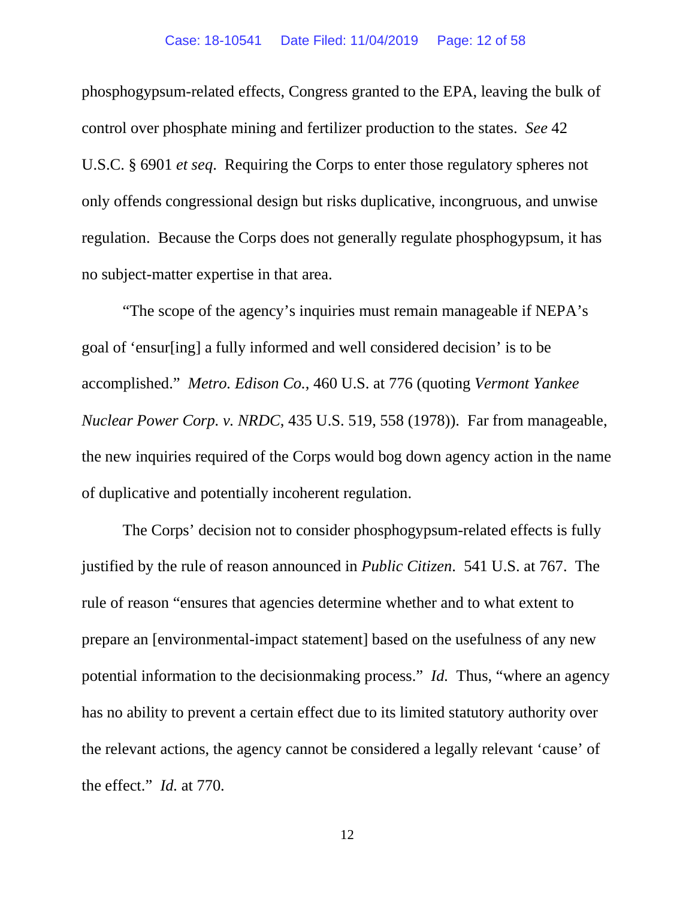phosphogypsum-related effects, Congress granted to the EPA, leaving the bulk of control over phosphate mining and fertilizer production to the states. *See* 42 U.S.C. § 6901 *et seq*. Requiring the Corps to enter those regulatory spheres not only offends congressional design but risks duplicative, incongruous, and unwise regulation. Because the Corps does not generally regulate phosphogypsum, it has no subject-matter expertise in that area.

"The scope of the agency's inquiries must remain manageable if NEPA's goal of 'ensur[ing] a fully informed and well considered decision' is to be accomplished." *Metro. Edison Co.*, 460 U.S. at 776 (quoting *Vermont Yankee Nuclear Power Corp. v. NRDC*, 435 U.S. 519, 558 (1978)). Far from manageable, the new inquiries required of the Corps would bog down agency action in the name of duplicative and potentially incoherent regulation.

The Corps' decision not to consider phosphogypsum-related effects is fully justified by the rule of reason announced in *Public Citizen*. 541 U.S. at 767. The rule of reason "ensures that agencies determine whether and to what extent to prepare an [environmental-impact statement] based on the usefulness of any new potential information to the decisionmaking process." *Id.* Thus, "where an agency has no ability to prevent a certain effect due to its limited statutory authority over the relevant actions, the agency cannot be considered a legally relevant 'cause' of the effect." *Id.* at 770.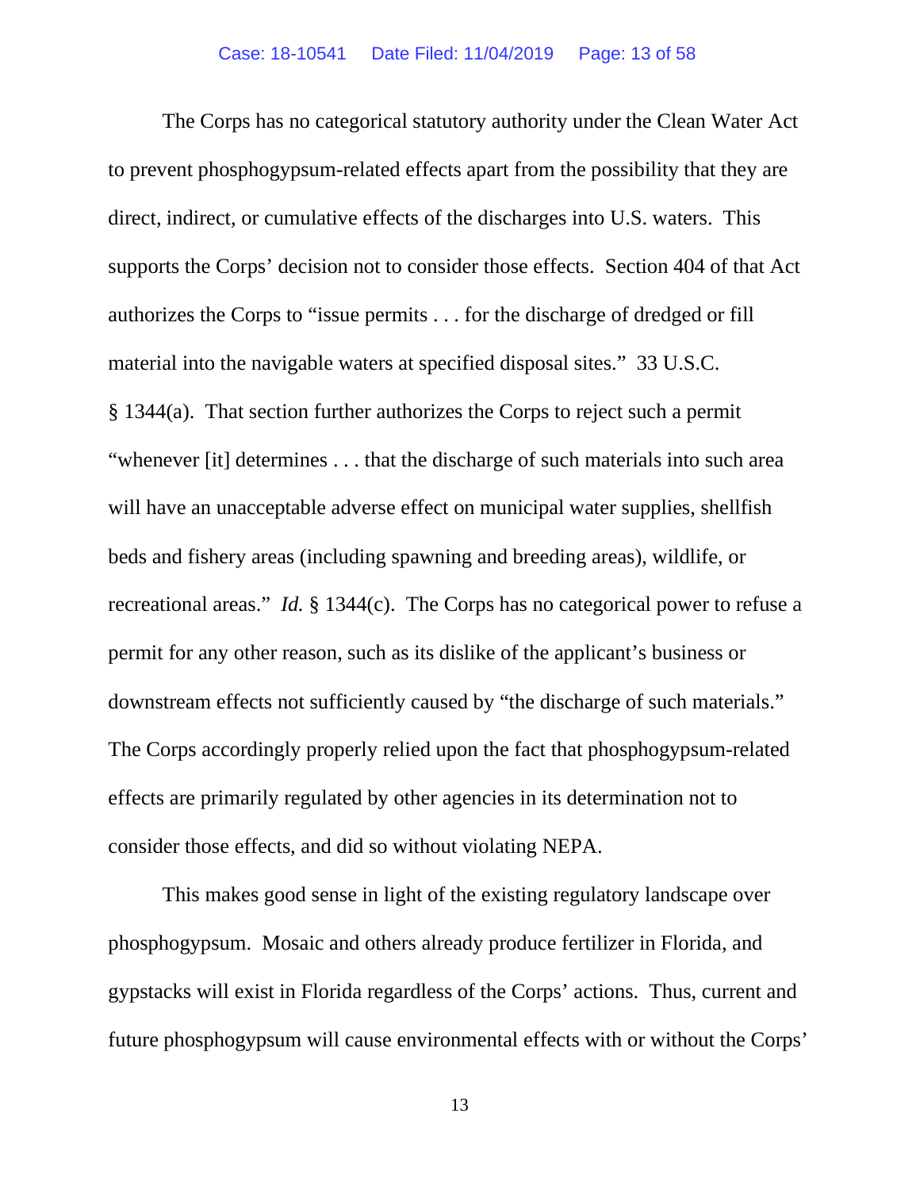The Corps has no categorical statutory authority under the Clean Water Act to prevent phosphogypsum-related effects apart from the possibility that they are direct, indirect, or cumulative effects of the discharges into U.S. waters. This supports the Corps' decision not to consider those effects. Section 404 of that Act authorizes the Corps to "issue permits . . . for the discharge of dredged or fill material into the navigable waters at specified disposal sites." 33 U.S.C. § 1344(a). That section further authorizes the Corps to reject such a permit "whenever [it] determines . . . that the discharge of such materials into such area will have an unacceptable adverse effect on municipal water supplies, shellfish beds and fishery areas (including spawning and breeding areas), wildlife, or recreational areas." *Id.* § 1344(c). The Corps has no categorical power to refuse a permit for any other reason, such as its dislike of the applicant's business or downstream effects not sufficiently caused by "the discharge of such materials." The Corps accordingly properly relied upon the fact that phosphogypsum-related effects are primarily regulated by other agencies in its determination not to consider those effects, and did so without violating NEPA.

This makes good sense in light of the existing regulatory landscape over phosphogypsum. Mosaic and others already produce fertilizer in Florida, and gypstacks will exist in Florida regardless of the Corps' actions. Thus, current and future phosphogypsum will cause environmental effects with or without the Corps'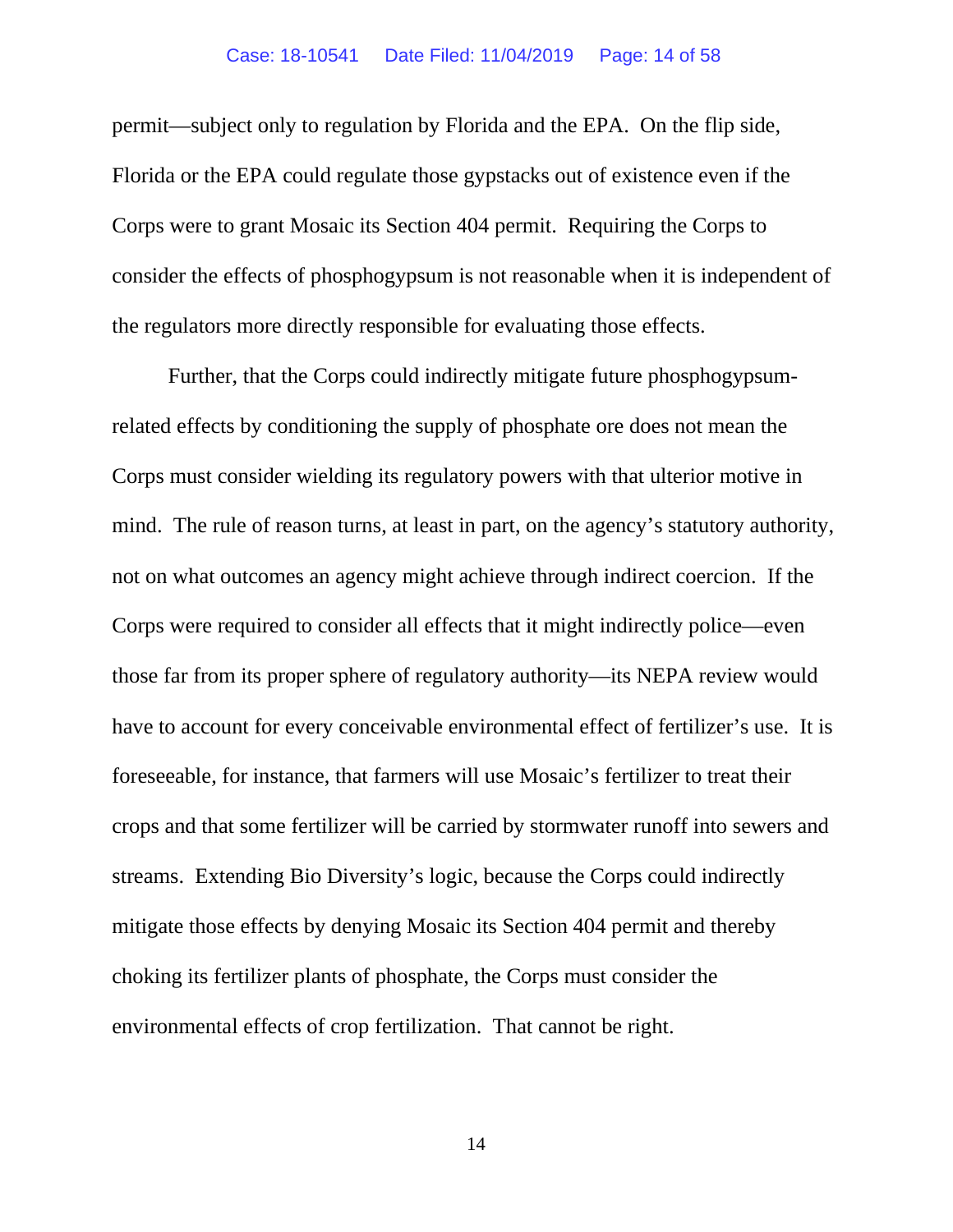permit—subject only to regulation by Florida and the EPA. On the flip side, Florida or the EPA could regulate those gypstacks out of existence even if the Corps were to grant Mosaic its Section 404 permit. Requiring the Corps to consider the effects of phosphogypsum is not reasonable when it is independent of the regulators more directly responsible for evaluating those effects.

Further, that the Corps could indirectly mitigate future phosphogypsum-related effects by conditioning the supply of phosphate ore does not mean the Corps must consider wielding its regulatory powers with that ulterior motive in mind. The rule of reason turns, at least in part, on the agency's statutory authority, not on what outcomes an agency might achieve through indirect coercion. If the Corps were required to consider all effects that it might indirectly police—even those far from its proper sphere of regulatory authority—its NEPA review would have to account for every conceivable environmental effect of fertilizer's use. It is foreseeable, for instance, that farmers will use Mosaic's fertilizer to treat their crops and that some fertilizer will be carried by stormwater runoff into sewers and streams. Extending Bio Diversity's logic, because the Corps could indirectly mitigate those effects by denying Mosaic its Section 404 permit and thereby choking its fertilizer plants of phosphate, the Corps must consider the environmental effects of crop fertilization. That cannot be right.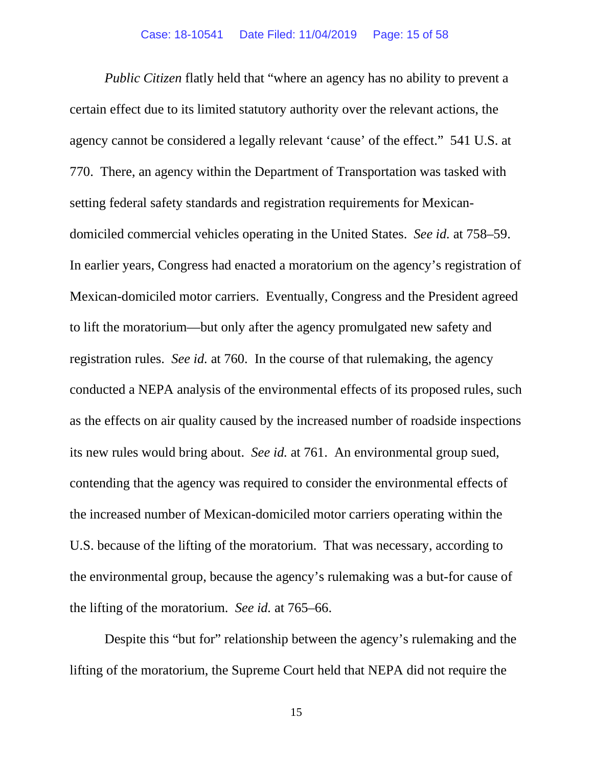*Public Citizen* flatly held that "where an agency has no ability to prevent a certain effect due to its limited statutory authority over the relevant actions, the agency cannot be considered a legally relevant 'cause' of the effect." 541 U.S. at 770. There, an agency within the Department of Transportation was tasked with setting federal safety standards and registration requirements for Mexican-domiciled commercial vehicles operating in the United States. *See id.* at 758–59. In earlier years, Congress had enacted a moratorium on the agency's registration of Mexican-domiciled motor carriers. Eventually, Congress and the President agreed to lift the moratorium—but only after the agency promulgated new safety and registration rules. *See id.* at 760. In the course of that rulemaking, the agency conducted a NEPA analysis of the environmental effects of its proposed rules, such as the effects on air quality caused by the increased number of roadside inspections its new rules would bring about. *See id.* at 761. An environmental group sued, contending that the agency was required to consider the environmental effects of the increased number of Mexican-domiciled motor carriers operating within the U.S. because of the lifting of the moratorium. That was necessary, according to the environmental group, because the agency's rulemaking was a but-for cause of the lifting of the moratorium. *See id.* at 765–66.

Despite this "but for" relationship between the agency's rulemaking and the lifting of the moratorium, the Supreme Court held that NEPA did not require the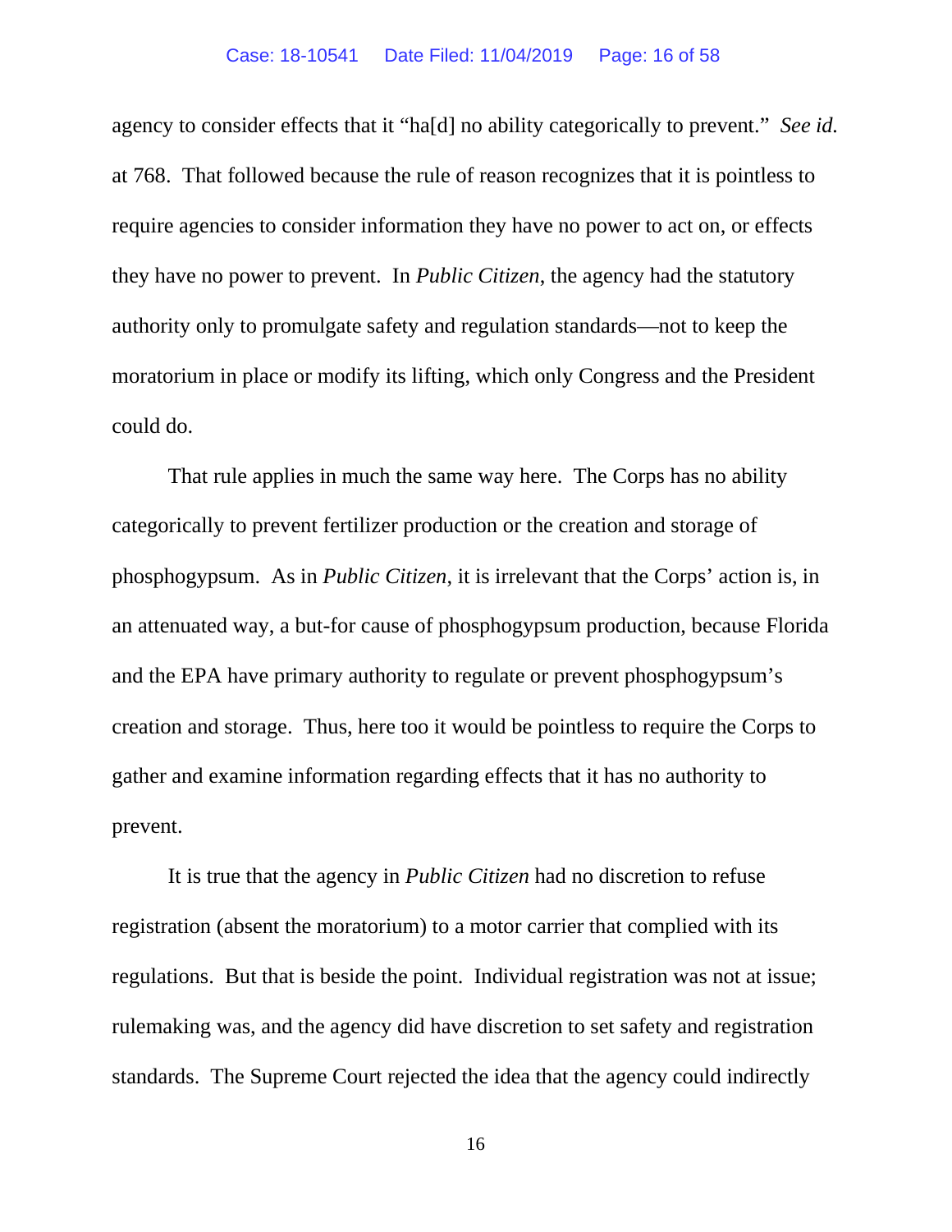agency to consider effects that it "ha[d] no ability categorically to prevent." *See id.* at 768. That followed because the rule of reason recognizes that it is pointless to require agencies to consider information they have no power to act on, or effects they have no power to prevent. In *Public Citizen*, the agency had the statutory authority only to promulgate safety and regulation standards—not to keep the moratorium in place or modify its lifting, which only Congress and the President could do.

That rule applies in much the same way here. The Corps has no ability categorically to prevent fertilizer production or the creation and storage of phosphogypsum. As in *Public Citizen*, it is irrelevant that the Corps' action is, in an attenuated way, a but-for cause of phosphogypsum production, because Florida and the EPA have primary authority to regulate or prevent phosphogypsum's creation and storage. Thus, here too it would be pointless to require the Corps to gather and examine information regarding effects that it has no authority to prevent.

It is true that the agency in *Public Citizen* had no discretion to refuse registration (absent the moratorium) to a motor carrier that complied with its regulations. But that is beside the point. Individual registration was not at issue; rulemaking was, and the agency did have discretion to set safety and registration standards. The Supreme Court rejected the idea that the agency could indirectly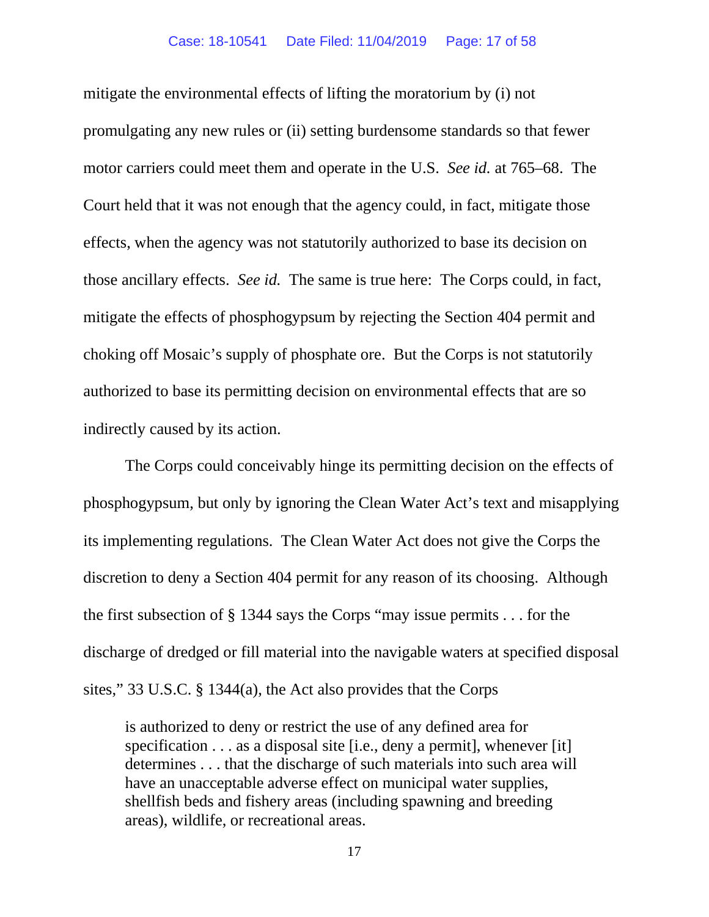mitigate the environmental effects of lifting the moratorium by (i) not promulgating any new rules or (ii) setting burdensome standards so that fewer motor carriers could meet them and operate in the U.S. *See id.* at 765–68. The Court held that it was not enough that the agency could, in fact, mitigate those effects, when the agency was not statutorily authorized to base its decision on those ancillary effects. *See id.* The same is true here: The Corps could, in fact, mitigate the effects of phosphogypsum by rejecting the Section 404 permit and choking off Mosaic's supply of phosphate ore. But the Corps is not statutorily authorized to base its permitting decision on environmental effects that are so indirectly caused by its action.

The Corps could conceivably hinge its permitting decision on the effects of phosphogypsum, but only by ignoring the Clean Water Act's text and misapplying its implementing regulations. The Clean Water Act does not give the Corps the discretion to deny a Section 404 permit for any reason of its choosing. Although the first subsection of § 1344 says the Corps "may issue permits . . . for the discharge of dredged or fill material into the navigable waters at specified disposal sites," 33 U.S.C. § 1344(a), the Act also provides that the Corps

> is authorized to deny or restrict the use of any defined area for specification . . . as a disposal site [i.e., deny a permit], whenever [it] determines . . . that the discharge of such materials into such area will have an unacceptable adverse effect on municipal water supplies, shellfish beds and fishery areas (including spawning and breeding areas), wildlife, or recreational areas.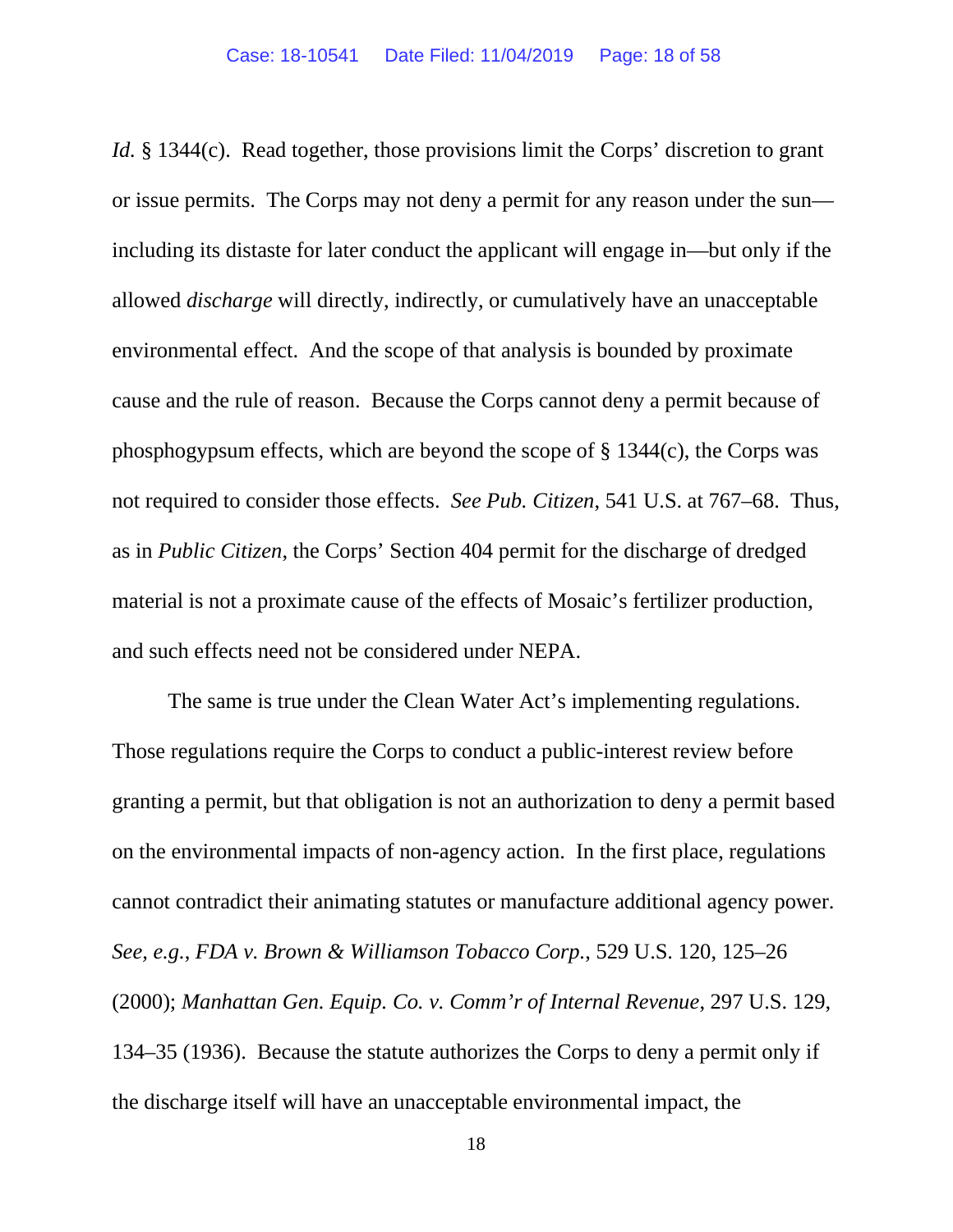*Id.* § 1344(c). Read together, those provisions limit the Corps' discretion to grant or issue permits. The Corps may not deny a permit for any reason under the sun—including its distaste for later conduct the applicant will engage in—but only if the allowed *discharge* will directly, indirectly, or cumulatively have an unacceptable environmental effect. And the scope of that analysis is bounded by proximate cause and the rule of reason. Because the Corps cannot deny a permit because of phosphogypsum effects, which are beyond the scope of § 1344(c), the Corps was not required to consider those effects. *See Pub. Citizen*, 541 U.S. at 767–68. Thus, as in *Public Citizen*, the Corps' Section 404 permit for the discharge of dredged material is not a proximate cause of the effects of Mosaic's fertilizer production, and such effects need not be considered under NEPA.

The same is true under the Clean Water Act's implementing regulations. Those regulations require the Corps to conduct a public-interest review before granting a permit, but that obligation is not an authorization to deny a permit based on the environmental impacts of non-agency action. In the first place, regulations cannot contradict their animating statutes or manufacture additional agency power. *See, e.g.*, *FDA v. Brown & Williamson Tobacco Corp.*, 529 U.S. 120, 125–26 (2000); *Manhattan Gen. Equip. Co. v. Comm'r of Internal Revenue*, 297 U.S. 129, 134–35 (1936). Because the statute authorizes the Corps to deny a permit only if the discharge itself will have an unacceptable environmental impact, the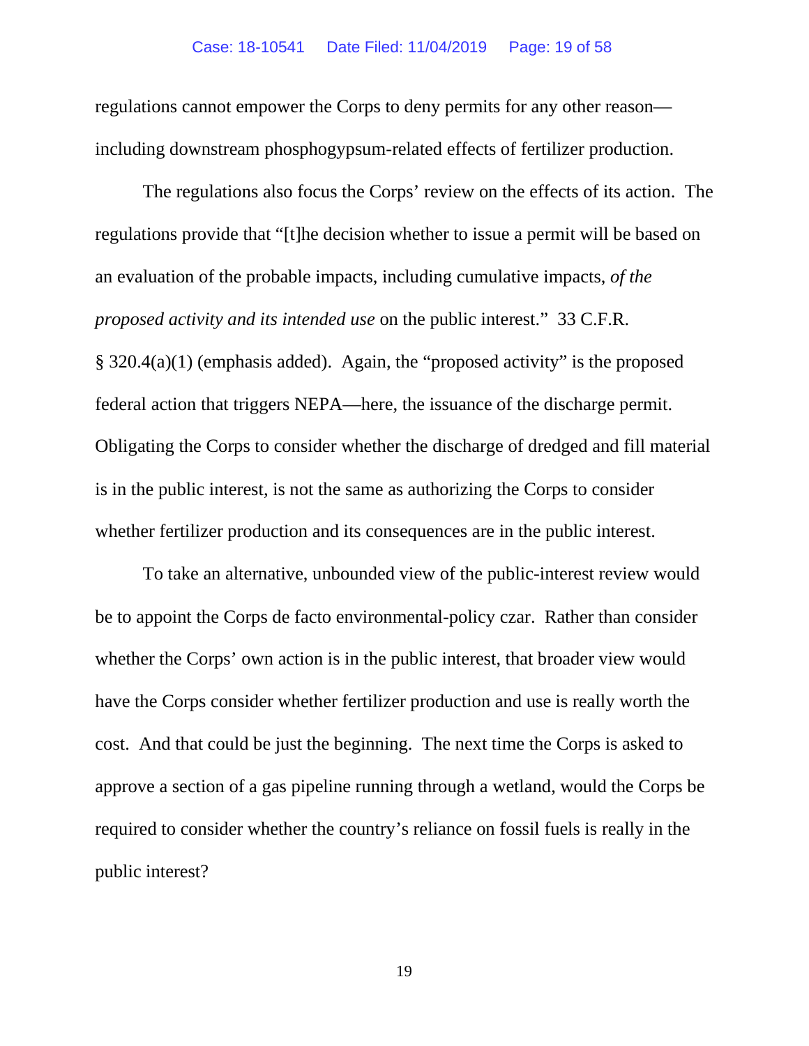regulations cannot empower the Corps to deny permits for any other reason—including downstream phosphogypsum-related effects of fertilizer production.

The regulations also focus the Corps' review on the effects of its action. The regulations provide that "[t]he decision whether to issue a permit will be based on an evaluation of the probable impacts, including cumulative impacts, *of the proposed activity and its intended use* on the public interest." 33 C.F.R. § 320.4(a)(1) (emphasis added). Again, the "proposed activity" is the proposed federal action that triggers NEPA—here, the issuance of the discharge permit. Obligating the Corps to consider whether the discharge of dredged and fill material is in the public interest, is not the same as authorizing the Corps to consider whether fertilizer production and its consequences are in the public interest.

To take an alternative, unbounded view of the public-interest review would be to appoint the Corps de facto environmental-policy czar. Rather than consider whether the Corps' own action is in the public interest, that broader view would have the Corps consider whether fertilizer production and use is really worth the cost. And that could be just the beginning. The next time the Corps is asked to approve a section of a gas pipeline running through a wetland, would the Corps be required to consider whether the country's reliance on fossil fuels is really in the public interest?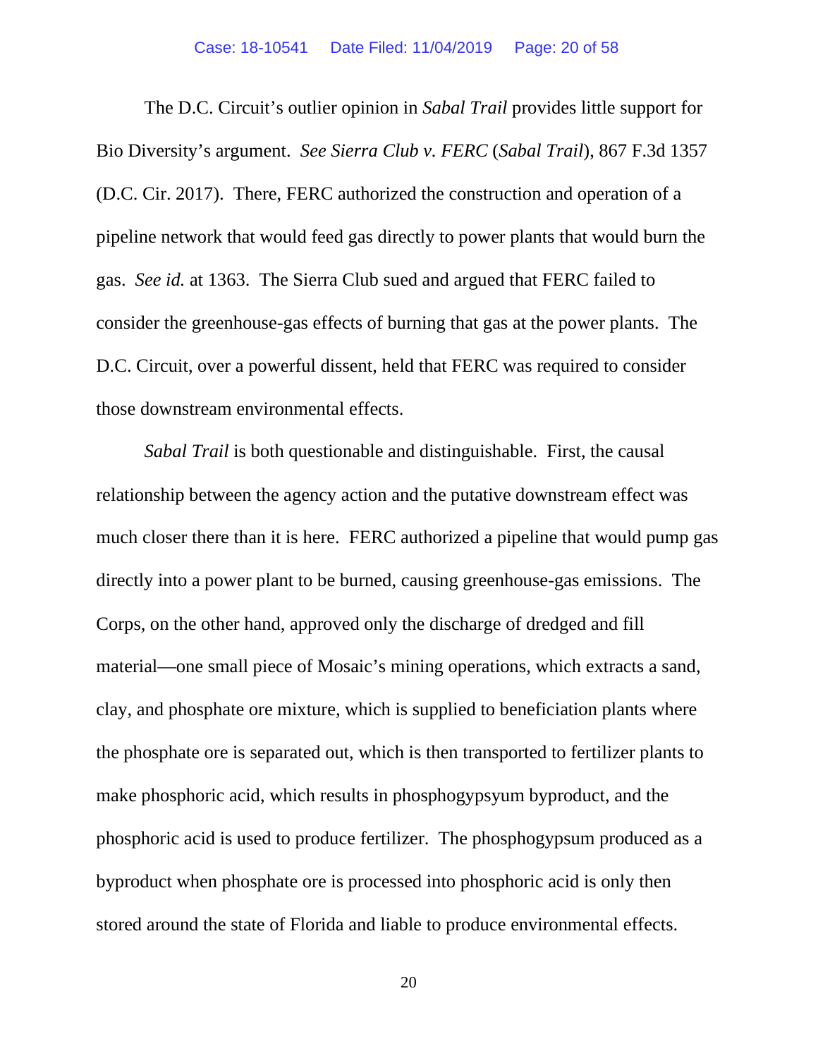The D.C. Circuit's outlier opinion in *Sabal Trail* provides little support for Bio Diversity's argument. *See Sierra Club v. FERC* (*Sabal Trail*), 867 F.3d 1357 (D.C. Cir. 2017). There, FERC authorized the construction and operation of a pipeline network that would feed gas directly to power plants that would burn the gas. *See id.* at 1363. The Sierra Club sued and argued that FERC failed to consider the greenhouse-gas effects of burning that gas at the power plants. The D.C. Circuit, over a powerful dissent, held that FERC was required to consider those downstream environmental effects.

*Sabal Trail* is both questionable and distinguishable. First, the causal relationship between the agency action and the putative downstream effect was much closer there than it is here. FERC authorized a pipeline that would pump gas directly into a power plant to be burned, causing greenhouse-gas emissions. The Corps, on the other hand, approved only the discharge of dredged and fill material—one small piece of Mosaic's mining operations, which extracts a sand, clay, and phosphate ore mixture, which is supplied to beneficiation plants where the phosphate ore is separated out, which is then transported to fertilizer plants to make phosphoric acid, which results in phosphogypsyum byproduct, and the phosphoric acid is used to produce fertilizer. The phosphogypsum produced as a byproduct when phosphate ore is processed into phosphoric acid is only then stored around the state of Florida and liable to produce environmental effects.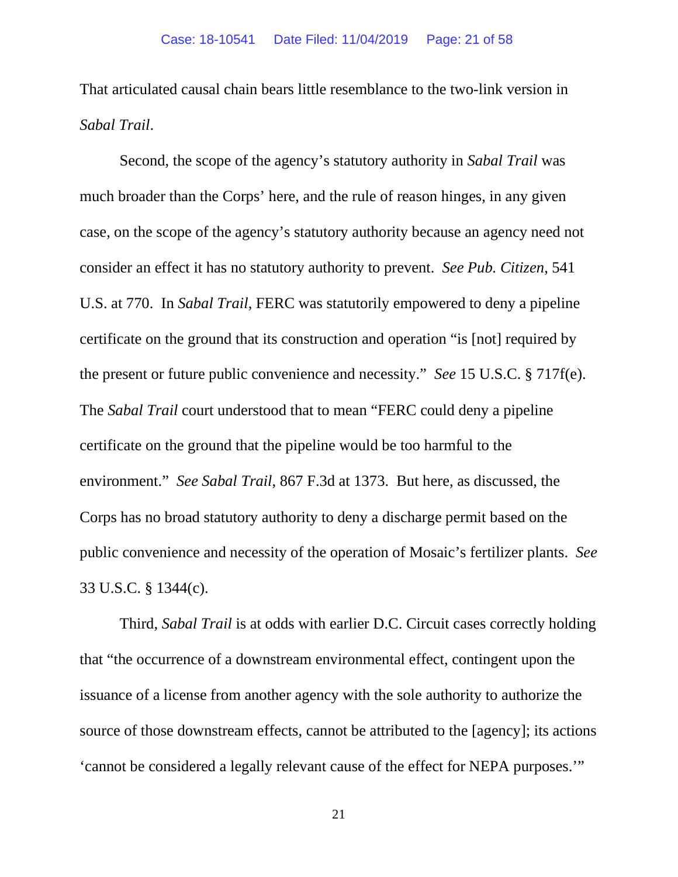That articulated causal chain bears little resemblance to the two-link version in *Sabal Trail*.

Second, the scope of the agency's statutory authority in *Sabal Trail* was much broader than the Corps' here, and the rule of reason hinges, in any given case, on the scope of the agency's statutory authority because an agency need not consider an effect it has no statutory authority to prevent. *See Pub. Citizen*, 541 U.S. at 770. In *Sabal Trail*, FERC was statutorily empowered to deny a pipeline certificate on the ground that its construction and operation "is [not] required by the present or future public convenience and necessity." *See* 15 U.S.C. § 717f(e). The *Sabal Trail* court understood that to mean "FERC could deny a pipeline certificate on the ground that the pipeline would be too harmful to the environment." *See Sabal Trail*, 867 F.3d at 1373. But here, as discussed, the Corps has no broad statutory authority to deny a discharge permit based on the public convenience and necessity of the operation of Mosaic's fertilizer plants. *See* 33 U.S.C. § 1344(c).

Third, *Sabal Trail* is at odds with earlier D.C. Circuit cases correctly holding that "the occurrence of a downstream environmental effect, contingent upon the issuance of a license from another agency with the sole authority to authorize the source of those downstream effects, cannot be attributed to the [agency]; its actions 'cannot be considered a legally relevant cause of the effect for NEPA purposes.'"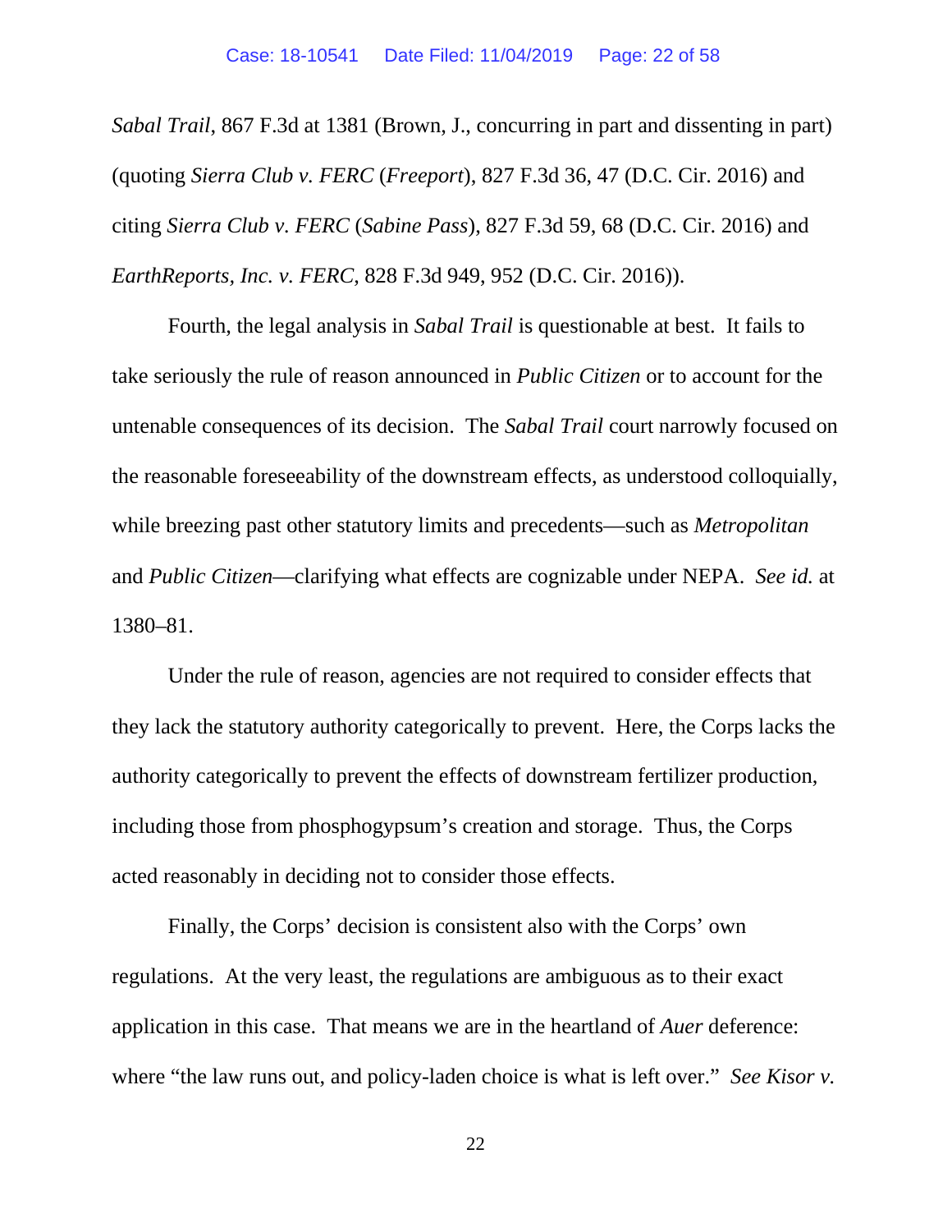*Sabal Trail*, 867 F.3d at 1381 (Brown, J., concurring in part and dissenting in part) (quoting *Sierra Club v. FERC* (*Freeport*), 827 F.3d 36, 47 (D.C. Cir. 2016) and citing *Sierra Club v. FERC* (*Sabine Pass*), 827 F.3d 59, 68 (D.C. Cir. 2016) and *EarthReports, Inc. v. FERC*, 828 F.3d 949, 952 (D.C. Cir. 2016)).

Fourth, the legal analysis in *Sabal Trail* is questionable at best. It fails to take seriously the rule of reason announced in *Public Citizen* or to account for the untenable consequences of its decision. The *Sabal Trail* court narrowly focused on the reasonable foreseeability of the downstream effects, as understood colloquially, while breezing past other statutory limits and precedents—such as *Metropolitan* and *Public Citizen*—clarifying what effects are cognizable under NEPA. *See id.* at 1380–81.

Under the rule of reason, agencies are not required to consider effects that they lack the statutory authority categorically to prevent. Here, the Corps lacks the authority categorically to prevent the effects of downstream fertilizer production, including those from phosphogypsum's creation and storage. Thus, the Corps acted reasonably in deciding not to consider those effects.

Finally, the Corps' decision is consistent also with the Corps' own regulations. At the very least, the regulations are ambiguous as to their exact application in this case. That means we are in the heartland of *Auer* deference: where "the law runs out, and policy-laden choice is what is left over." *See Kisor v.*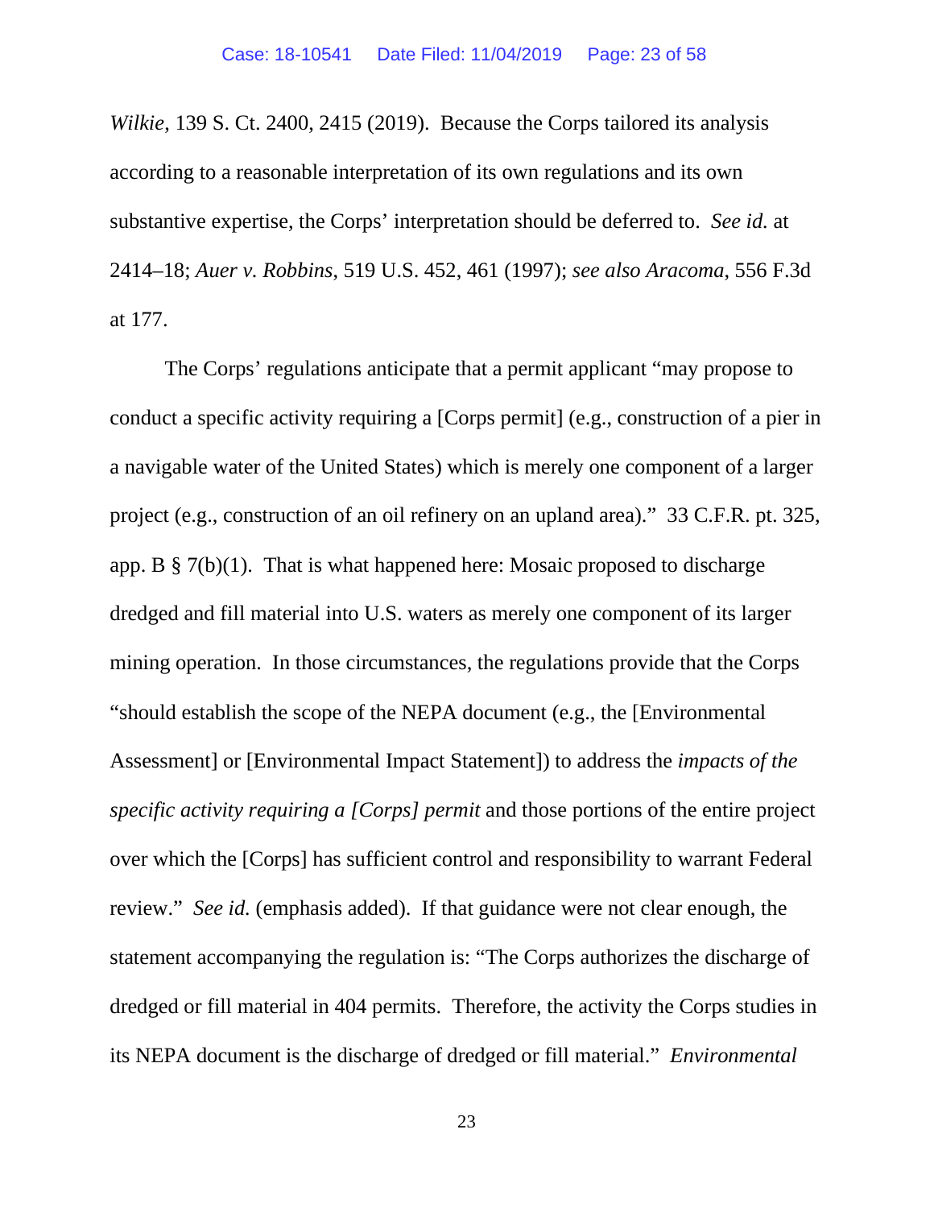*Wilkie*, 139 S. Ct. 2400, 2415 (2019). Because the Corps tailored its analysis according to a reasonable interpretation of its own regulations and its own substantive expertise, the Corps' interpretation should be deferred to. *See id.* at 2414–18; *Auer v. Robbins*, 519 U.S. 452, 461 (1997); *see also Aracoma*, 556 F.3d at 177.

The Corps' regulations anticipate that a permit applicant "may propose to conduct a specific activity requiring a [Corps permit] (e.g., construction of a pier in a navigable water of the United States) which is merely one component of a larger project (e.g., construction of an oil refinery on an upland area)." 33 C.F.R. pt. 325, app. B § 7(b)(1). That is what happened here: Mosaic proposed to discharge dredged and fill material into U.S. waters as merely one component of its larger mining operation. In those circumstances, the regulations provide that the Corps "should establish the scope of the NEPA document (e.g., the [Environmental Assessment] or [Environmental Impact Statement]) to address the *impacts of the specific activity requiring a [Corps] permit* and those portions of the entire project over which the [Corps] has sufficient control and responsibility to warrant Federal review." *See id.* (emphasis added). If that guidance were not clear enough, the statement accompanying the regulation is: "The Corps authorizes the discharge of dredged or fill material in 404 permits. Therefore, the activity the Corps studies in its NEPA document is the discharge of dredged or fill material." *Environmental*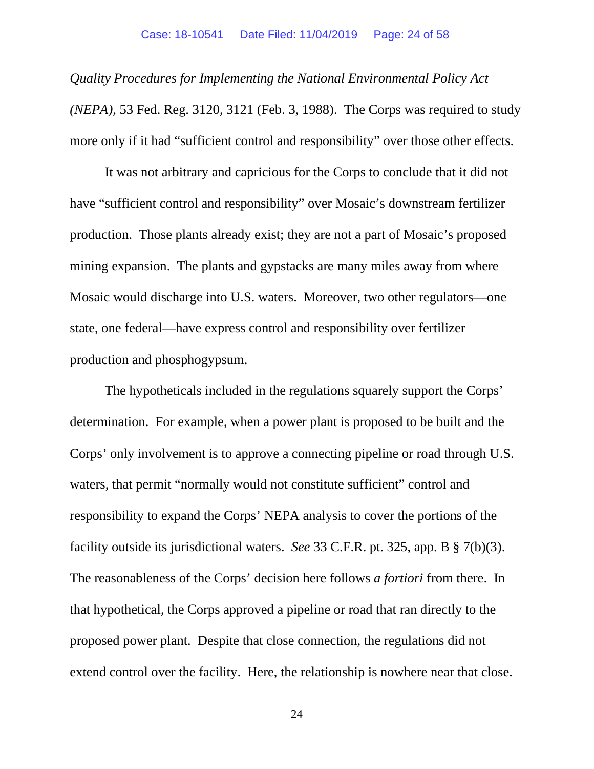*Quality Procedures for Implementing the National Environmental Policy Act (NEPA)*, 53 Fed. Reg. 3120, 3121 (Feb. 3, 1988). The Corps was required to study more only if it had "sufficient control and responsibility" over those other effects.

It was not arbitrary and capricious for the Corps to conclude that it did not have "sufficient control and responsibility" over Mosaic's downstream fertilizer production. Those plants already exist; they are not a part of Mosaic's proposed mining expansion. The plants and gypstacks are many miles away from where Mosaic would discharge into U.S. waters. Moreover, two other regulators—one state, one federal—have express control and responsibility over fertilizer production and phosphogypsum.

The hypotheticals included in the regulations squarely support the Corps' determination. For example, when a power plant is proposed to be built and the Corps' only involvement is to approve a connecting pipeline or road through U.S. waters, that permit "normally would not constitute sufficient" control and responsibility to expand the Corps' NEPA analysis to cover the portions of the facility outside its jurisdictional waters. *See* 33 C.F.R. pt. 325, app. B § 7(b)(3). The reasonableness of the Corps' decision here follows *a fortiori* from there. In that hypothetical, the Corps approved a pipeline or road that ran directly to the proposed power plant. Despite that close connection, the regulations did not extend control over the facility. Here, the relationship is nowhere near that close.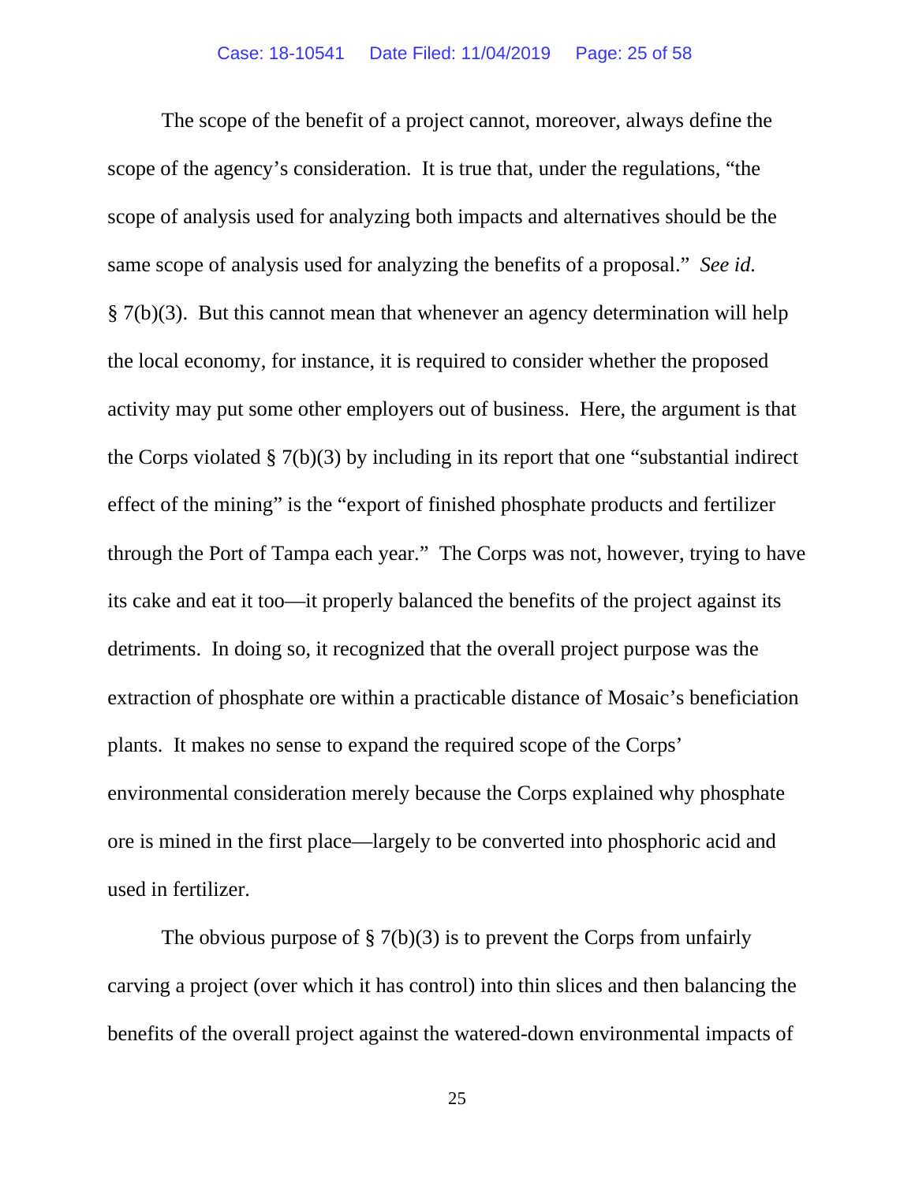The scope of the benefit of a project cannot, moreover, always define the scope of the agency's consideration. It is true that, under the regulations, "the scope of analysis used for analyzing both impacts and alternatives should be the same scope of analysis used for analyzing the benefits of a proposal." *See id.* § 7(b)(3). But this cannot mean that whenever an agency determination will help the local economy, for instance, it is required to consider whether the proposed activity may put some other employers out of business. Here, the argument is that the Corps violated § 7(b)(3) by including in its report that one "substantial indirect effect of the mining" is the "export of finished phosphate products and fertilizer through the Port of Tampa each year." The Corps was not, however, trying to have its cake and eat it too—it properly balanced the benefits of the project against its detriments. In doing so, it recognized that the overall project purpose was the extraction of phosphate ore within a practicable distance of Mosaic's beneficiation plants. It makes no sense to expand the required scope of the Corps' environmental consideration merely because the Corps explained why phosphate ore is mined in the first place—largely to be converted into phosphoric acid and used in fertilizer.

The obvious purpose of § 7(b)(3) is to prevent the Corps from unfairly carving a project (over which it has control) into thin slices and then balancing the benefits of the overall project against the watered-down environmental impacts of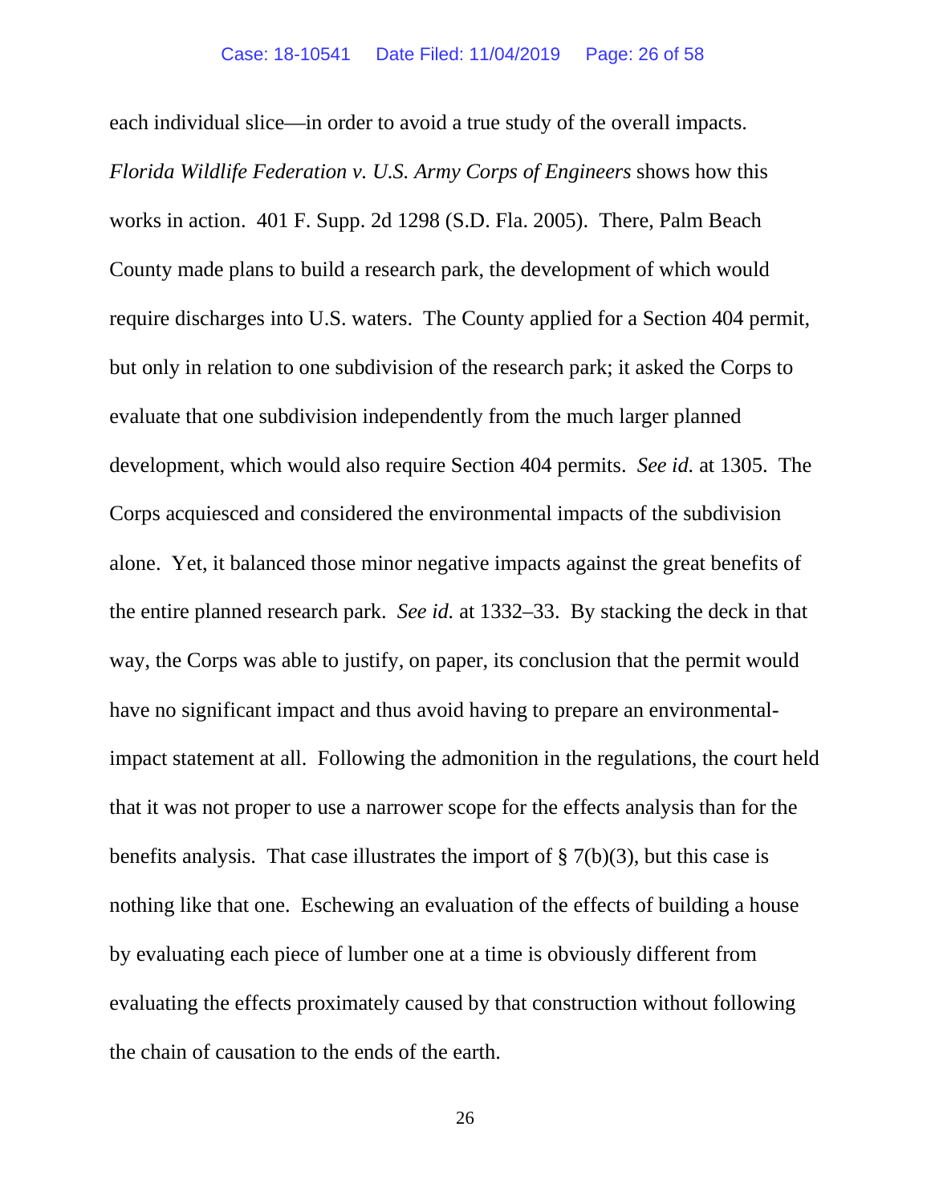each individual slice—in order to avoid a true study of the overall impacts. *Florida Wildlife Federation v. U.S. Army Corps of Engineers* shows how this works in action. 401 F. Supp. 2d 1298 (S.D. Fla. 2005). There, Palm Beach County made plans to build a research park, the development of which would require discharges into U.S. waters. The County applied for a Section 404 permit, but only in relation to one subdivision of the research park; it asked the Corps to evaluate that one subdivision independently from the much larger planned development, which would also require Section 404 permits. *See id.* at 1305. The Corps acquiesced and considered the environmental impacts of the subdivision alone. Yet, it balanced those minor negative impacts against the great benefits of the entire planned research park. *See id.* at 1332–33. By stacking the deck in that way, the Corps was able to justify, on paper, its conclusion that the permit would have no significant impact and thus avoid having to prepare an environmental-impact statement at all. Following the admonition in the regulations, the court held that it was not proper to use a narrower scope for the effects analysis than for the benefits analysis. That case illustrates the import of § 7(b)(3), but this case is nothing like that one. Eschewing an evaluation of the effects of building a house by evaluating each piece of lumber one at a time is obviously different from evaluating the effects proximately caused by that construction without following the chain of causation to the ends of the earth.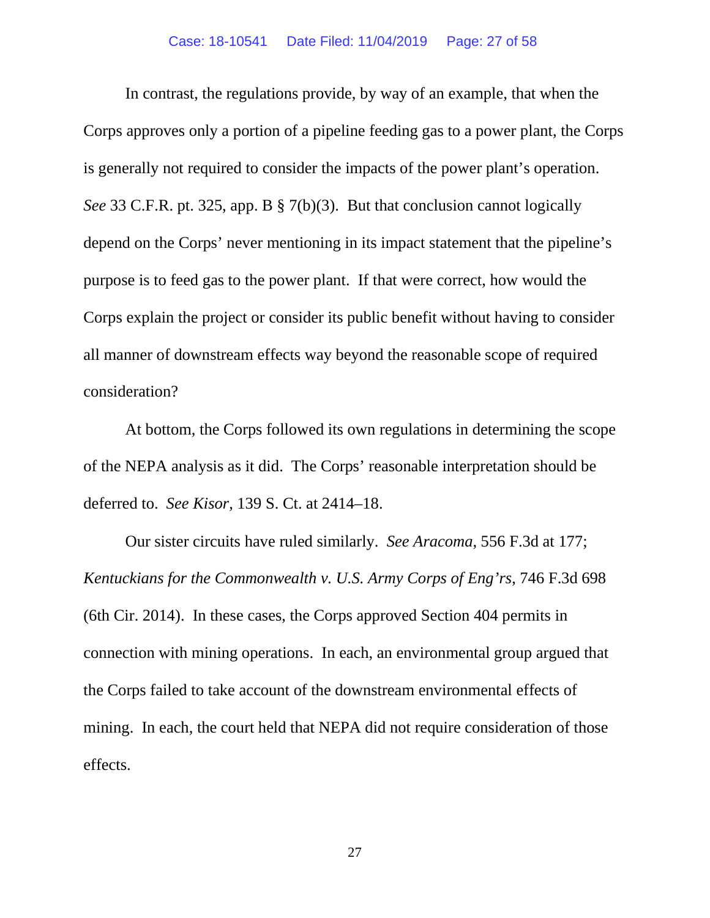In contrast, the regulations provide, by way of an example, that when the Corps approves only a portion of a pipeline feeding gas to a power plant, the Corps is generally not required to consider the impacts of the power plant's operation. *See* 33 C.F.R. pt. 325, app. B § 7(b)(3). But that conclusion cannot logically depend on the Corps' never mentioning in its impact statement that the pipeline's purpose is to feed gas to the power plant. If that were correct, how would the Corps explain the project or consider its public benefit without having to consider all manner of downstream effects way beyond the reasonable scope of required consideration?

At bottom, the Corps followed its own regulations in determining the scope of the NEPA analysis as it did. The Corps' reasonable interpretation should be deferred to. *See Kisor*, 139 S. Ct. at 2414–18.

Our sister circuits have ruled similarly. *See Aracoma*, 556 F.3d at 177; *Kentuckians for the Commonwealth v. U.S. Army Corps of Eng'rs*, 746 F.3d 698 (6th Cir. 2014). In these cases, the Corps approved Section 404 permits in connection with mining operations. In each, an environmental group argued that the Corps failed to take account of the downstream environmental effects of mining. In each, the court held that NEPA did not require consideration of those effects.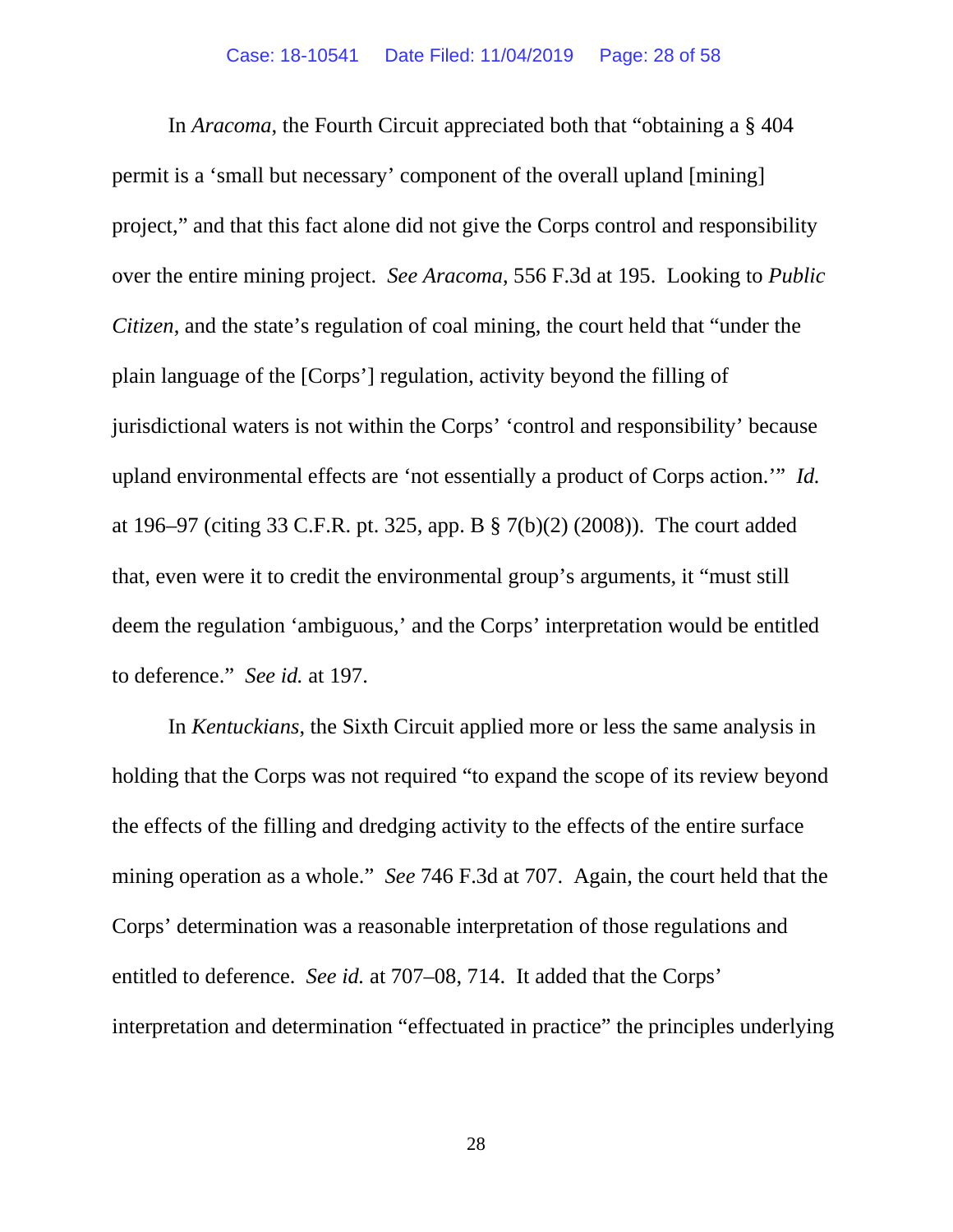In *Aracoma*, the Fourth Circuit appreciated both that "obtaining a § 404 permit is a 'small but necessary' component of the overall upland [mining] project," and that this fact alone did not give the Corps control and responsibility over the entire mining project. *See Aracoma*, 556 F.3d at 195. Looking to *Public Citizen*, and the state's regulation of coal mining, the court held that "under the plain language of the [Corps'] regulation, activity beyond the filling of jurisdictional waters is not within the Corps' 'control and responsibility' because upland environmental effects are 'not essentially a product of Corps action.'" *Id.* at 196–97 (citing 33 C.F.R. pt. 325, app. B § 7(b)(2) (2008)). The court added that, even were it to credit the environmental group's arguments, it "must still deem the regulation 'ambiguous,' and the Corps' interpretation would be entitled to deference." *See id.* at 197.

In *Kentuckians*, the Sixth Circuit applied more or less the same analysis in holding that the Corps was not required "to expand the scope of its review beyond the effects of the filling and dredging activity to the effects of the entire surface mining operation as a whole." *See* 746 F.3d at 707. Again, the court held that the Corps' determination was a reasonable interpretation of those regulations and entitled to deference. *See id.* at 707–08, 714. It added that the Corps' interpretation and determination "effectuated in practice" the principles underlying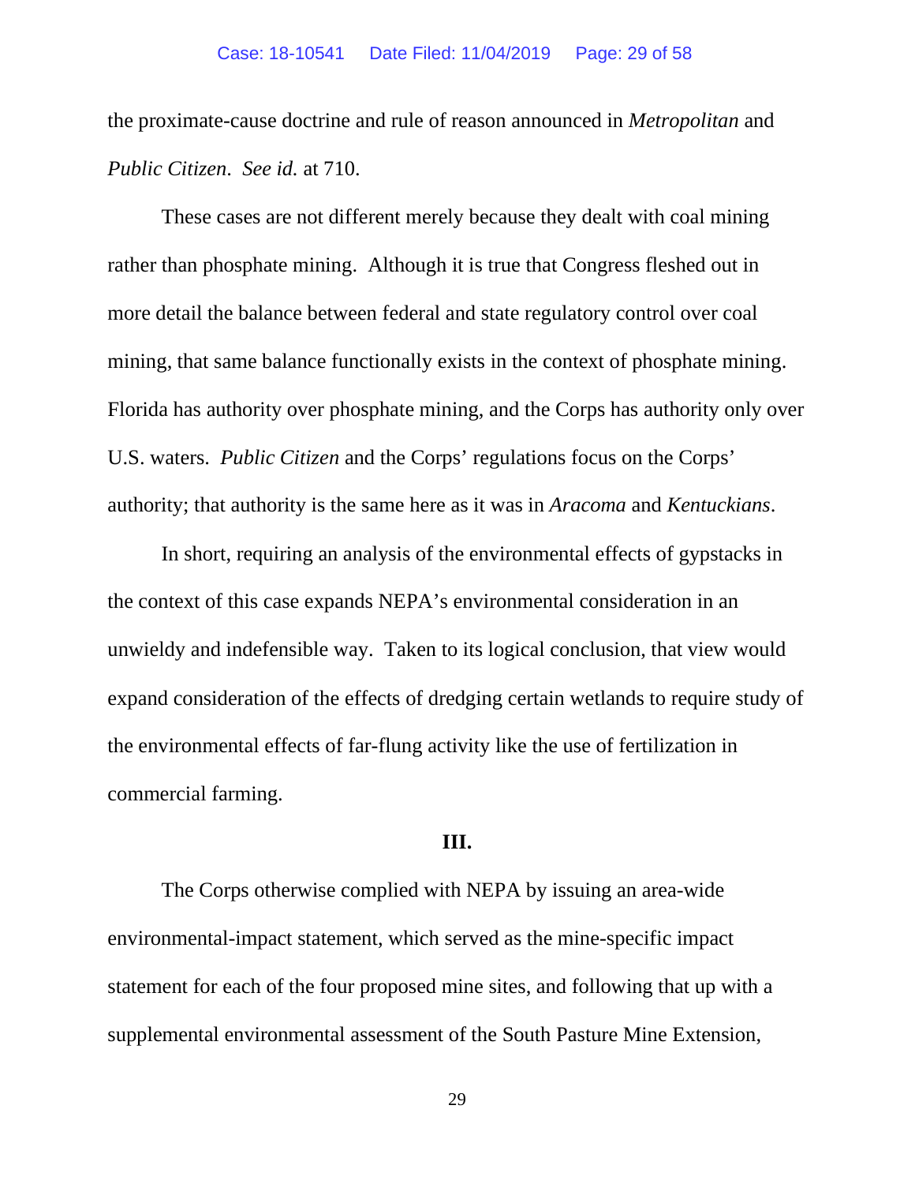the proximate-cause doctrine and rule of reason announced in *Metropolitan* and *Public Citizen*. *See id.* at 710.

These cases are not different merely because they dealt with coal mining rather than phosphate mining. Although it is true that Congress fleshed out in more detail the balance between federal and state regulatory control over coal mining, that same balance functionally exists in the context of phosphate mining. Florida has authority over phosphate mining, and the Corps has authority only over U.S. waters. *Public Citizen* and the Corps' regulations focus on the Corps' authority; that authority is the same here as it was in *Aracoma* and *Kentuckians*.

In short, requiring an analysis of the environmental effects of gypstacks in the context of this case expands NEPA's environmental consideration in an unwieldy and indefensible way. Taken to its logical conclusion, that view would expand consideration of the effects of dredging certain wetlands to require study of the environmental effects of far-flung activity like the use of fertilization in commercial farming.

**III.**

The Corps otherwise complied with NEPA by issuing an area-wide environmental-impact statement, which served as the mine-specific impact statement for each of the four proposed mine sites, and following that up with a supplemental environmental assessment of the South Pasture Mine Extension,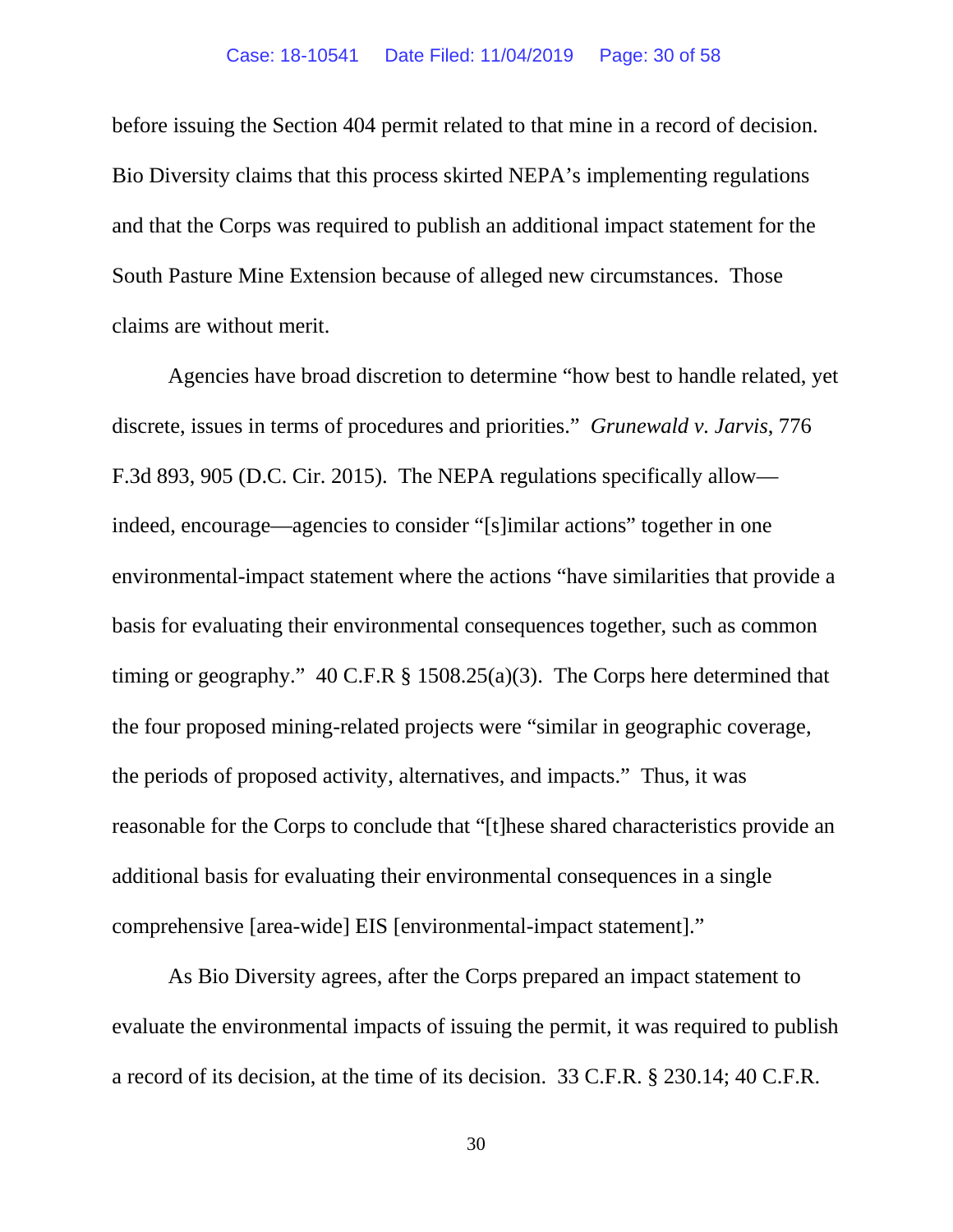before issuing the Section 404 permit related to that mine in a record of decision. Bio Diversity claims that this process skirted NEPA's implementing regulations and that the Corps was required to publish an additional impact statement for the South Pasture Mine Extension because of alleged new circumstances. Those claims are without merit.

Agencies have broad discretion to determine "how best to handle related, yet discrete, issues in terms of procedures and priorities." *Grunewald v. Jarvis*, 776 F.3d 893, 905 (D.C. Cir. 2015). The NEPA regulations specifically allow—indeed, encourage—agencies to consider "[s]imilar actions" together in one environmental-impact statement where the actions "have similarities that provide a basis for evaluating their environmental consequences together, such as common timing or geography." 40 C.F.R § 1508.25(a)(3). The Corps here determined that the four proposed mining-related projects were "similar in geographic coverage, the periods of proposed activity, alternatives, and impacts." Thus, it was reasonable for the Corps to conclude that "[t]hese shared characteristics provide an additional basis for evaluating their environmental consequences in a single comprehensive [area-wide] EIS [environmental-impact statement]."

As Bio Diversity agrees, after the Corps prepared an impact statement to evaluate the environmental impacts of issuing the permit, it was required to publish a record of its decision, at the time of its decision. 33 C.F.R. § 230.14; 40 C.F.R.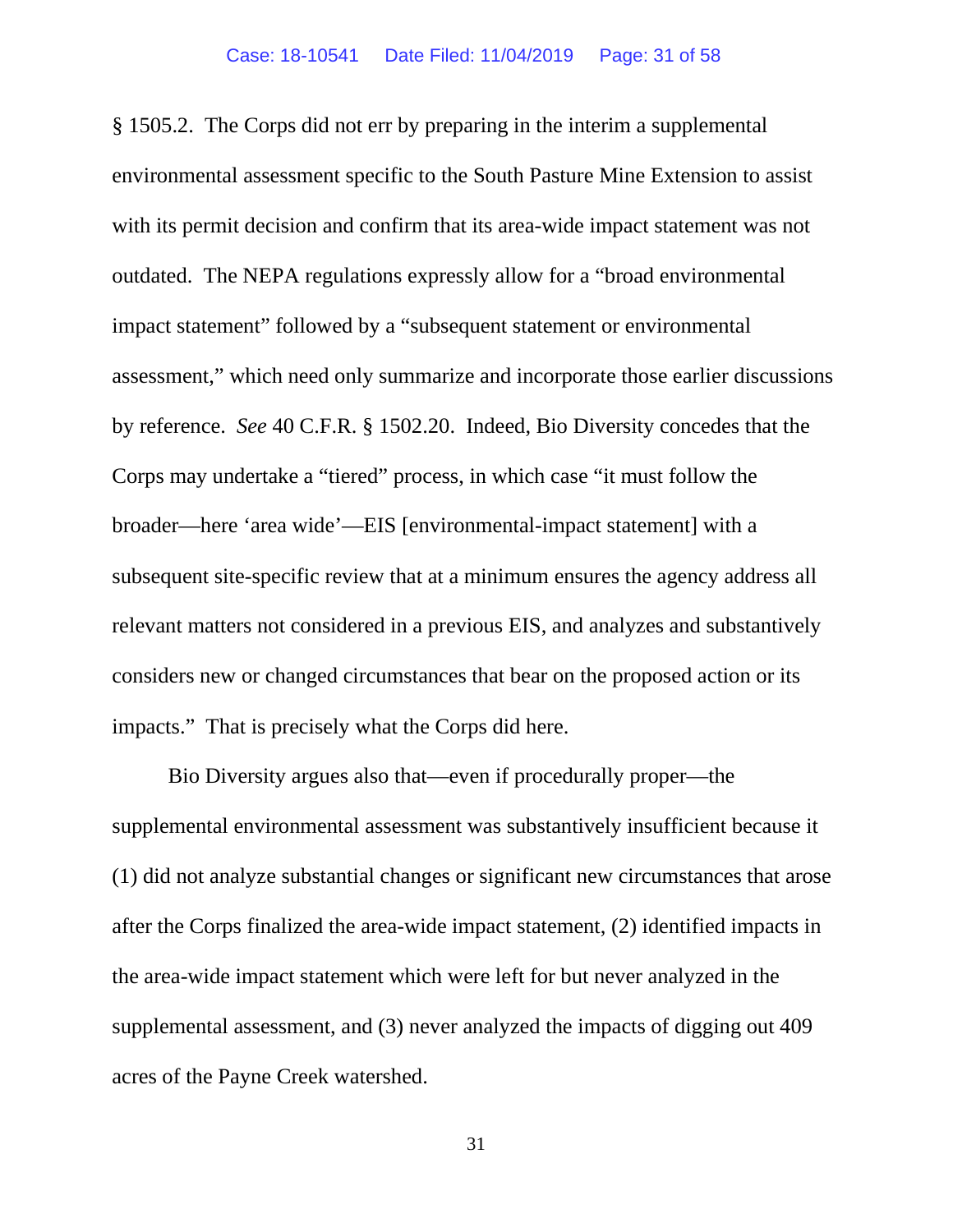§ 1505.2. The Corps did not err by preparing in the interim a supplemental environmental assessment specific to the South Pasture Mine Extension to assist with its permit decision and confirm that its area-wide impact statement was not outdated. The NEPA regulations expressly allow for a "broad environmental impact statement" followed by a "subsequent statement or environmental assessment," which need only summarize and incorporate those earlier discussions by reference. *See* 40 C.F.R. § 1502.20. Indeed, Bio Diversity concedes that the Corps may undertake a "tiered" process, in which case "it must follow the broader—here 'area wide'—EIS [environmental-impact statement] with a subsequent site-specific review that at a minimum ensures the agency address all relevant matters not considered in a previous EIS, and analyzes and substantively considers new or changed circumstances that bear on the proposed action or its impacts." That is precisely what the Corps did here.

Bio Diversity argues also that—even if procedurally proper—the supplemental environmental assessment was substantively insufficient because it (1) did not analyze substantial changes or significant new circumstances that arose after the Corps finalized the area-wide impact statement, (2) identified impacts in the area-wide impact statement which were left for but never analyzed in the supplemental assessment, and (3) never analyzed the impacts of digging out 409 acres of the Payne Creek watershed.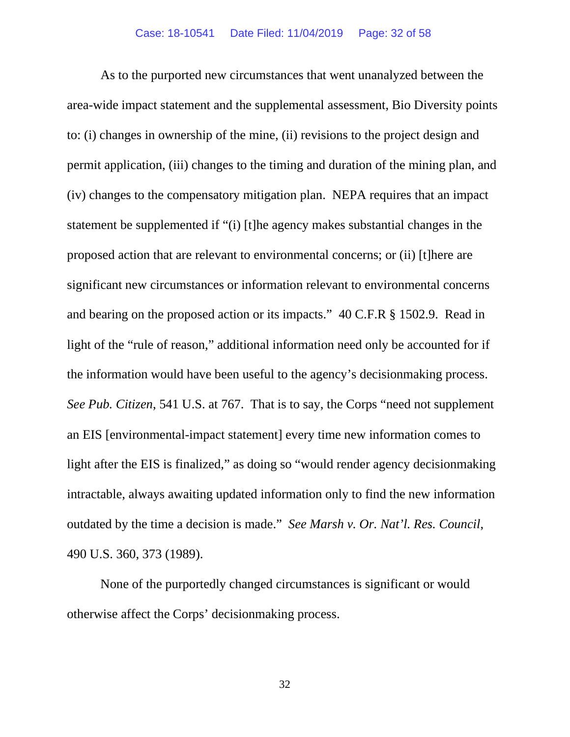As to the purported new circumstances that went unanalyzed between the area-wide impact statement and the supplemental assessment, Bio Diversity points to: (i) changes in ownership of the mine, (ii) revisions to the project design and permit application, (iii) changes to the timing and duration of the mining plan, and (iv) changes to the compensatory mitigation plan. NEPA requires that an impact statement be supplemented if "(i) [t]he agency makes substantial changes in the proposed action that are relevant to environmental concerns; or (ii) [t]here are significant new circumstances or information relevant to environmental concerns and bearing on the proposed action or its impacts." 40 C.F.R § 1502.9. Read in light of the "rule of reason," additional information need only be accounted for if the information would have been useful to the agency's decisionmaking process. *See Pub. Citizen*, 541 U.S. at 767. That is to say, the Corps "need not supplement an EIS [environmental-impact statement] every time new information comes to light after the EIS is finalized," as doing so "would render agency decisionmaking intractable, always awaiting updated information only to find the new information outdated by the time a decision is made." *See Marsh v. Or. Nat'l. Res. Council*, 490 U.S. 360, 373 (1989).

None of the purportedly changed circumstances is significant or would otherwise affect the Corps' decisionmaking process.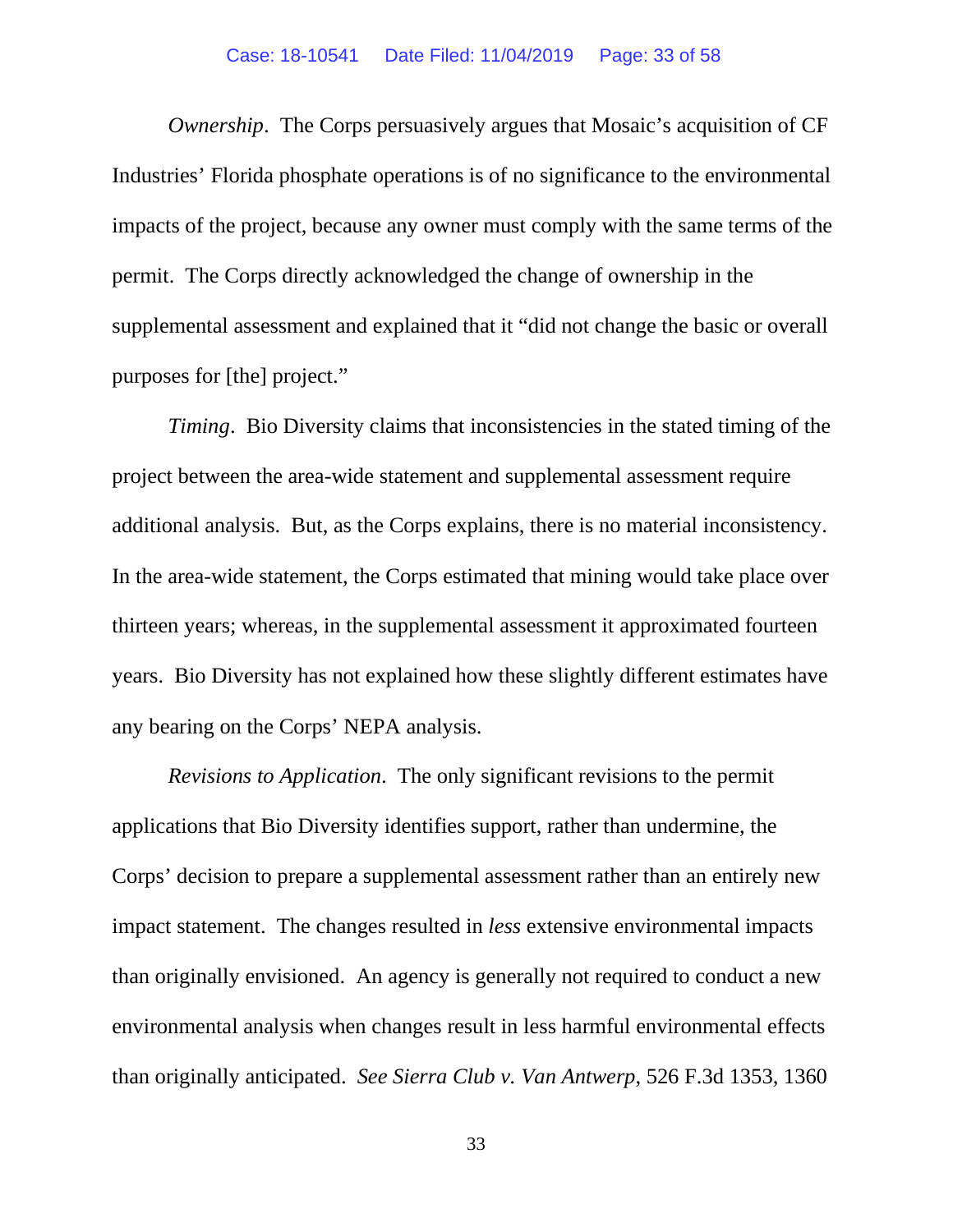*Ownership*. The Corps persuasively argues that Mosaic's acquisition of CF Industries' Florida phosphate operations is of no significance to the environmental impacts of the project, because any owner must comply with the same terms of the permit. The Corps directly acknowledged the change of ownership in the supplemental assessment and explained that it "did not change the basic or overall purposes for [the] project."

*Timing*. Bio Diversity claims that inconsistencies in the stated timing of the project between the area-wide statement and supplemental assessment require additional analysis. But, as the Corps explains, there is no material inconsistency. In the area-wide statement, the Corps estimated that mining would take place over thirteen years; whereas, in the supplemental assessment it approximated fourteen years. Bio Diversity has not explained how these slightly different estimates have any bearing on the Corps' NEPA analysis.

*Revisions to Application*. The only significant revisions to the permit applications that Bio Diversity identifies support, rather than undermine, the Corps' decision to prepare a supplemental assessment rather than an entirely new impact statement. The changes resulted in *less* extensive environmental impacts than originally envisioned. An agency is generally not required to conduct a new environmental analysis when changes result in less harmful environmental effects than originally anticipated. *See Sierra Club v. Van Antwerp*, 526 F.3d 1353, 1360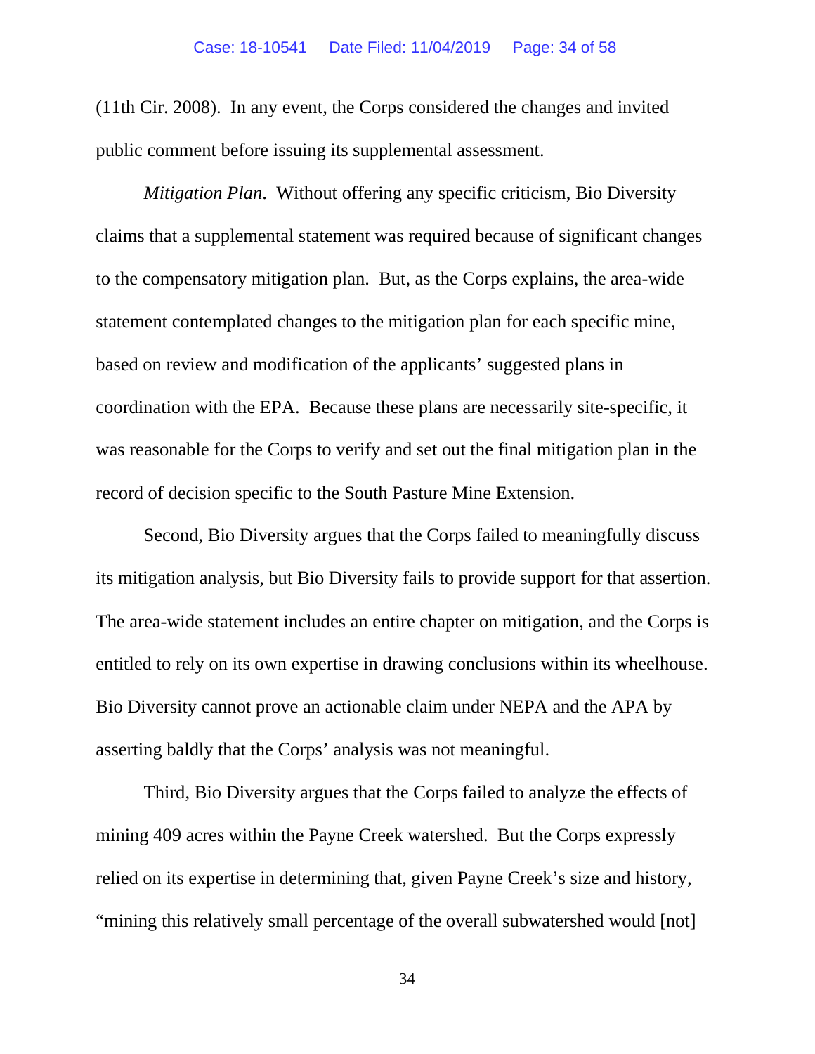(11th Cir. 2008). In any event, the Corps considered the changes and invited public comment before issuing its supplemental assessment.

*Mitigation Plan*. Without offering any specific criticism, Bio Diversity claims that a supplemental statement was required because of significant changes to the compensatory mitigation plan. But, as the Corps explains, the area-wide statement contemplated changes to the mitigation plan for each specific mine, based on review and modification of the applicants' suggested plans in coordination with the EPA. Because these plans are necessarily site-specific, it was reasonable for the Corps to verify and set out the final mitigation plan in the record of decision specific to the South Pasture Mine Extension.

Second, Bio Diversity argues that the Corps failed to meaningfully discuss its mitigation analysis, but Bio Diversity fails to provide support for that assertion. The area-wide statement includes an entire chapter on mitigation, and the Corps is entitled to rely on its own expertise in drawing conclusions within its wheelhouse. Bio Diversity cannot prove an actionable claim under NEPA and the APA by asserting baldly that the Corps' analysis was not meaningful.

Third, Bio Diversity argues that the Corps failed to analyze the effects of mining 409 acres within the Payne Creek watershed. But the Corps expressly relied on its expertise in determining that, given Payne Creek's size and history, "mining this relatively small percentage of the overall subwatershed would [not]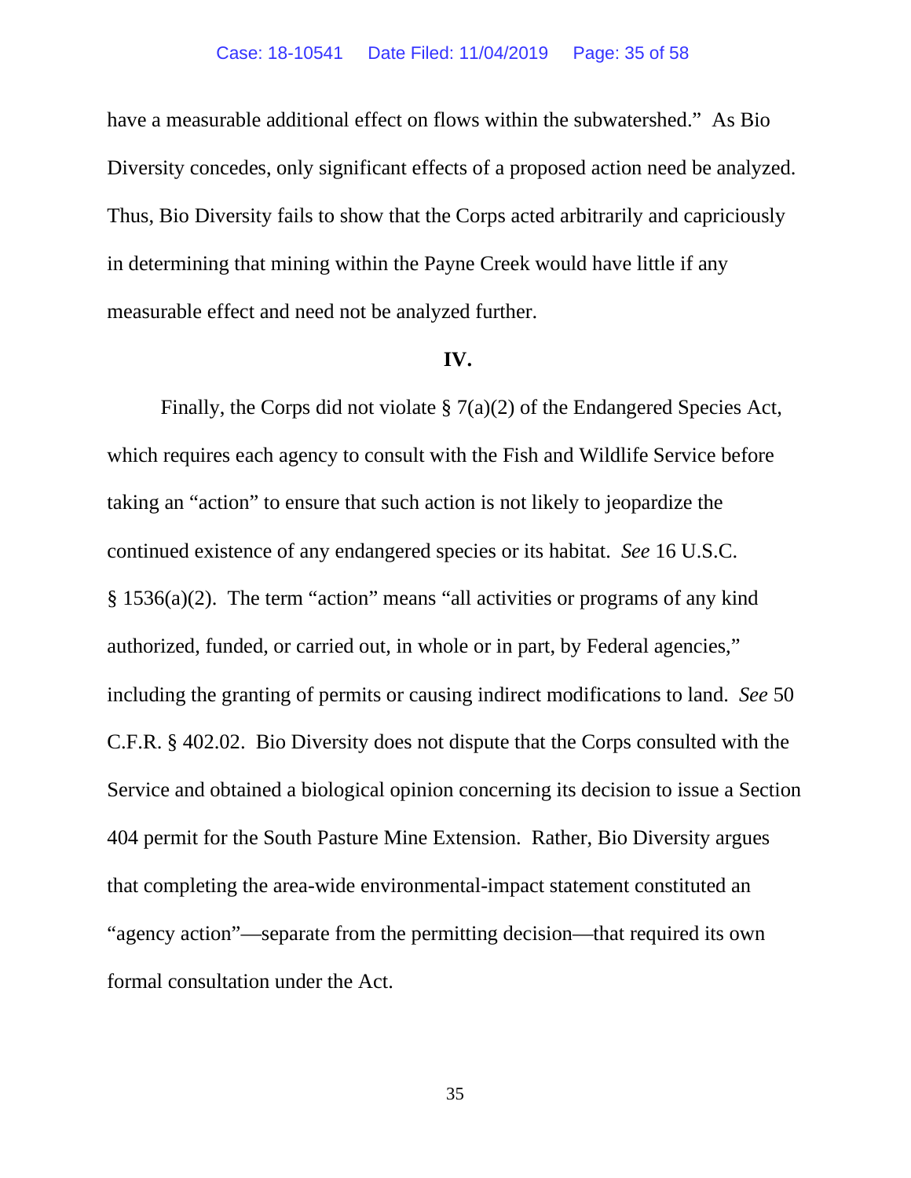have a measurable additional effect on flows within the subwatershed." As Bio Diversity concedes, only significant effects of a proposed action need be analyzed. Thus, Bio Diversity fails to show that the Corps acted arbitrarily and capriciously in determining that mining within the Payne Creek would have little if any measurable effect and need not be analyzed further.

## IV.

Finally, the Corps did not violate § 7(a)(2) of the Endangered Species Act, which requires each agency to consult with the Fish and Wildlife Service before taking an "action" to ensure that such action is not likely to jeopardize the continued existence of any endangered species or its habitat. *See* 16 U.S.C. § 1536(a)(2). The term "action" means "all activities or programs of any kind authorized, funded, or carried out, in whole or in part, by Federal agencies," including the granting of permits or causing indirect modifications to land. *See* 50 C.F.R. § 402.02. Bio Diversity does not dispute that the Corps consulted with the Service and obtained a biological opinion concerning its decision to issue a Section 404 permit for the South Pasture Mine Extension. Rather, Bio Diversity argues that completing the area-wide environmental-impact statement constituted an "agency action"—separate from the permitting decision—that required its own formal consultation under the Act.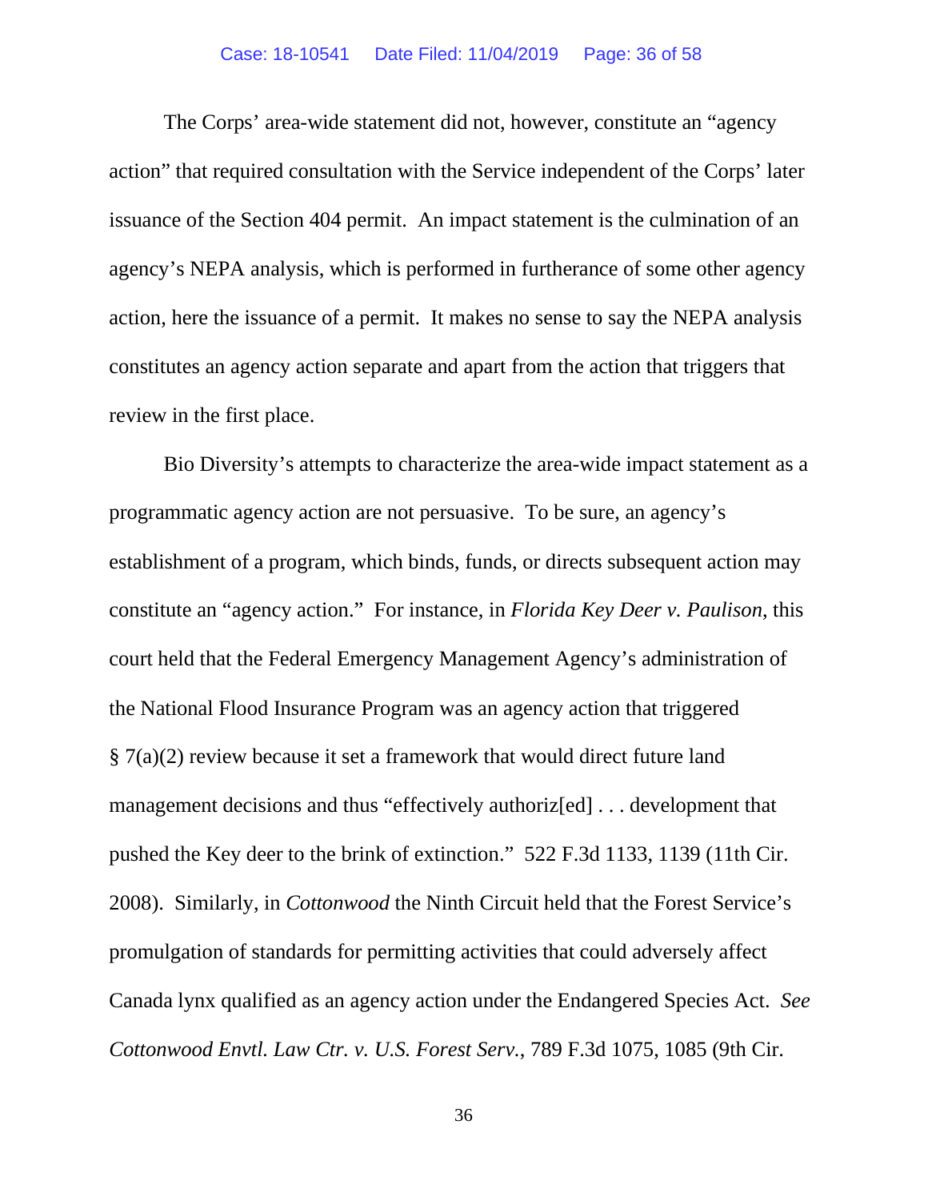The Corps' area-wide statement did not, however, constitute an "agency action" that required consultation with the Service independent of the Corps' later issuance of the Section 404 permit. An impact statement is the culmination of an agency's NEPA analysis, which is performed in furtherance of some other agency action, here the issuance of a permit. It makes no sense to say the NEPA analysis constitutes an agency action separate and apart from the action that triggers that review in the first place.

Bio Diversity's attempts to characterize the area-wide impact statement as a programmatic agency action are not persuasive. To be sure, an agency's establishment of a program, which binds, funds, or directs subsequent action may constitute an "agency action." For instance, in *Florida Key Deer v. Paulison*, this court held that the Federal Emergency Management Agency's administration of the National Flood Insurance Program was an agency action that triggered § 7(a)(2) review because it set a framework that would direct future land management decisions and thus "effectively authoriz[ed] . . . development that pushed the Key deer to the brink of extinction." 522 F.3d 1133, 1139 (11th Cir. 2008). Similarly, in *Cottonwood* the Ninth Circuit held that the Forest Service's promulgation of standards for permitting activities that could adversely affect Canada lynx qualified as an agency action under the Endangered Species Act. *See Cottonwood Envtl. Law Ctr. v. U.S. Forest Serv.*, 789 F.3d 1075, 1085 (9th Cir.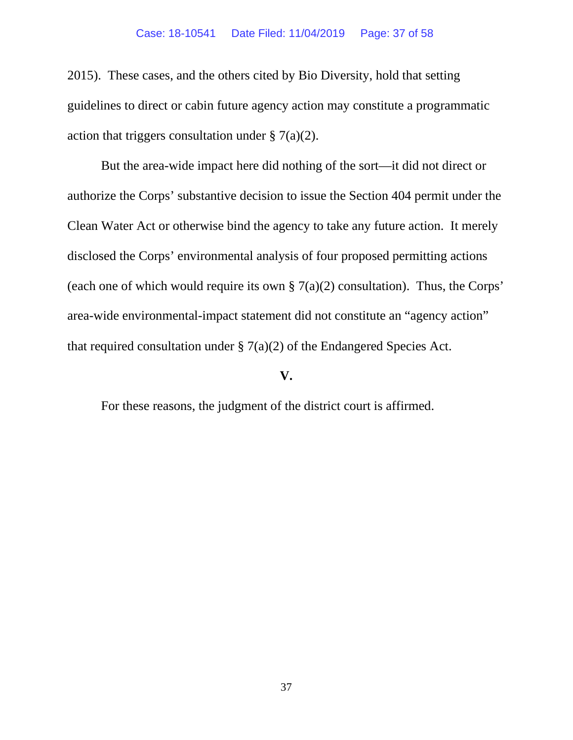2015). These cases, and the others cited by Bio Diversity, hold that setting guidelines to direct or cabin future agency action may constitute a programmatic action that triggers consultation under § 7(a)(2).

But the area-wide impact here did nothing of the sort—it did not direct or authorize the Corps' substantive decision to issue the Section 404 permit under the Clean Water Act or otherwise bind the agency to take any future action. It merely disclosed the Corps' environmental analysis of four proposed permitting actions (each one of which would require its own § 7(a)(2) consultation). Thus, the Corps' area-wide environmental-impact statement did not constitute an "agency action" that required consultation under § 7(a)(2) of the Endangered Species Act.

## V.

For these reasons, the judgment of the district court is affirmed.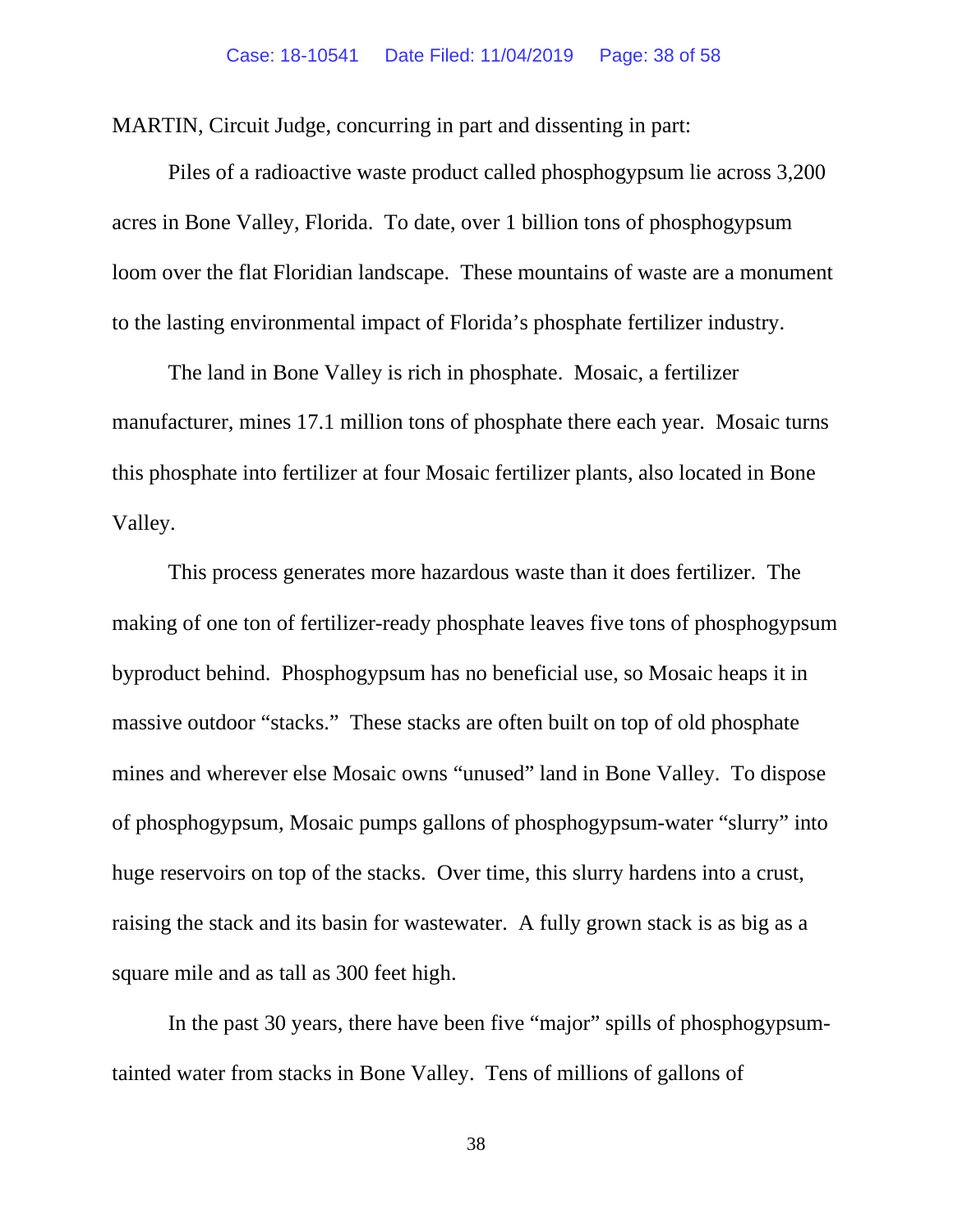MARTIN, Circuit Judge, concurring in part and dissenting in part:

Piles of a radioactive waste product called phosphogypsum lie across 3,200 acres in Bone Valley, Florida. To date, over 1 billion tons of phosphogypsum loom over the flat Floridian landscape. These mountains of waste are a monument to the lasting environmental impact of Florida's phosphate fertilizer industry.

The land in Bone Valley is rich in phosphate. Mosaic, a fertilizer manufacturer, mines 17.1 million tons of phosphate there each year. Mosaic turns this phosphate into fertilizer at four Mosaic fertilizer plants, also located in Bone Valley.

This process generates more hazardous waste than it does fertilizer. The making of one ton of fertilizer-ready phosphate leaves five tons of phosphogypsum byproduct behind. Phosphogypsum has no beneficial use, so Mosaic heaps it in massive outdoor "stacks." These stacks are often built on top of old phosphate mines and wherever else Mosaic owns "unused" land in Bone Valley. To dispose of phosphogypsum, Mosaic pumps gallons of phosphogypsum-water "slurry" into huge reservoirs on top of the stacks. Over time, this slurry hardens into a crust, raising the stack and its basin for wastewater. A fully grown stack is as big as a square mile and as tall as 300 feet high.

In the past 30 years, there have been five "major" spills of phosphogypsum-tainted water from stacks in Bone Valley. Tens of millions of gallons of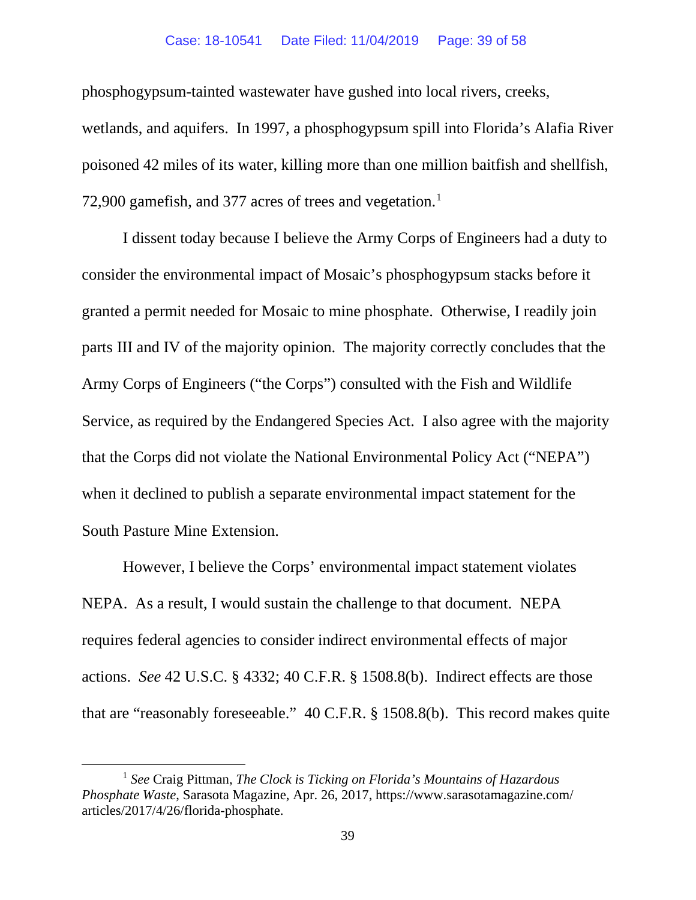phosphogypsum-tainted wastewater have gushed into local rivers, creeks, wetlands, and aquifers. In 1997, a phosphogypsum spill into Florida's Alafia River poisoned 42 miles of its water, killing more than one million baitfish and shellfish, 72,900 gamefish, and 377 acres of trees and vegetation.[1]

I dissent today because I believe the Army Corps of Engineers had a duty to consider the environmental impact of Mosaic's phosphogypsum stacks before it granted a permit needed for Mosaic to mine phosphate. Otherwise, I readily join parts III and IV of the majority opinion. The majority correctly concludes that the Army Corps of Engineers ("the Corps") consulted with the Fish and Wildlife Service, as required by the Endangered Species Act. I also agree with the majority that the Corps did not violate the National Environmental Policy Act ("NEPA") when it declined to publish a separate environmental impact statement for the South Pasture Mine Extension.

However, I believe the Corps' environmental impact statement violates NEPA. As a result, I would sustain the challenge to that document. NEPA requires federal agencies to consider indirect environmental effects of major actions. *See* 42 U.S.C. § 4332; 40 C.F.R. § 1508.8(b). Indirect effects are those that are "reasonably foreseeable." 40 C.F.R. § 1508.8(b). This record makes quite

---

[1] *See* Craig Pittman, *The Clock is Ticking on Florida's Mountains of Hazardous Phosphate Waste*, Sarasota Magazine, Apr. 26, 2017, https://www.sarasotamagazine.com/articles/2017/4/26/florida-phosphate.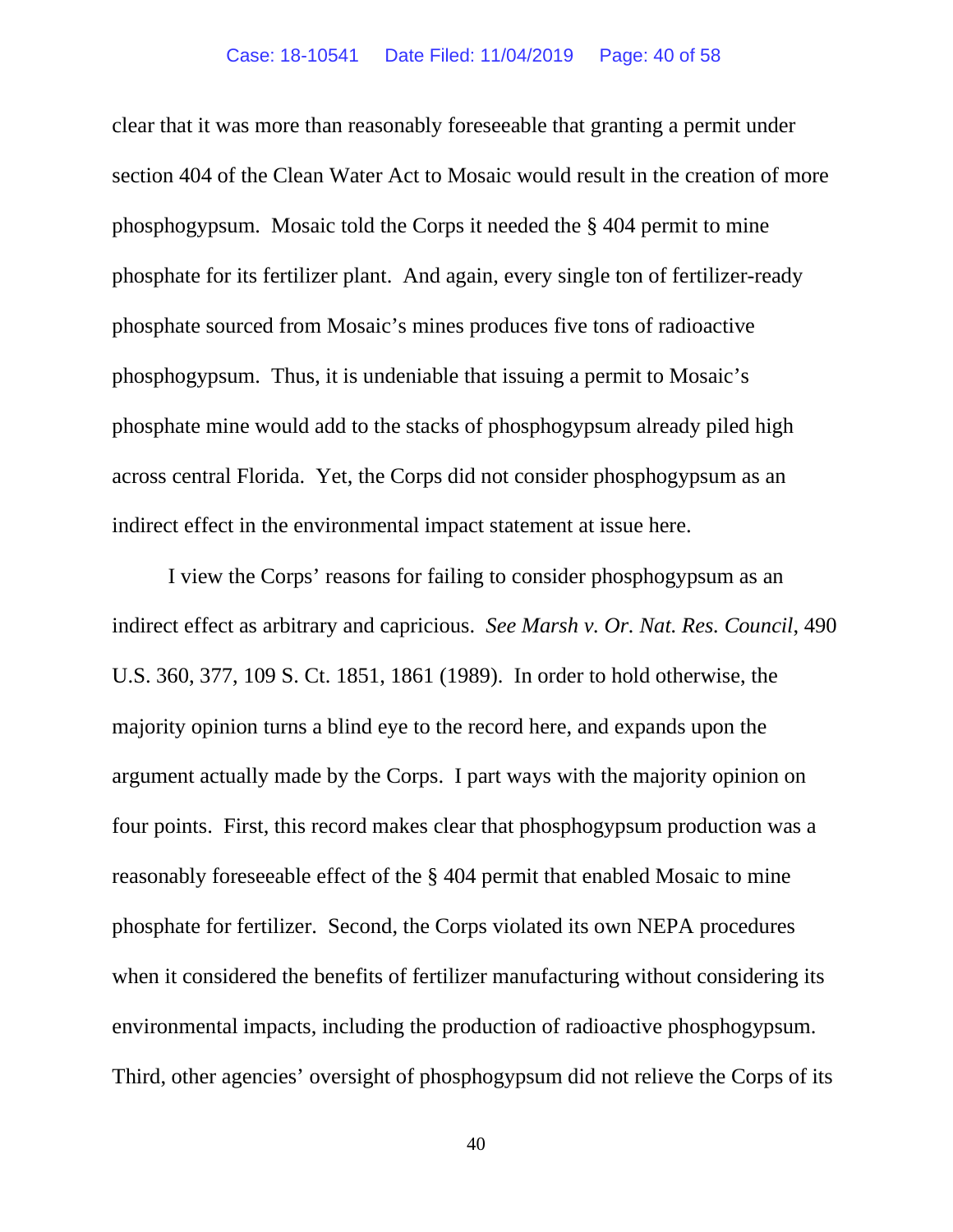clear that it was more than reasonably foreseeable that granting a permit under section 404 of the Clean Water Act to Mosaic would result in the creation of more phosphogypsum. Mosaic told the Corps it needed the § 404 permit to mine phosphate for its fertilizer plant. And again, every single ton of fertilizer-ready phosphate sourced from Mosaic's mines produces five tons of radioactive phosphogypsum. Thus, it is undeniable that issuing a permit to Mosaic's phosphate mine would add to the stacks of phosphogypsum already piled high across central Florida. Yet, the Corps did not consider phosphogypsum as an indirect effect in the environmental impact statement at issue here.

I view the Corps' reasons for failing to consider phosphogypsum as an indirect effect as arbitrary and capricious. *See Marsh v. Or. Nat. Res. Council*, 490 U.S. 360, 377, 109 S. Ct. 1851, 1861 (1989). In order to hold otherwise, the majority opinion turns a blind eye to the record here, and expands upon the argument actually made by the Corps. I part ways with the majority opinion on four points. First, this record makes clear that phosphogypsum production was a reasonably foreseeable effect of the § 404 permit that enabled Mosaic to mine phosphate for fertilizer. Second, the Corps violated its own NEPA procedures when it considered the benefits of fertilizer manufacturing without considering its environmental impacts, including the production of radioactive phosphogypsum. Third, other agencies' oversight of phosphogypsum did not relieve the Corps of its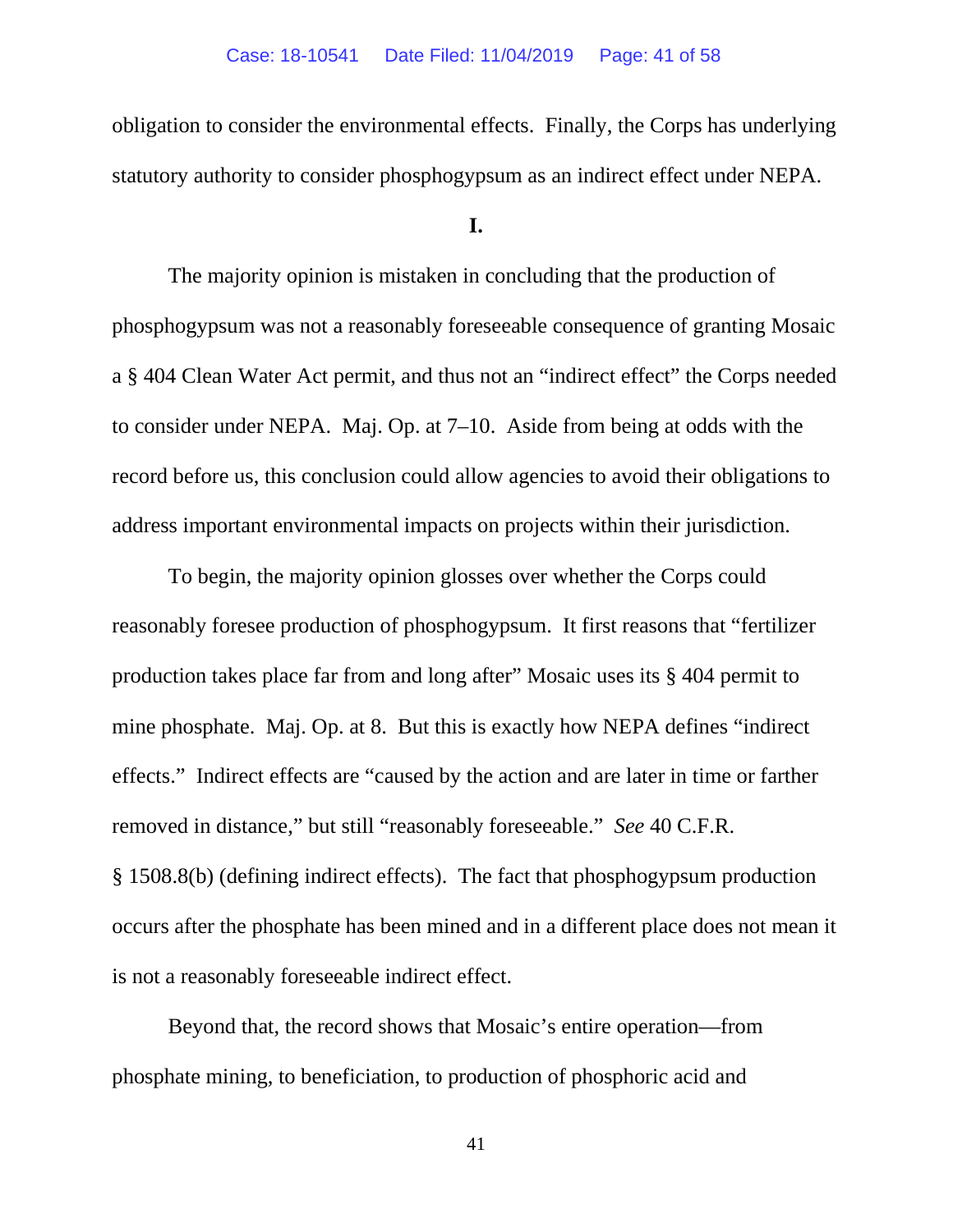obligation to consider the environmental effects. Finally, the Corps has underlying statutory authority to consider phosphogypsum as an indirect effect under NEPA.

**I.**

The majority opinion is mistaken in concluding that the production of phosphogypsum was not a reasonably foreseeable consequence of granting Mosaic a § 404 Clean Water Act permit, and thus not an "indirect effect" the Corps needed to consider under NEPA. Maj. Op. at 7–10. Aside from being at odds with the record before us, this conclusion could allow agencies to avoid their obligations to address important environmental impacts on projects within their jurisdiction.

To begin, the majority opinion glosses over whether the Corps could reasonably foresee production of phosphogypsum. It first reasons that "fertilizer production takes place far from and long after" Mosaic uses its § 404 permit to mine phosphate. Maj. Op. at 8. But this is exactly how NEPA defines "indirect effects." Indirect effects are "caused by the action and are later in time or farther removed in distance," but still "reasonably foreseeable." *See* 40 C.F.R. § 1508.8(b) (defining indirect effects). The fact that phosphogypsum production occurs after the phosphate has been mined and in a different place does not mean it is not a reasonably foreseeable indirect effect.

Beyond that, the record shows that Mosaic's entire operation—from phosphate mining, to beneficiation, to production of phosphoric acid and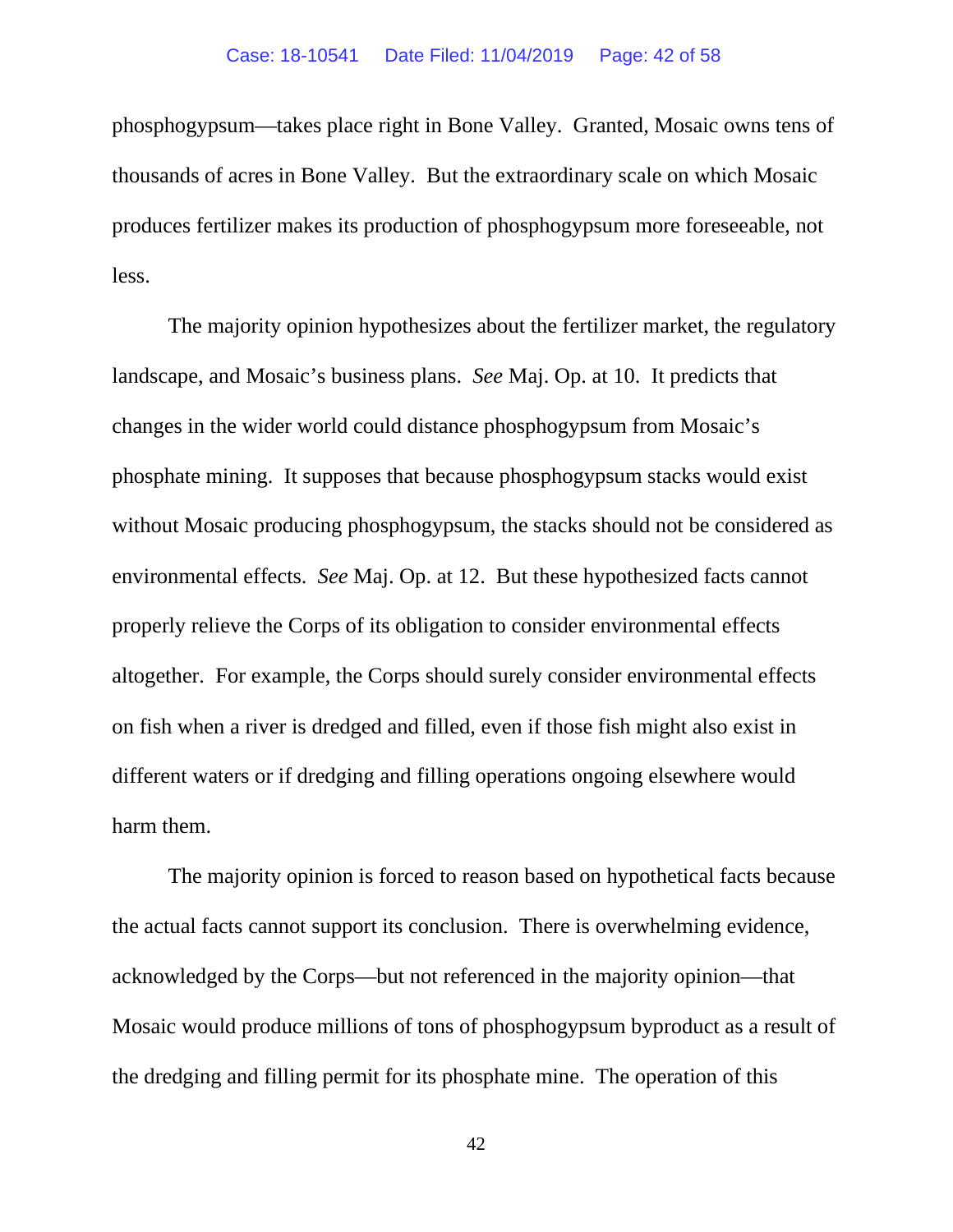phosphogypsum—takes place right in Bone Valley. Granted, Mosaic owns tens of thousands of acres in Bone Valley. But the extraordinary scale on which Mosaic produces fertilizer makes its production of phosphogypsum more foreseeable, not less.

The majority opinion hypothesizes about the fertilizer market, the regulatory landscape, and Mosaic's business plans. *See* Maj. Op. at 10. It predicts that changes in the wider world could distance phosphogypsum from Mosaic's phosphate mining. It supposes that because phosphogypsum stacks would exist without Mosaic producing phosphogypsum, the stacks should not be considered as environmental effects. *See* Maj. Op. at 12. But these hypothesized facts cannot properly relieve the Corps of its obligation to consider environmental effects altogether. For example, the Corps should surely consider environmental effects on fish when a river is dredged and filled, even if those fish might also exist in different waters or if dredging and filling operations ongoing elsewhere would harm them.

The majority opinion is forced to reason based on hypothetical facts because the actual facts cannot support its conclusion. There is overwhelming evidence, acknowledged by the Corps—but not referenced in the majority opinion—that Mosaic would produce millions of tons of phosphogypsum byproduct as a result of the dredging and filling permit for its phosphate mine. The operation of this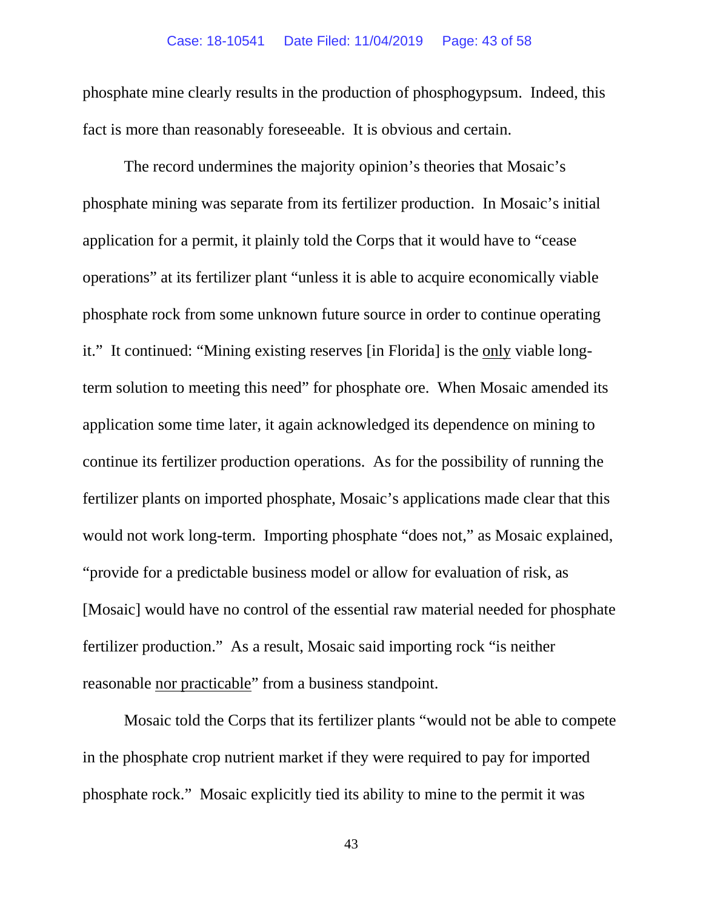phosphate mine clearly results in the production of phosphogypsum. Indeed, this fact is more than reasonably foreseeable. It is obvious and certain.

The record undermines the majority opinion's theories that Mosaic's phosphate mining was separate from its fertilizer production. In Mosaic's initial application for a permit, it plainly told the Corps that it would have to "cease operations" at its fertilizer plant "unless it is able to acquire economically viable phosphate rock from some unknown future source in order to continue operating it." It continued: "Mining existing reserves [in Florida] is the <u>only</u> viable long-term solution to meeting this need" for phosphate ore. When Mosaic amended its application some time later, it again acknowledged its dependence on mining to continue its fertilizer production operations. As for the possibility of running the fertilizer plants on imported phosphate, Mosaic's applications made clear that this would not work long-term. Importing phosphate "does not," as Mosaic explained, "provide for a predictable business model or allow for evaluation of risk, as [Mosaic] would have no control of the essential raw material needed for phosphate fertilizer production." As a result, Mosaic said importing rock "is neither reasonable <u>nor practicable</u>" from a business standpoint.

Mosaic told the Corps that its fertilizer plants "would not be able to compete in the phosphate crop nutrient market if they were required to pay for imported phosphate rock." Mosaic explicitly tied its ability to mine to the permit it was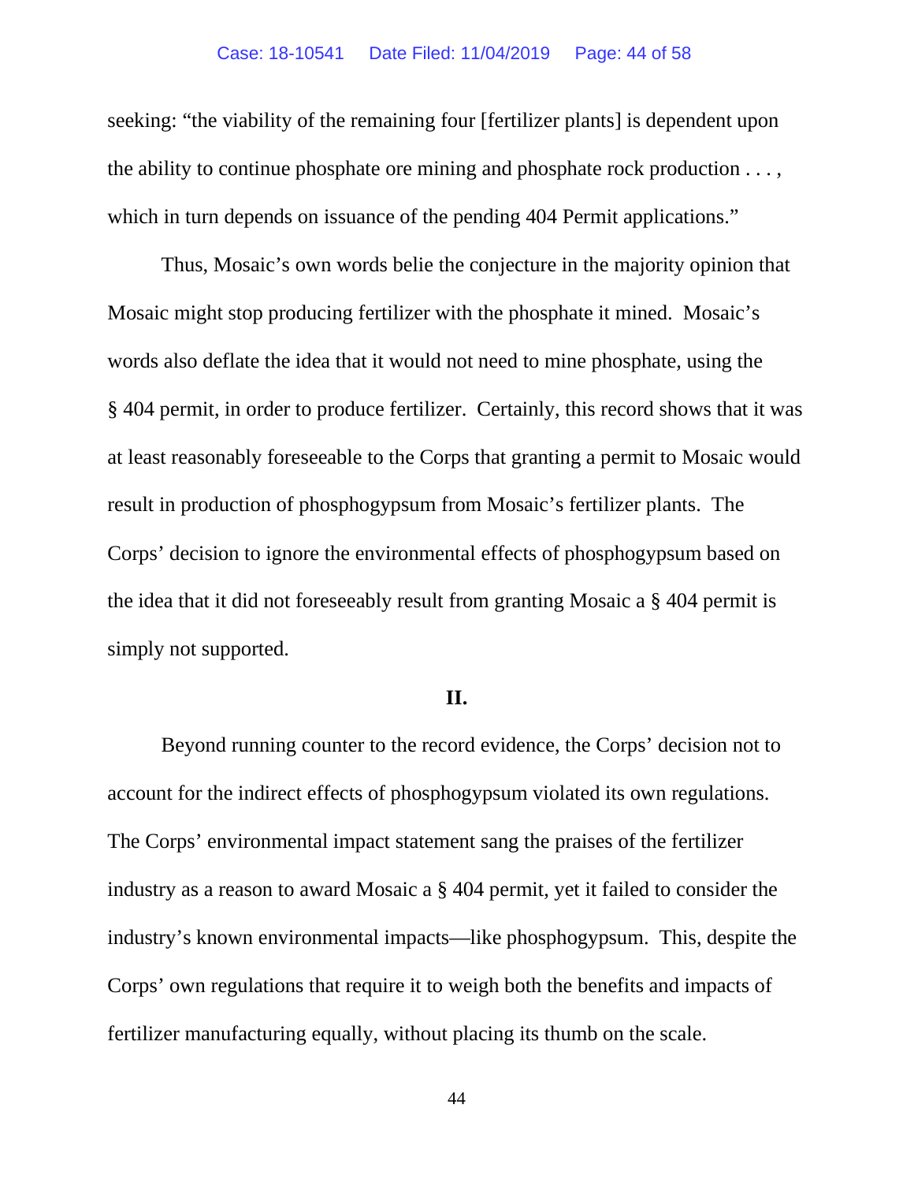seeking: "the viability of the remaining four [fertilizer plants] is dependent upon the ability to continue phosphate ore mining and phosphate rock production . . . , which in turn depends on issuance of the pending 404 Permit applications."

Thus, Mosaic's own words belie the conjecture in the majority opinion that Mosaic might stop producing fertilizer with the phosphate it mined. Mosaic's words also deflate the idea that it would not need to mine phosphate, using the § 404 permit, in order to produce fertilizer. Certainly, this record shows that it was at least reasonably foreseeable to the Corps that granting a permit to Mosaic would result in production of phosphogypsum from Mosaic's fertilizer plants. The Corps' decision to ignore the environmental effects of phosphogypsum based on the idea that it did not foreseeably result from granting Mosaic a § 404 permit is simply not supported.

## II.

Beyond running counter to the record evidence, the Corps' decision not to account for the indirect effects of phosphogypsum violated its own regulations. The Corps' environmental impact statement sang the praises of the fertilizer industry as a reason to award Mosaic a § 404 permit, yet it failed to consider the industry's known environmental impacts—like phosphogypsum. This, despite the Corps' own regulations that require it to weigh both the benefits and impacts of fertilizer manufacturing equally, without placing its thumb on the scale.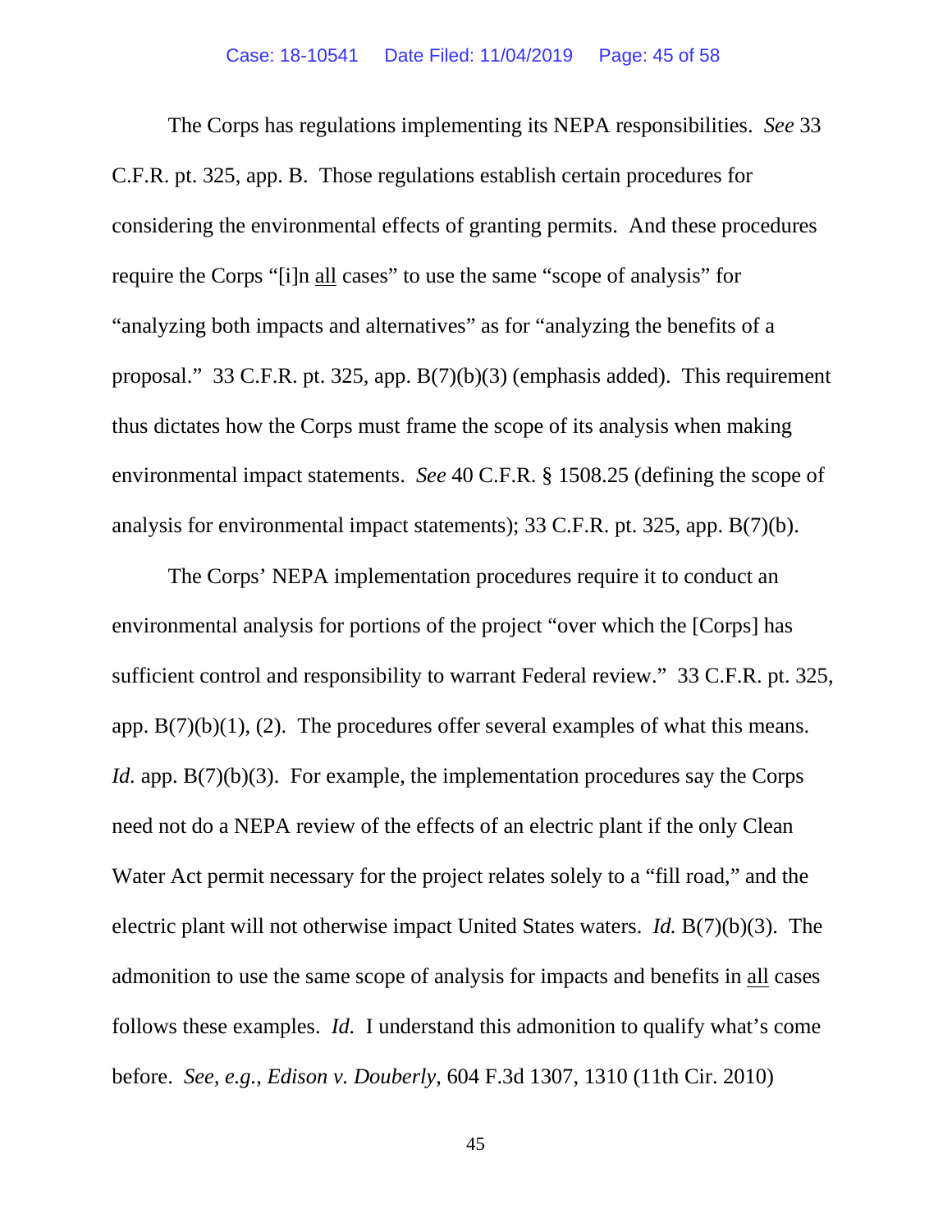The Corps has regulations implementing its NEPA responsibilities. *See* 33 C.F.R. pt. 325, app. B. Those regulations establish certain procedures for considering the environmental effects of granting permits. And these procedures require the Corps "[i]n <u>all</u> cases" to use the same "scope of analysis" for "analyzing both impacts and alternatives" as for "analyzing the benefits of a proposal." 33 C.F.R. pt. 325, app. B(7)(b)(3) (emphasis added). This requirement thus dictates how the Corps must frame the scope of its analysis when making environmental impact statements. *See* 40 C.F.R. § 1508.25 (defining the scope of analysis for environmental impact statements); 33 C.F.R. pt. 325, app. B(7)(b).

The Corps' NEPA implementation procedures require it to conduct an environmental analysis for portions of the project "over which the [Corps] has sufficient control and responsibility to warrant Federal review." 33 C.F.R. pt. 325, app. B(7)(b)(1), (2). The procedures offer several examples of what this means. *Id.* app. B(7)(b)(3). For example, the implementation procedures say the Corps need not do a NEPA review of the effects of an electric plant if the only Clean Water Act permit necessary for the project relates solely to a "fill road," and the electric plant will not otherwise impact United States waters. *Id.* B(7)(b)(3). The admonition to use the same scope of analysis for impacts and benefits in <u>all</u> cases follows these examples. *Id.* I understand this admonition to qualify what's come before. *See, e.g.*, *Edison v. Douberly*, 604 F.3d 1307, 1310 (11th Cir. 2010)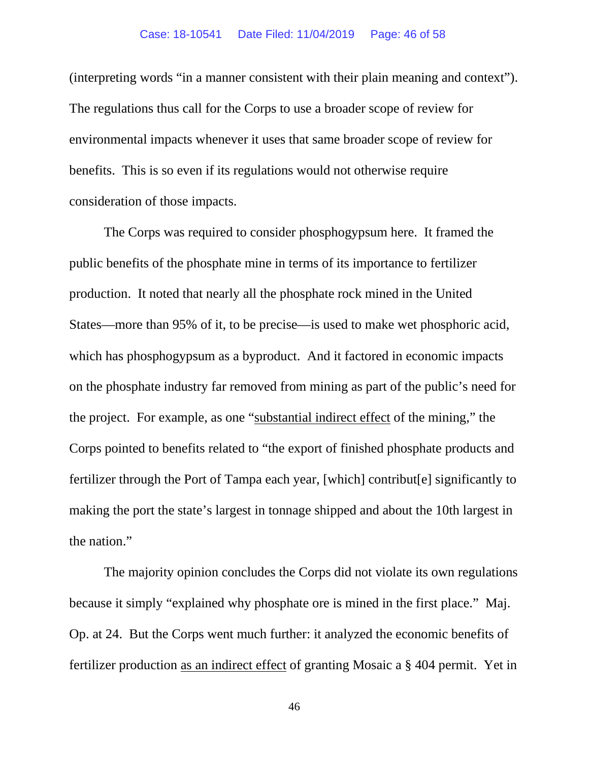(interpreting words "in a manner consistent with their plain meaning and context"). The regulations thus call for the Corps to use a broader scope of review for environmental impacts whenever it uses that same broader scope of review for benefits. This is so even if its regulations would not otherwise require consideration of those impacts.

The Corps was required to consider phosphogypsum here. It framed the public benefits of the phosphate mine in terms of its importance to fertilizer production. It noted that nearly all the phosphate rock mined in the United States—more than 95% of it, to be precise—is used to make wet phosphoric acid, which has phosphogypsum as a byproduct. And it factored in economic impacts on the phosphate industry far removed from mining as part of the public's need for the project. For example, as one "<u>substantial indirect effect</u> of the mining," the Corps pointed to benefits related to "the export of finished phosphate products and fertilizer through the Port of Tampa each year, [which] contribut[e] significantly to making the port the state's largest in tonnage shipped and about the 10th largest in the nation."

The majority opinion concludes the Corps did not violate its own regulations because it simply "explained why phosphate ore is mined in the first place." Maj. Op. at 24. But the Corps went much further: it analyzed the economic benefits of fertilizer production <u>as an indirect effect</u> of granting Mosaic a § 404 permit. Yet in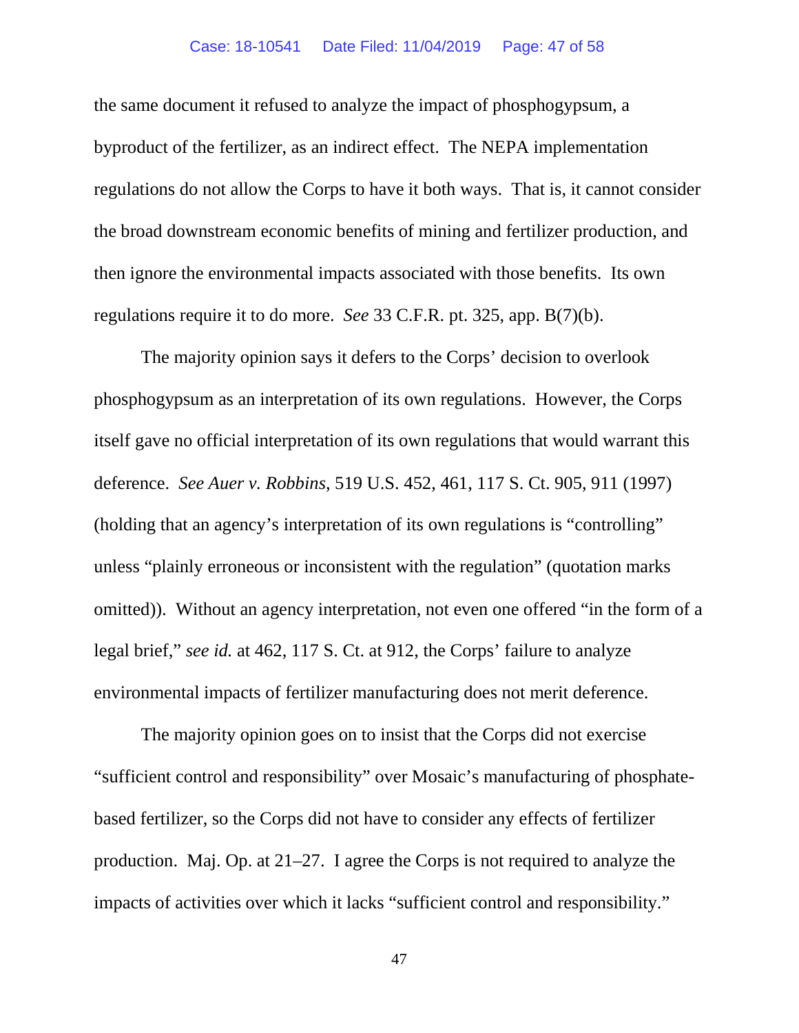the same document it refused to analyze the impact of phosphogypsum, a byproduct of the fertilizer, as an indirect effect. The NEPA implementation regulations do not allow the Corps to have it both ways. That is, it cannot consider the broad downstream economic benefits of mining and fertilizer production, and then ignore the environmental impacts associated with those benefits. Its own regulations require it to do more. *See* 33 C.F.R. pt. 325, app. B(7)(b).

The majority opinion says it defers to the Corps' decision to overlook phosphogypsum as an interpretation of its own regulations. However, the Corps itself gave no official interpretation of its own regulations that would warrant this deference. *See Auer v. Robbins*, 519 U.S. 452, 461, 117 S. Ct. 905, 911 (1997) (holding that an agency's interpretation of its own regulations is "controlling" unless "plainly erroneous or inconsistent with the regulation" (quotation marks omitted)). Without an agency interpretation, not even one offered "in the form of a legal brief," *see id.* at 462, 117 S. Ct. at 912, the Corps' failure to analyze environmental impacts of fertilizer manufacturing does not merit deference.

The majority opinion goes on to insist that the Corps did not exercise "sufficient control and responsibility" over Mosaic's manufacturing of phosphate-based fertilizer, so the Corps did not have to consider any effects of fertilizer production. Maj. Op. at 21–27. I agree the Corps is not required to analyze the impacts of activities over which it lacks "sufficient control and responsibility."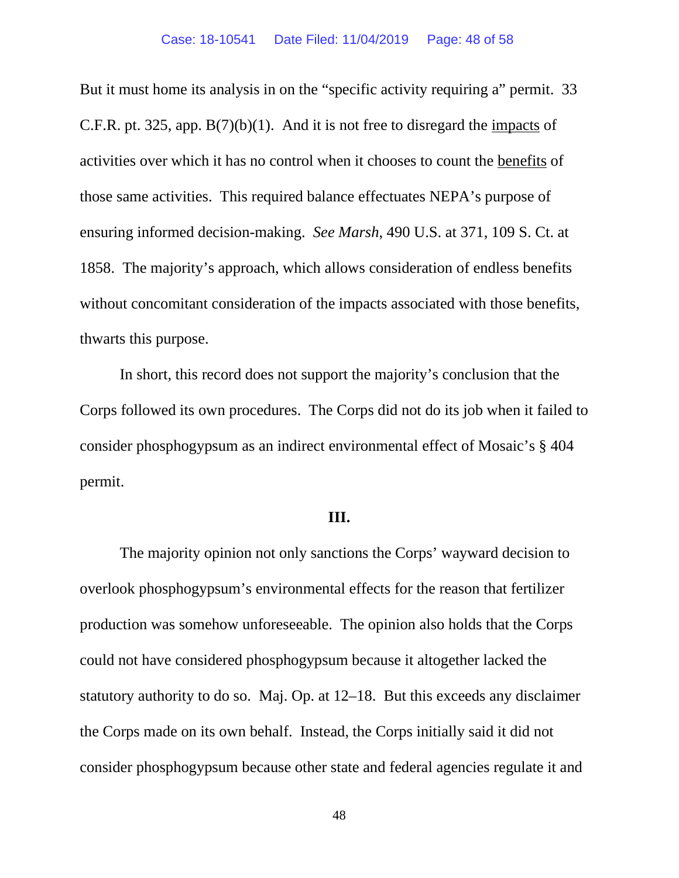But it must home its analysis in on the "specific activity requiring a" permit. 33 C.F.R. pt. 325, app. B(7)(b)(1). And it is not free to disregard the <u>impacts</u> of activities over which it has no control when it chooses to count the <u>benefits</u> of those same activities. This required balance effectuates NEPA's purpose of ensuring informed decision-making. *See Marsh*, 490 U.S. at 371, 109 S. Ct. at 1858. The majority's approach, which allows consideration of endless benefits without concomitant consideration of the impacts associated with those benefits, thwarts this purpose.

In short, this record does not support the majority's conclusion that the Corps followed its own procedures. The Corps did not do its job when it failed to consider phosphogypsum as an indirect environmental effect of Mosaic's § 404 permit.

**III.**

The majority opinion not only sanctions the Corps' wayward decision to overlook phosphogypsum's environmental effects for the reason that fertilizer production was somehow unforeseeable. The opinion also holds that the Corps could not have considered phosphogypsum because it altogether lacked the statutory authority to do so. Maj. Op. at 12–18. But this exceeds any disclaimer the Corps made on its own behalf. Instead, the Corps initially said it did not consider phosphogypsum because other state and federal agencies regulate it and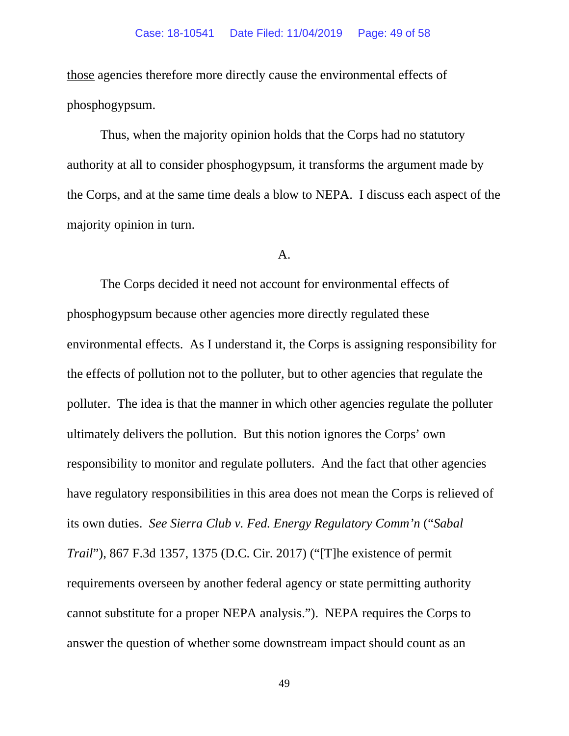those agencies therefore more directly cause the environmental effects of phosphogypsum.

Thus, when the majority opinion holds that the Corps had no statutory authority at all to consider phosphogypsum, it transforms the argument made by the Corps, and at the same time deals a blow to NEPA. I discuss each aspect of the majority opinion in turn.

A.

The Corps decided it need not account for environmental effects of phosphogypsum because other agencies more directly regulated these environmental effects. As I understand it, the Corps is assigning responsibility for the effects of pollution not to the polluter, but to other agencies that regulate the polluter. The idea is that the manner in which other agencies regulate the polluter ultimately delivers the pollution. But this notion ignores the Corps' own responsibility to monitor and regulate polluters. And the fact that other agencies have regulatory responsibilities in this area does not mean the Corps is relieved of its own duties. *See Sierra Club v. Fed. Energy Regulatory Comm'n* ("*Sabal Trail*"), 867 F.3d 1357, 1375 (D.C. Cir. 2017) ("[T]he existence of permit requirements overseen by another federal agency or state permitting authority cannot substitute for a proper NEPA analysis."). NEPA requires the Corps to answer the question of whether some downstream impact should count as an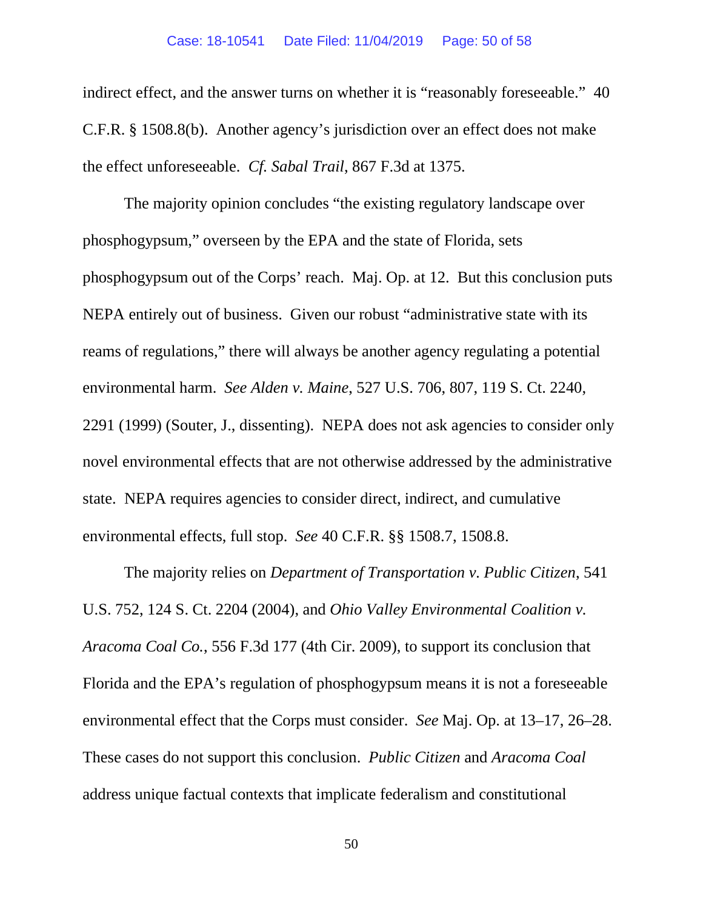indirect effect, and the answer turns on whether it is "reasonably foreseeable." 40 C.F.R. § 1508.8(b). Another agency's jurisdiction over an effect does not make the effect unforeseeable. *Cf. Sabal Trail*, 867 F.3d at 1375.

The majority opinion concludes "the existing regulatory landscape over phosphogypsum," overseen by the EPA and the state of Florida, sets phosphogypsum out of the Corps' reach. Maj. Op. at 12. But this conclusion puts NEPA entirely out of business. Given our robust "administrative state with its reams of regulations," there will always be another agency regulating a potential environmental harm. *See Alden v. Maine*, 527 U.S. 706, 807, 119 S. Ct. 2240, 2291 (1999) (Souter, J., dissenting). NEPA does not ask agencies to consider only novel environmental effects that are not otherwise addressed by the administrative state. NEPA requires agencies to consider direct, indirect, and cumulative environmental effects, full stop. *See* 40 C.F.R. §§ 1508.7, 1508.8.

The majority relies on *Department of Transportation v. Public Citizen*, 541 U.S. 752, 124 S. Ct. 2204 (2004), and *Ohio Valley Environmental Coalition v. Aracoma Coal Co.*, 556 F.3d 177 (4th Cir. 2009), to support its conclusion that Florida and the EPA's regulation of phosphogypsum means it is not a foreseeable environmental effect that the Corps must consider. *See* Maj. Op. at 13–17, 26–28. These cases do not support this conclusion. *Public Citizen* and *Aracoma Coal* address unique factual contexts that implicate federalism and constitutional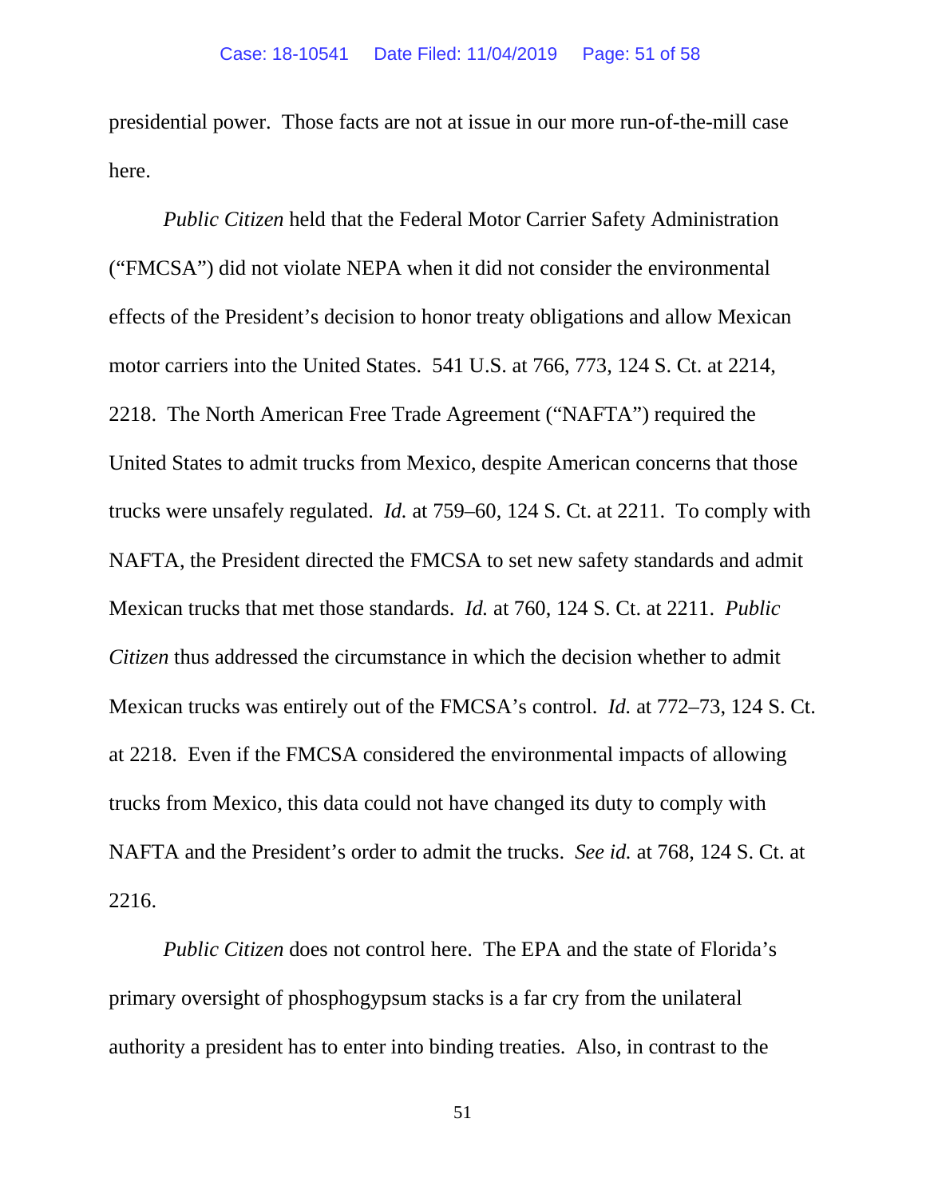presidential power. Those facts are not at issue in our more run-of-the-mill case here.

*Public Citizen* held that the Federal Motor Carrier Safety Administration ("FMCSA") did not violate NEPA when it did not consider the environmental effects of the President's decision to honor treaty obligations and allow Mexican motor carriers into the United States. 541 U.S. at 766, 773, 124 S. Ct. at 2214, 2218. The North American Free Trade Agreement ("NAFTA") required the United States to admit trucks from Mexico, despite American concerns that those trucks were unsafely regulated. *Id.* at 759–60, 124 S. Ct. at 2211. To comply with NAFTA, the President directed the FMCSA to set new safety standards and admit Mexican trucks that met those standards. *Id.* at 760, 124 S. Ct. at 2211. *Public Citizen* thus addressed the circumstance in which the decision whether to admit Mexican trucks was entirely out of the FMCSA's control. *Id.* at 772–73, 124 S. Ct. at 2218. Even if the FMCSA considered the environmental impacts of allowing trucks from Mexico, this data could not have changed its duty to comply with NAFTA and the President's order to admit the trucks. *See id.* at 768, 124 S. Ct. at 2216.

*Public Citizen* does not control here. The EPA and the state of Florida's primary oversight of phosphogypsum stacks is a far cry from the unilateral authority a president has to enter into binding treaties. Also, in contrast to the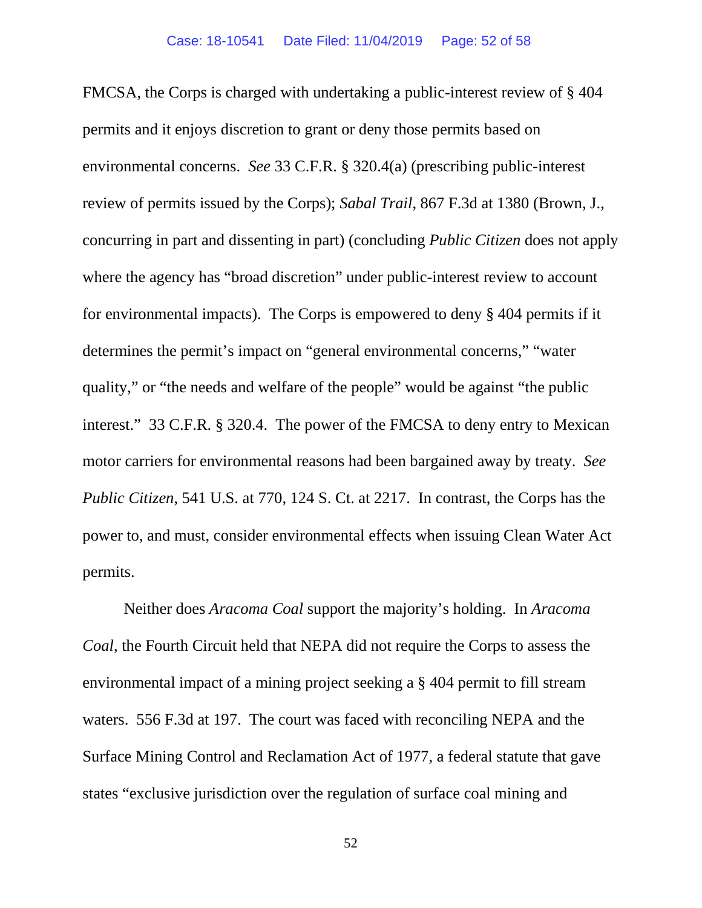FMCSA, the Corps is charged with undertaking a public-interest review of § 404 permits and it enjoys discretion to grant or deny those permits based on environmental concerns. *See* 33 C.F.R. § 320.4(a) (prescribing public-interest review of permits issued by the Corps); *Sabal Trail*, 867 F.3d at 1380 (Brown, J., concurring in part and dissenting in part) (concluding *Public Citizen* does not apply where the agency has "broad discretion" under public-interest review to account for environmental impacts). The Corps is empowered to deny § 404 permits if it determines the permit's impact on "general environmental concerns," "water quality," or "the needs and welfare of the people" would be against "the public interest." 33 C.F.R. § 320.4. The power of the FMCSA to deny entry to Mexican motor carriers for environmental reasons had been bargained away by treaty. *See Public Citizen*, 541 U.S. at 770, 124 S. Ct. at 2217. In contrast, the Corps has the power to, and must, consider environmental effects when issuing Clean Water Act permits.

Neither does *Aracoma Coal* support the majority's holding. In *Aracoma Coal*, the Fourth Circuit held that NEPA did not require the Corps to assess the environmental impact of a mining project seeking a § 404 permit to fill stream waters. 556 F.3d at 197. The court was faced with reconciling NEPA and the Surface Mining Control and Reclamation Act of 1977, a federal statute that gave states "exclusive jurisdiction over the regulation of surface coal mining and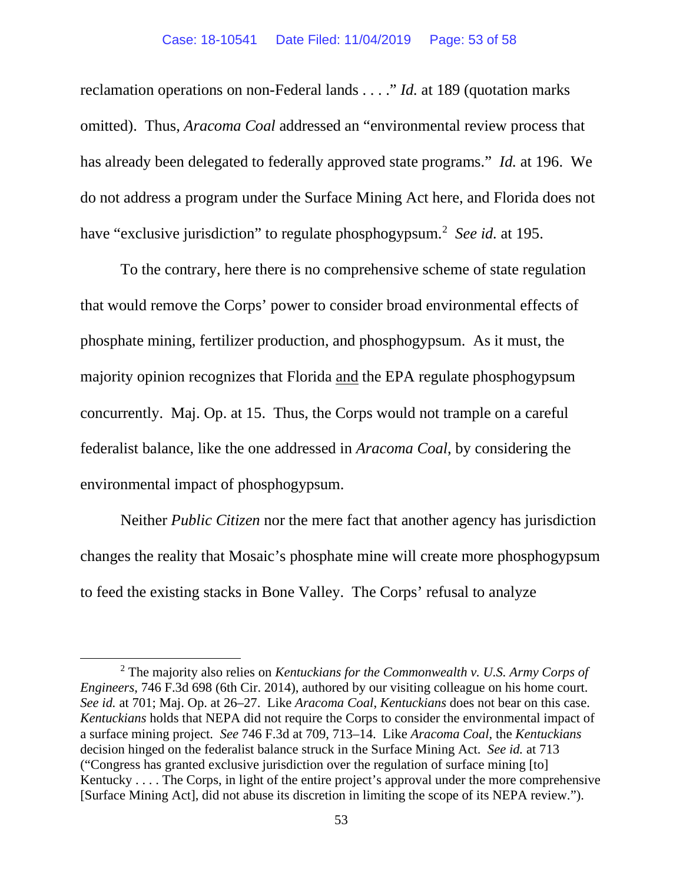reclamation operations on non-Federal lands . . . ." *Id.* at 189 (quotation marks omitted). Thus, *Aracoma Coal* addressed an "environmental review process that has already been delegated to federally approved state programs." *Id.* at 196. We do not address a program under the Surface Mining Act here, and Florida does not have "exclusive jurisdiction" to regulate phosphogypsum.[2] *See id.* at 195.

To the contrary, here there is no comprehensive scheme of state regulation that would remove the Corps' power to consider broad environmental effects of phosphate mining, fertilizer production, and phosphogypsum. As it must, the majority opinion recognizes that Florida <u>and</u> the EPA regulate phosphogypsum concurrently. Maj. Op. at 15. Thus, the Corps would not trample on a careful federalist balance, like the one addressed in *Aracoma Coal*, by considering the environmental impact of phosphogypsum.

Neither *Public Citizen* nor the mere fact that another agency has jurisdiction changes the reality that Mosaic's phosphate mine will create more phosphogypsum to feed the existing stacks in Bone Valley. The Corps' refusal to analyze

---

[2] The majority also relies on *Kentuckians for the Commonwealth v. U.S. Army Corps of Engineers*, 746 F.3d 698 (6th Cir. 2014), authored by our visiting colleague on his home court. *See id.* at 701; Maj. Op. at 26–27. Like *Aracoma Coal*, *Kentuckians* does not bear on this case. *Kentuckians* holds that NEPA did not require the Corps to consider the environmental impact of a surface mining project. *See* 746 F.3d at 709, 713–14. Like *Aracoma Coal*, the *Kentuckians* decision hinged on the federalist balance struck in the Surface Mining Act. *See id.* at 713 ("Congress has granted exclusive jurisdiction over the regulation of surface mining [to] Kentucky . . . . The Corps, in light of the entire project's approval under the more comprehensive [Surface Mining Act], did not abuse its discretion in limiting the scope of its NEPA review.").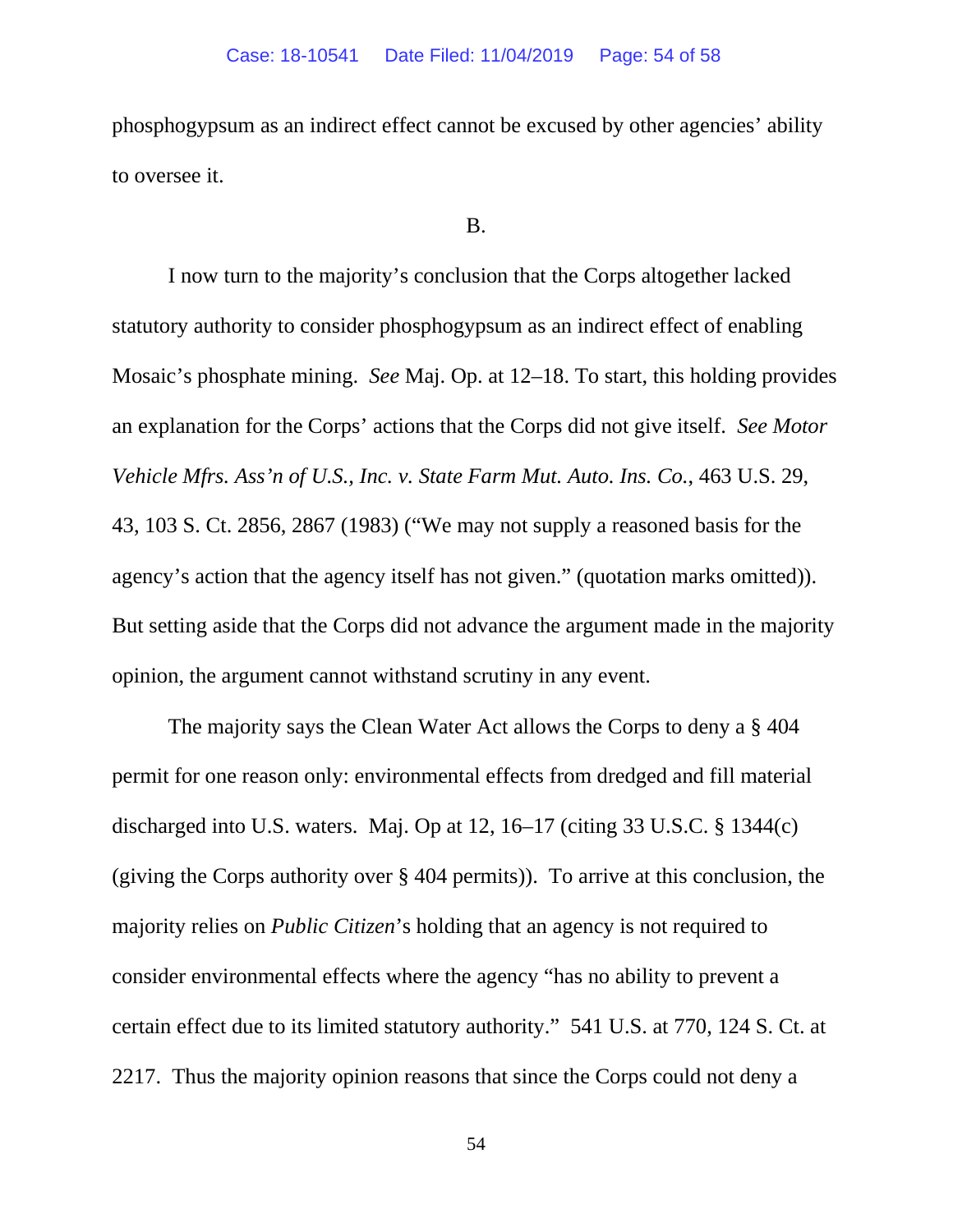phosphogypsum as an indirect effect cannot be excused by other agencies' ability to oversee it.

B.

I now turn to the majority's conclusion that the Corps altogether lacked statutory authority to consider phosphogypsum as an indirect effect of enabling Mosaic's phosphate mining. *See* Maj. Op. at 12–18. To start, this holding provides an explanation for the Corps' actions that the Corps did not give itself. *See Motor Vehicle Mfrs. Ass'n of U.S., Inc. v. State Farm Mut. Auto. Ins. Co.*, 463 U.S. 29, 43, 103 S. Ct. 2856, 2867 (1983) ("We may not supply a reasoned basis for the agency's action that the agency itself has not given." (quotation marks omitted)). But setting aside that the Corps did not advance the argument made in the majority opinion, the argument cannot withstand scrutiny in any event.

The majority says the Clean Water Act allows the Corps to deny a § 404 permit for one reason only: environmental effects from dredged and fill material discharged into U.S. waters. Maj. Op at 12, 16–17 (citing 33 U.S.C. § 1344(c) (giving the Corps authority over § 404 permits)). To arrive at this conclusion, the majority relies on *Public Citizen*'s holding that an agency is not required to consider environmental effects where the agency "has no ability to prevent a certain effect due to its limited statutory authority." 541 U.S. at 770, 124 S. Ct. at 2217. Thus the majority opinion reasons that since the Corps could not deny a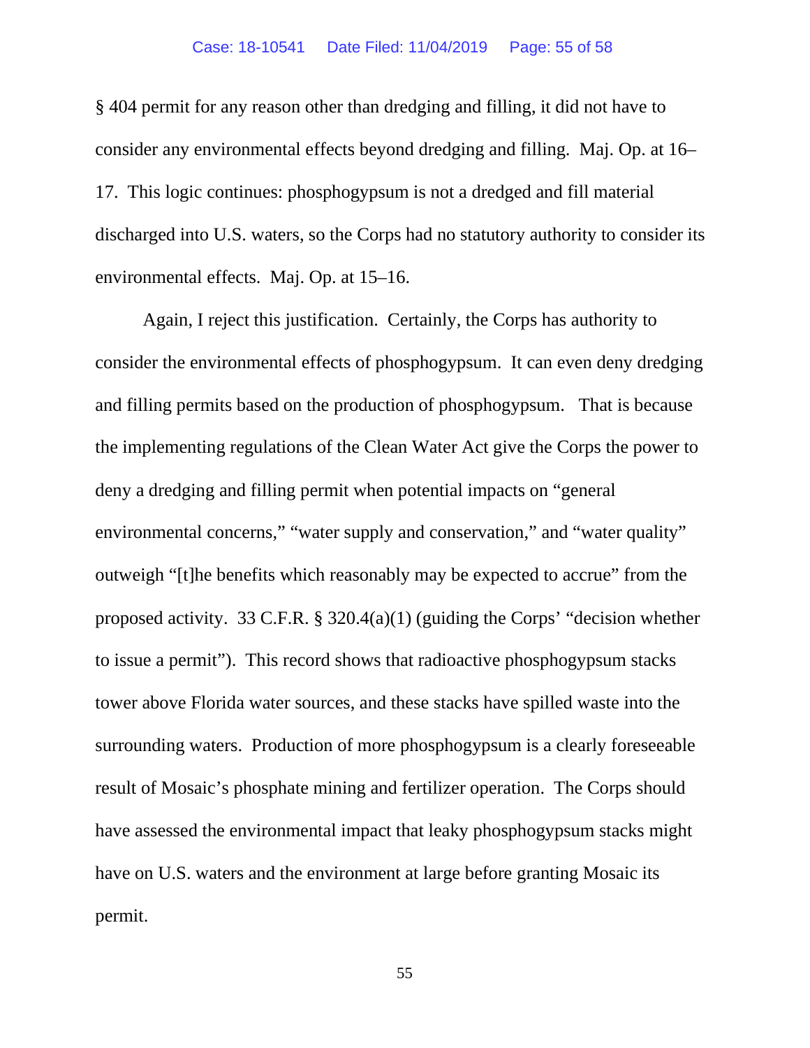§ 404 permit for any reason other than dredging and filling, it did not have to consider any environmental effects beyond dredging and filling. Maj. Op. at 16–17. This logic continues: phosphogypsum is not a dredged and fill material discharged into U.S. waters, so the Corps had no statutory authority to consider its environmental effects. Maj. Op. at 15–16.

Again, I reject this justification. Certainly, the Corps has authority to consider the environmental effects of phosphogypsum. It can even deny dredging and filling permits based on the production of phosphogypsum. That is because the implementing regulations of the Clean Water Act give the Corps the power to deny a dredging and filling permit when potential impacts on "general environmental concerns," "water supply and conservation," and "water quality" outweigh "[t]he benefits which reasonably may be expected to accrue" from the proposed activity. 33 C.F.R. § 320.4(a)(1) (guiding the Corps' "decision whether to issue a permit"). This record shows that radioactive phosphogypsum stacks tower above Florida water sources, and these stacks have spilled waste into the surrounding waters. Production of more phosphogypsum is a clearly foreseeable result of Mosaic's phosphate mining and fertilizer operation. The Corps should have assessed the environmental impact that leaky phosphogypsum stacks might have on U.S. waters and the environment at large before granting Mosaic its permit.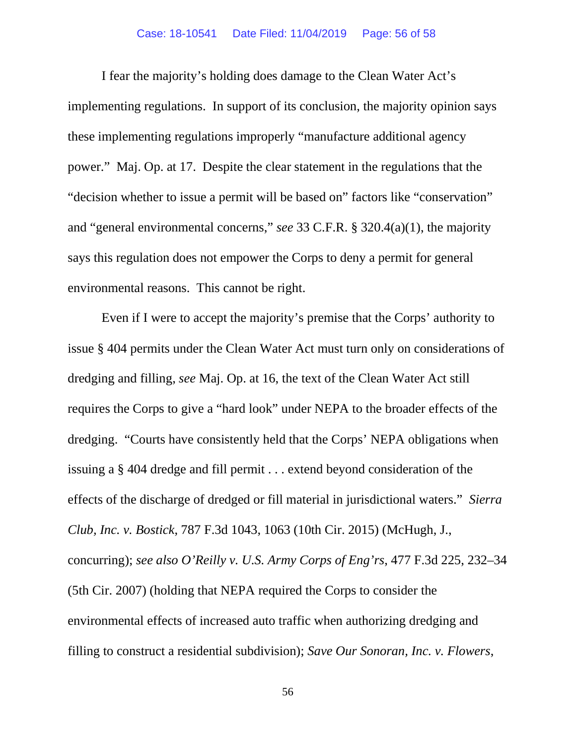I fear the majority's holding does damage to the Clean Water Act's implementing regulations. In support of its conclusion, the majority opinion says these implementing regulations improperly "manufacture additional agency power." Maj. Op. at 17. Despite the clear statement in the regulations that the "decision whether to issue a permit will be based on" factors like "conservation" and "general environmental concerns," *see* 33 C.F.R. § 320.4(a)(1), the majority says this regulation does not empower the Corps to deny a permit for general environmental reasons. This cannot be right.

Even if I were to accept the majority's premise that the Corps' authority to issue § 404 permits under the Clean Water Act must turn only on considerations of dredging and filling, *see* Maj. Op. at 16, the text of the Clean Water Act still requires the Corps to give a "hard look" under NEPA to the broader effects of the dredging. "Courts have consistently held that the Corps' NEPA obligations when issuing a § 404 dredge and fill permit . . . extend beyond consideration of the effects of the discharge of dredged or fill material in jurisdictional waters." *Sierra Club, Inc. v. Bostick*, 787 F.3d 1043, 1063 (10th Cir. 2015) (McHugh, J., concurring); *see also O'Reilly v. U.S. Army Corps of Eng'rs*, 477 F.3d 225, 232–34 (5th Cir. 2007) (holding that NEPA required the Corps to consider the environmental effects of increased auto traffic when authorizing dredging and filling to construct a residential subdivision); *Save Our Sonoran, Inc. v. Flowers*,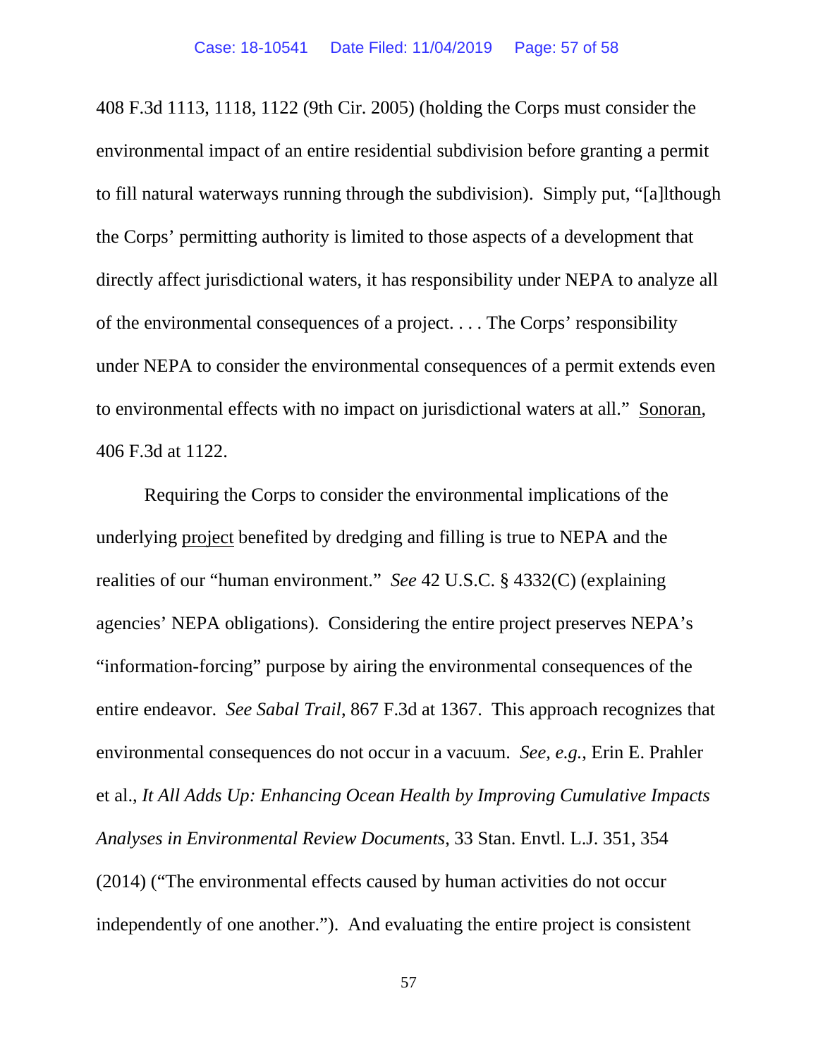408 F.3d 1113, 1118, 1122 (9th Cir. 2005) (holding the Corps must consider the environmental impact of an entire residential subdivision before granting a permit to fill natural waterways running through the subdivision). Simply put, "[a]lthough the Corps' permitting authority is limited to those aspects of a development that directly affect jurisdictional waters, it has responsibility under NEPA to analyze all of the environmental consequences of a project. . . . The Corps' responsibility under NEPA to consider the environmental consequences of a permit extends even to environmental effects with no impact on jurisdictional waters at all." Sonoran, 406 F.3d at 1122.

Requiring the Corps to consider the environmental implications of the underlying project benefited by dredging and filling is true to NEPA and the realities of our "human environment." *See* 42 U.S.C. § 4332(C) (explaining agencies' NEPA obligations). Considering the entire project preserves NEPA's "information-forcing" purpose by airing the environmental consequences of the entire endeavor. *See Sabal Trail*, 867 F.3d at 1367. This approach recognizes that environmental consequences do not occur in a vacuum. *See, e.g.*, Erin E. Prahler et al., *It All Adds Up: Enhancing Ocean Health by Improving Cumulative Impacts Analyses in Environmental Review Documents*, 33 Stan. Envtl. L.J. 351, 354 (2014) ("The environmental effects caused by human activities do not occur independently of one another."). And evaluating the entire project is consistent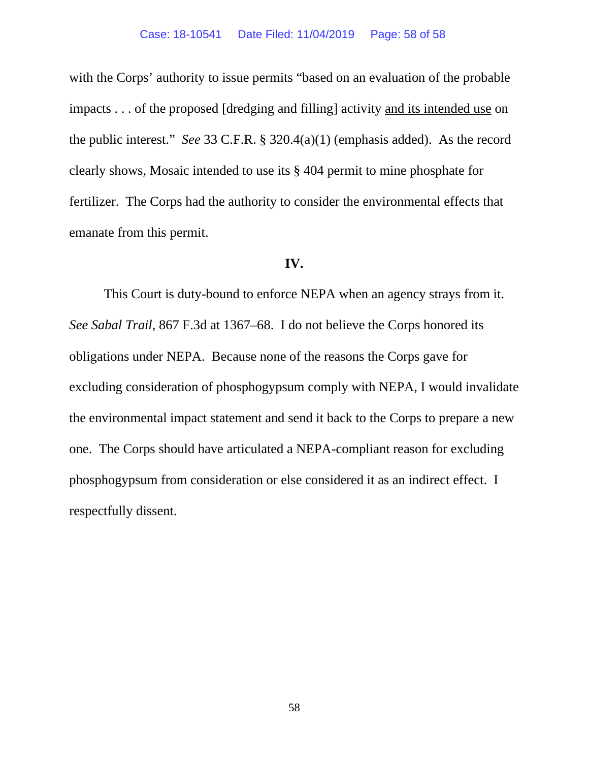with the Corps' authority to issue permits "based on an evaluation of the probable impacts . . . of the proposed [dredging and filling] activity <u>and its intended use</u> on the public interest." *See* 33 C.F.R. § 320.4(a)(1) (emphasis added). As the record clearly shows, Mosaic intended to use its § 404 permit to mine phosphate for fertilizer. The Corps had the authority to consider the environmental effects that emanate from this permit.

**IV.**

This Court is duty-bound to enforce NEPA when an agency strays from it. *See Sabal Trail*, 867 F.3d at 1367–68. I do not believe the Corps honored its obligations under NEPA. Because none of the reasons the Corps gave for excluding consideration of phosphogypsum comply with NEPA, I would invalidate the environmental impact statement and send it back to the Corps to prepare a new one. The Corps should have articulated a NEPA-compliant reason for excluding phosphogypsum from consideration or else considered it as an indirect effect. I respectfully dissent.